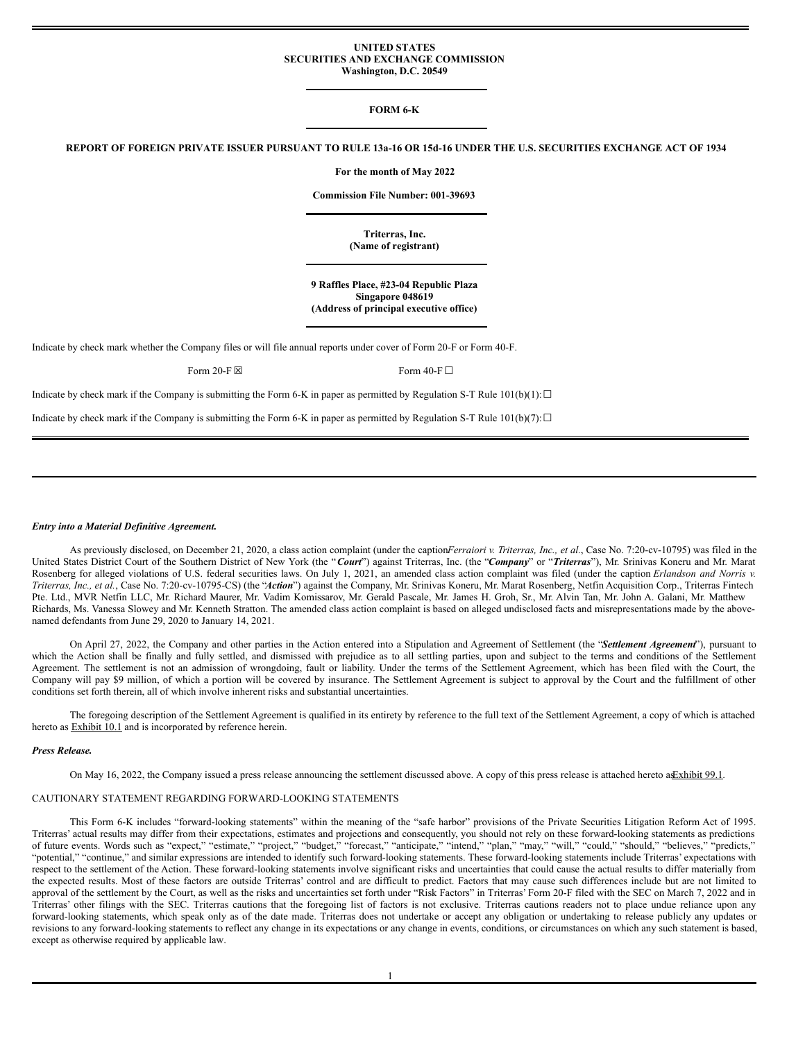UNITED STATES
SECURITIES AND EXCHANGE COMMISSION
Washington, D.C. 20549

**FORM 6-K**

**REPORT OF FOREIGN PRIVATE ISSUER PURSUANT TO RULE 13a-16 OR 15d-16 UNDER THE U.S. SECURITIES EXCHANGE ACT OF 1934**

**For the month of May 2022**

**Commission File Number: 001-39693**

**Triterras, Inc.**
**(Name of registrant)**

**9 Raffles Place, #23-04 Republic Plaza**
**Singapore 048619**
**(Address of principal executive office)**

Indicate by check mark whether the Company files or will file annual reports under cover of Form 20-F or Form 40-F.

Form 20-F ☒ Form 40-F ☐

Indicate by check mark if the Company is submitting the Form 6-K in paper as permitted by Regulation S-T Rule 101(b)(1): ☐

Indicate by check mark if the Company is submitting the Form 6-K in paper as permitted by Regulation S-T Rule 101(b)(7): ☐

***Entry into a Material Definitive Agreement.***

As previously disclosed, on December 21, 2020, a class action complaint (under the caption *Ferraiori v. Triterras, Inc., et al.*, Case No. 7:20-cv-10795) was filed in the United States District Court of the Southern District of New York (the "***Court***") against Triterras, Inc. (the "***Company***" or "***Triterras***"), Mr. Srinivas Koneru and Mr. Marat Rosenberg for alleged violations of U.S. federal securities laws. On July 1, 2021, an amended class action complaint was filed (under the caption *Erlandson and Norris v. Triterras, Inc., et al.*, Case No. 7:20-cv-10795-CS) (the "***Action***") against the Company, Mr. Srinivas Koneru, Mr. Marat Rosenberg, Netfin Acquisition Corp., Triterras Fintech Pte. Ltd., MVR Netfin LLC, Mr. Richard Maurer, Mr. Vadim Komissarov, Mr. Gerald Pascale, Mr. James H. Groh, Sr., Mr. Alvin Tan, Mr. John A. Galani, Mr. Matthew Richards, Ms. Vanessa Slowey and Mr. Kenneth Stratton. The amended class action complaint is based on alleged undisclosed facts and misrepresentations made by the above-named defendants from June 29, 2020 to January 14, 2021.

On April 27, 2022, the Company and other parties in the Action entered into a Stipulation and Agreement of Settlement (the "***Settlement Agreement***"), pursuant to which the Action shall be finally and fully settled, and dismissed with prejudice as to all settling parties, upon and subject to the terms and conditions of the Settlement Agreement. The settlement is not an admission of wrongdoing, fault or liability. Under the terms of the Settlement Agreement, which has been filed with the Court, the Company will pay $9 million, of which a portion will be covered by insurance. The Settlement Agreement is subject to approval by the Court and the fulfillment of other conditions set forth therein, all of which involve inherent risks and substantial uncertainties.

The foregoing description of the Settlement Agreement is qualified in its entirety by reference to the full text of the Settlement Agreement, a copy of which is attached hereto as Exhibit 10.1 and is incorporated by reference herein.

***Press Release.***

On May 16, 2022, the Company issued a press release announcing the settlement discussed above. A copy of this press release is attached hereto as Exhibit 99.1.

CAUTIONARY STATEMENT REGARDING FORWARD-LOOKING STATEMENTS

This Form 6-K includes "forward-looking statements" within the meaning of the "safe harbor" provisions of the Private Securities Litigation Reform Act of 1995. Triterras' actual results may differ from their expectations, estimates and projections and consequently, you should not rely on these forward-looking statements as predictions of future events. Words such as "expect," "estimate," "project," "budget," "forecast," "anticipate," "intend," "plan," "may," "will," "could," "should," "believes," "predicts," "potential," "continue," and similar expressions are intended to identify such forward-looking statements. These forward-looking statements include Triterras' expectations with respect to the settlement of the Action. These forward-looking statements involve significant risks and uncertainties that could cause the actual results to differ materially from the expected results. Most of these factors are outside Triterras' control and are difficult to predict. Factors that may cause such differences include but are not limited to approval of the settlement by the Court, as well as the risks and uncertainties set forth under "Risk Factors" in Triterras' Form 20-F filed with the SEC on March 7, 2022 and in Triterras' other filings with the SEC. Triterras cautions that the foregoing list of factors is not exclusive. Triterras cautions readers not to place undue reliance upon any forward-looking statements, which speak only as of the date made. Triterras does not undertake or accept any obligation or undertaking to release publicly any updates or revisions to any forward-looking statements to reflect any change in its expectations or any change in events, conditions, or circumstances on which any such statement is based, except as otherwise required by applicable law.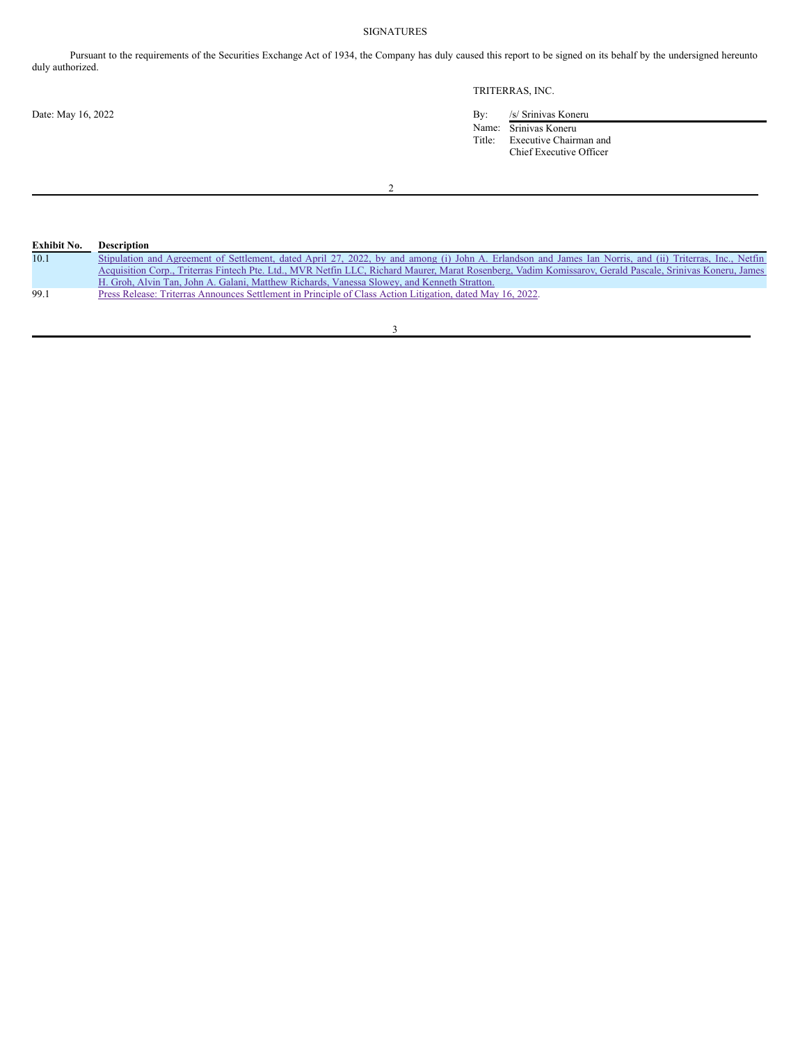## SIGNATURES

Pursuant to the requirements of the Securities Exchange Act of 1934, the Company has duly caused this report to be signed on its behalf by the undersigned hereunto duly authorized.

TRITERRAS, INC.

Date: May 16, 2022

By: /s/ Srinivas Koneru
Name: Srinivas Koneru
Title: Executive Chairman and Chief Executive Officer

| Exhibit No. | Description |
| --- | --- |
| 10.1 | Stipulation and Agreement of Settlement, dated April 27, 2022, by and among (i) John A. Erlandson and James Ian Norris, and (ii) Triterras, Inc., Netfin Acquisition Corp., Triterras Fintech Pte. Ltd., MVR Netfin LLC, Richard Maurer, Marat Rosenberg, Vadim Komissarov, Gerald Pascale, Srinivas Koneru, James H. Groh, Alvin Tan, John A. Galani, Matthew Richards, Vanessa Slowey, and Kenneth Stratton. |
| 99.1 | Press Release: Triterras Announces Settlement in Principle of Class Action Litigation, dated May 16, 2022. |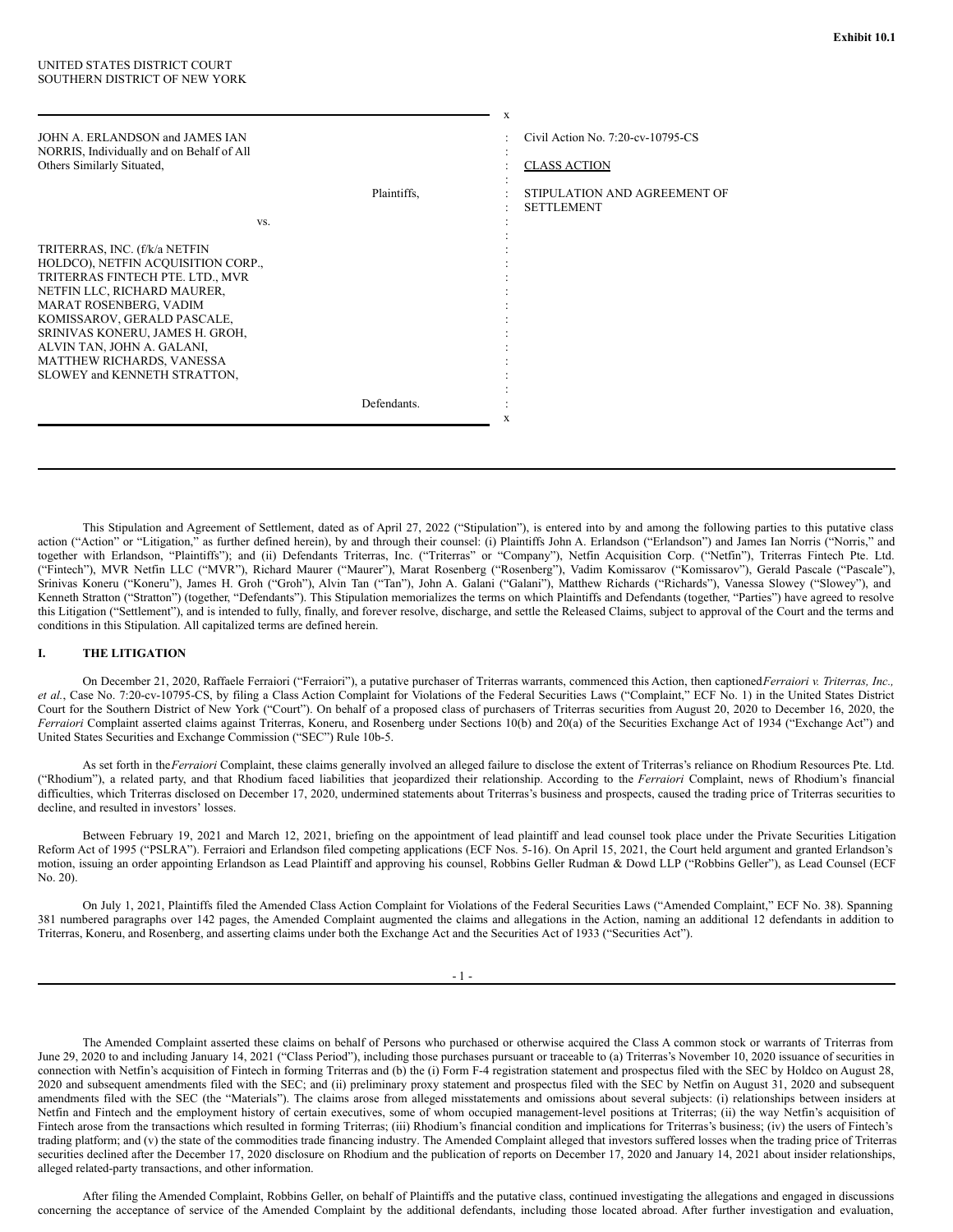**Exhibit 10.1**

UNITED STATES DISTRICT COURT
SOUTHERN DISTRICT OF NEW YORK

| | |
|---|---|
| JOHN A. ERLANDSON and JAMES IAN NORRIS, Individually and on Behalf of All Others Similarly Situated, | Civil Action No. 7:20-cv-10795-CS |
| Plaintiffs, | CLASS ACTION |
| vs. | STIPULATION AND AGREEMENT OF SETTLEMENT |
| TRITERRAS, INC. (f/k/a NETFIN HOLDCO), NETFIN ACQUISITION CORP., TRITERRAS FINTECH PTE. LTD., MVR NETFIN LLC, RICHARD MAURER, MARAT ROSENBERG, VADIM KOMISSAROV, GERALD PASCALE, SRINIVAS KONERU, JAMES H. GROH, ALVIN TAN, JOHN A. GALANI, MATTHEW RICHARDS, VANESSA SLOWEY and KENNETH STRATTON, | |
| Defendants. | |

This Stipulation and Agreement of Settlement, dated as of April 27, 2022 ("Stipulation"), is entered into by and among the following parties to this putative class action ("Action" or "Litigation," as further defined herein), by and through their counsel: (i) Plaintiffs John A. Erlandson ("Erlandson") and James Ian Norris ("Norris," and together with Erlandson, "Plaintiffs"); and (ii) Defendants Triterras, Inc. ("Triterras" or "Company"), Netfin Acquisition Corp. ("Netfin"), Triterras Fintech Pte. Ltd. ("Fintech"), MVR Netfin LLC ("MVR"), Richard Maurer ("Maurer"), Marat Rosenberg ("Rosenberg"), Vadim Komissarov ("Komissarov"), Gerald Pascale ("Pascale"), Srinivas Koneru ("Koneru"), James H. Groh ("Groh"), Alvin Tan ("Tan"), John A. Galani ("Galani"), Matthew Richards ("Richards"), Vanessa Slowey ("Slowey"), and Kenneth Stratton ("Stratton") (together, "Defendants"). This Stipulation memorializes the terms on which Plaintiffs and Defendants (together, "Parties") have agreed to resolve this Litigation ("Settlement"), and is intended to fully, finally, and forever resolve, discharge, and settle the Released Claims, subject to approval of the Court and the terms and conditions in this Stipulation. All capitalized terms are defined herein.

## I. THE LITIGATION

On December 21, 2020, Raffaele Ferraiori ("Ferraiori"), a putative purchaser of Triterras warrants, commenced this Action, then captioned *Ferraiori v. Triterras, Inc., et al.*, Case No. 7:20-cv-10795-CS, by filing a Class Action Complaint for Violations of the Federal Securities Laws ("Complaint," ECF No. 1) in the United States District Court for the Southern District of New York ("Court"). On behalf of a proposed class of purchasers of Triterras securities from August 20, 2020 to December 16, 2020, the *Ferraiori* Complaint asserted claims against Triterras, Koneru, and Rosenberg under Sections 10(b) and 20(a) of the Securities Exchange Act of 1934 ("Exchange Act") and United States Securities and Exchange Commission ("SEC") Rule 10b-5.

As set forth in the *Ferraiori* Complaint, these claims generally involved an alleged failure to disclose the extent of Triterras's reliance on Rhodium Resources Pte. Ltd. ("Rhodium"), a related party, and that Rhodium faced liabilities that jeopardized their relationship. According to the *Ferraiori* Complaint, news of Rhodium's financial difficulties, which Triterras disclosed on December 17, 2020, undermined statements about Triterras's business and prospects, caused the trading price of Triterras securities to decline, and resulted in investors' losses.

Between February 19, 2021 and March 12, 2021, briefing on the appointment of lead plaintiff and lead counsel took place under the Private Securities Litigation Reform Act of 1995 ("PSLRA"). Ferraiori and Erlandson filed competing applications (ECF Nos. 5-16). On April 15, 2021, the Court held argument and granted Erlandson's motion, issuing an order appointing Erlandson as Lead Plaintiff and approving his counsel, Robbins Geller Rudman & Dowd LLP ("Robbins Geller"), as Lead Counsel (ECF No. 20).

On July 1, 2021, Plaintiffs filed the Amended Class Action Complaint for Violations of the Federal Securities Laws ("Amended Complaint," ECF No. 38). Spanning 381 numbered paragraphs over 142 pages, the Amended Complaint augmented the claims and allegations in the Action, naming an additional 12 defendants in addition to Triterras, Koneru, and Rosenberg, and asserting claims under both the Exchange Act and the Securities Act of 1933 ("Securities Act").

The Amended Complaint asserted these claims on behalf of Persons who purchased or otherwise acquired the Class A common stock or warrants of Triterras from June 29, 2020 to and including January 14, 2021 ("Class Period"), including those purchases pursuant or traceable to (a) Triterras's November 10, 2020 issuance of securities in connection with Netfin's acquisition of Fintech in forming Triterras and (b) the (i) Form F-4 registration statement and prospectus filed with the SEC by Holdco on August 28, 2020 and subsequent amendments filed with the SEC; and (ii) preliminary proxy statement and prospectus filed with the SEC by Netfin on August 31, 2020 and subsequent amendments filed with the SEC (the "Materials"). The claims arose from alleged misstatements and omissions about several subjects: (i) relationships between insiders at Netfin and Fintech and the employment history of certain executives, some of whom occupied management-level positions at Triterras; (ii) the way Netfin's acquisition of Fintech arose from the transactions which resulted in forming Triterras; (iii) Rhodium's financial condition and implications for Triterras's business; (iv) the users of Fintech's trading platform; and (v) the state of the commodities trade financing industry. The Amended Complaint alleged that investors suffered losses when the trading price of Triterras securities declined after the December 17, 2020 disclosure on Rhodium and the publication of reports on December 17, 2020 and January 14, 2021 about insider relationships, alleged related-party transactions, and other information.

After filing the Amended Complaint, Robbins Geller, on behalf of Plaintiffs and the putative class, continued investigating the allegations and engaged in discussions concerning the acceptance of service of the Amended Complaint by the additional defendants, including those located abroad. After further investigation and evaluation,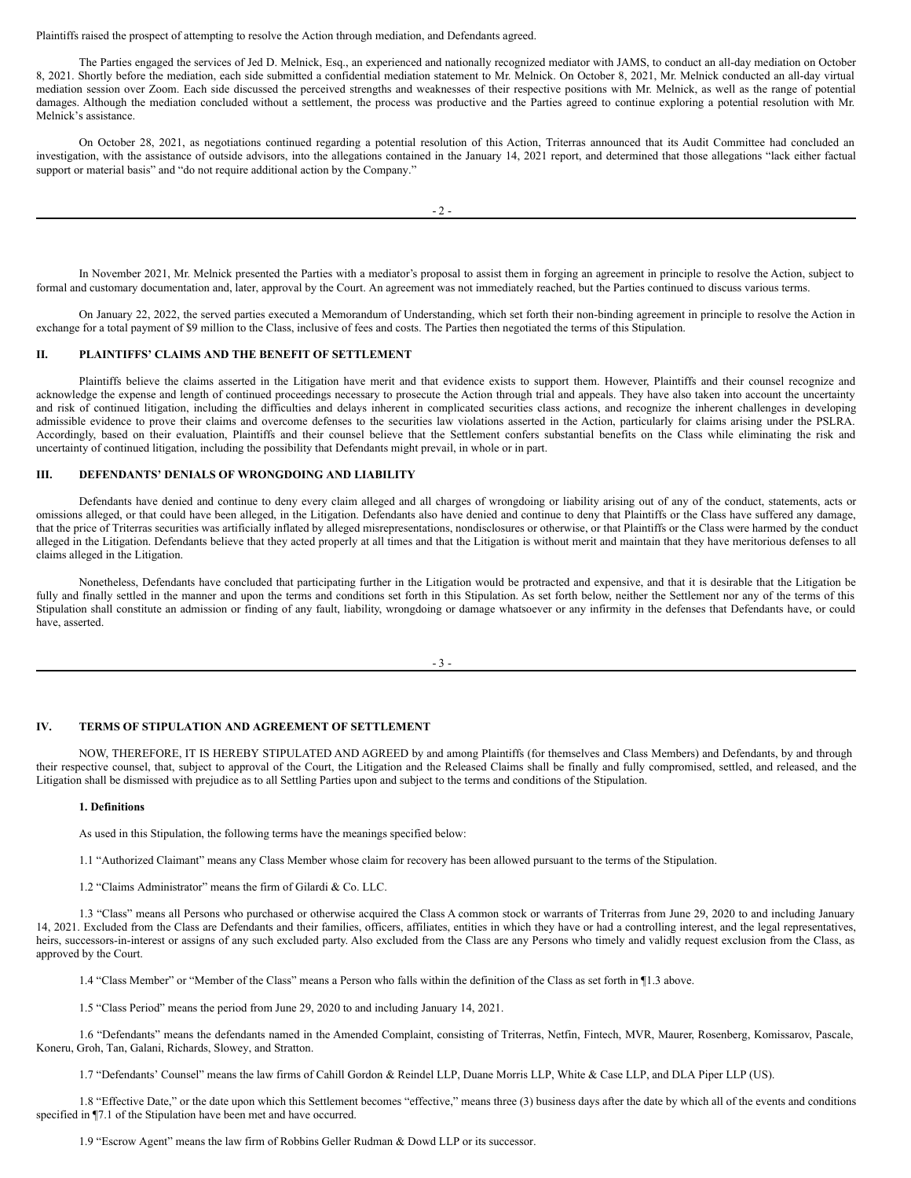Plaintiffs raised the prospect of attempting to resolve the Action through mediation, and Defendants agreed.

The Parties engaged the services of Jed D. Melnick, Esq., an experienced and nationally recognized mediator with JAMS, to conduct an all-day mediation on October 8, 2021. Shortly before the mediation, each side submitted a confidential mediation statement to Mr. Melnick. On October 8, 2021, Mr. Melnick conducted an all-day virtual mediation session over Zoom. Each side discussed the perceived strengths and weaknesses of their respective positions with Mr. Melnick, as well as the range of potential damages. Although the mediation concluded without a settlement, the process was productive and the Parties agreed to continue exploring a potential resolution with Mr. Melnick's assistance.

On October 28, 2021, as negotiations continued regarding a potential resolution of this Action, Triterras announced that its Audit Committee had concluded an investigation, with the assistance of outside advisors, into the allegations contained in the January 14, 2021 report, and determined that those allegations "lack either factual support or material basis" and "do not require additional action by the Company."

In November 2021, Mr. Melnick presented the Parties with a mediator's proposal to assist them in forging an agreement in principle to resolve the Action, subject to formal and customary documentation and, later, approval by the Court. An agreement was not immediately reached, but the Parties continued to discuss various terms.

On January 22, 2022, the served parties executed a Memorandum of Understanding, which set forth their non-binding agreement in principle to resolve the Action in exchange for a total payment of $9 million to the Class, inclusive of fees and costs. The Parties then negotiated the terms of this Stipulation.

## II. PLAINTIFFS' CLAIMS AND THE BENEFIT OF SETTLEMENT

Plaintiffs believe the claims asserted in the Litigation have merit and that evidence exists to support them. However, Plaintiffs and their counsel recognize and acknowledge the expense and length of continued proceedings necessary to prosecute the Action through trial and appeals. They have also taken into account the uncertainty and risk of continued litigation, including the difficulties and delays inherent in complicated securities class actions, and recognize the inherent challenges in developing admissible evidence to prove their claims and overcome defenses to the securities law violations asserted in the Action, particularly for claims arising under the PSLRA. Accordingly, based on their evaluation, Plaintiffs and their counsel believe that the Settlement confers substantial benefits on the Class while eliminating the risk and uncertainty of continued litigation, including the possibility that Defendants might prevail, in whole or in part.

## III. DEFENDANTS' DENIALS OF WRONGDOING AND LIABILITY

Defendants have denied and continue to deny every claim alleged and all charges of wrongdoing or liability arising out of any of the conduct, statements, acts or omissions alleged, or that could have been alleged, in the Litigation. Defendants also have denied and continue to deny that Plaintiffs or the Class have suffered any damage, that the price of Triterras securities was artificially inflated by alleged misrepresentations, nondisclosures or otherwise, or that Plaintiffs or the Class were harmed by the conduct alleged in the Litigation. Defendants believe that they acted properly at all times and that the Litigation is without merit and maintain that they have meritorious defenses to all claims alleged in the Litigation.

Nonetheless, Defendants have concluded that participating further in the Litigation would be protracted and expensive, and that it is desirable that the Litigation be fully and finally settled in the manner and upon the terms and conditions set forth in this Stipulation. As set forth below, neither the Settlement nor any of the terms of this Stipulation shall constitute an admission or finding of any fault, liability, wrongdoing or damage whatsoever or any infirmity in the defenses that Defendants have, or could have, asserted.

## IV. TERMS OF STIPULATION AND AGREEMENT OF SETTLEMENT

NOW, THEREFORE, IT IS HEREBY STIPULATED AND AGREED by and among Plaintiffs (for themselves and Class Members) and Defendants, by and through their respective counsel, that, subject to approval of the Court, the Litigation and the Released Claims shall be finally and fully compromised, settled, and released, and the Litigation shall be dismissed with prejudice as to all Settling Parties upon and subject to the terms and conditions of the Stipulation.

### 1. Definitions

As used in this Stipulation, the following terms have the meanings specified below:

1.1 "Authorized Claimant" means any Class Member whose claim for recovery has been allowed pursuant to the terms of the Stipulation.

1.2 "Claims Administrator" means the firm of Gilardi & Co. LLC.

1.3 "Class" means all Persons who purchased or otherwise acquired the Class A common stock or warrants of Triterras from June 29, 2020 to and including January 14, 2021. Excluded from the Class are Defendants and their families, officers, affiliates, entities in which they have or had a controlling interest, and the legal representatives, heirs, successors-in-interest or assigns of any such excluded party. Also excluded from the Class are any Persons who timely and validly request exclusion from the Class, as approved by the Court.

1.4 "Class Member" or "Member of the Class" means a Person who falls within the definition of the Class as set forth in ¶1.3 above.

1.5 "Class Period" means the period from June 29, 2020 to and including January 14, 2021.

1.6 "Defendants" means the defendants named in the Amended Complaint, consisting of Triterras, Netfin, Fintech, MVR, Maurer, Rosenberg, Komissarov, Pascale, Koneru, Groh, Tan, Galani, Richards, Slowey, and Stratton.

1.7 "Defendants' Counsel" means the law firms of Cahill Gordon & Reindel LLP, Duane Morris LLP, White & Case LLP, and DLA Piper LLP (US).

1.8 "Effective Date," or the date upon which this Settlement becomes "effective," means three (3) business days after the date by which all of the events and conditions specified in ¶7.1 of the Stipulation have been met and have occurred.

1.9 "Escrow Agent" means the law firm of Robbins Geller Rudman & Dowd LLP or its successor.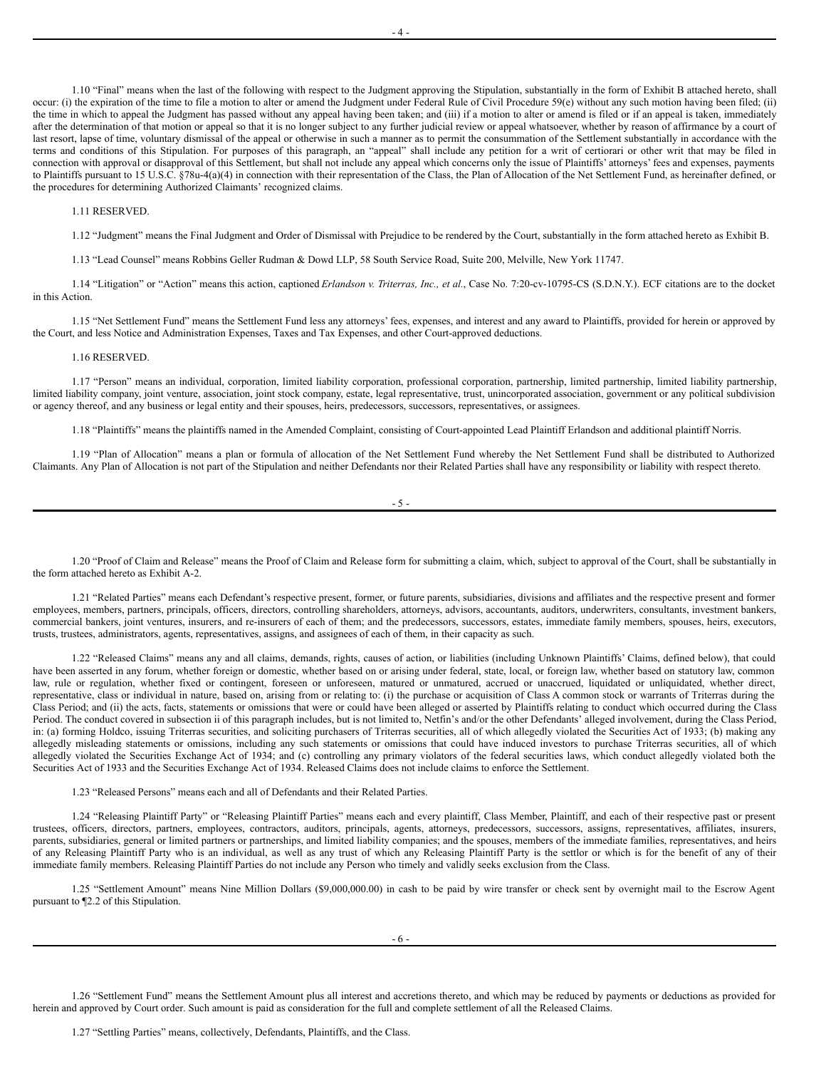1.10 "Final" means when the last of the following with respect to the Judgment approving the Stipulation, substantially in the form of Exhibit B attached hereto, shall occur: (i) the expiration of the time to file a motion to alter or amend the Judgment under Federal Rule of Civil Procedure 59(e) without any such motion having been filed; (ii) the time in which to appeal the Judgment has passed without any appeal having been taken; and (iii) if a motion to alter or amend is filed or if an appeal is taken, immediately after the determination of that motion or appeal so that it is no longer subject to any further judicial review or appeal whatsoever, whether by reason of affirmance by a court of last resort, lapse of time, voluntary dismissal of the appeal or otherwise in such a manner as to permit the consummation of the Settlement substantially in accordance with the terms and conditions of this Stipulation. For purposes of this paragraph, an "appeal" shall include any petition for a writ of certiorari or other writ that may be filed in connection with approval or disapproval of this Settlement, but shall not include any appeal which concerns only the issue of Plaintiffs' attorneys' fees and expenses, payments to Plaintiffs pursuant to 15 U.S.C. §78u-4(a)(4) in connection with their representation of the Class, the Plan of Allocation of the Net Settlement Fund, as hereinafter defined, or the procedures for determining Authorized Claimants' recognized claims.

1.11 RESERVED.

1.12 "Judgment" means the Final Judgment and Order of Dismissal with Prejudice to be rendered by the Court, substantially in the form attached hereto as Exhibit B.

1.13 "Lead Counsel" means Robbins Geller Rudman & Dowd LLP, 58 South Service Road, Suite 200, Melville, New York 11747.

1.14 "Litigation" or "Action" means this action, captioned *Erlandson v. Triterras, Inc., et al.*, Case No. 7:20-cv-10795-CS (S.D.N.Y.). ECF citations are to the docket in this Action.

1.15 "Net Settlement Fund" means the Settlement Fund less any attorneys' fees, expenses, and interest and any award to Plaintiffs, provided for herein or approved by the Court, and less Notice and Administration Expenses, Taxes and Tax Expenses, and other Court-approved deductions.

1.16 RESERVED.

1.17 "Person" means an individual, corporation, limited liability corporation, professional corporation, partnership, limited partnership, limited liability partnership, limited liability company, joint venture, association, joint stock company, estate, legal representative, trust, unincorporated association, government or any political subdivision or agency thereof, and any business or legal entity and their spouses, heirs, predecessors, successors, representatives, or assignees.

1.18 "Plaintiffs" means the plaintiffs named in the Amended Complaint, consisting of Court-appointed Lead Plaintiff Erlandson and additional plaintiff Norris.

1.19 "Plan of Allocation" means a plan or formula of allocation of the Net Settlement Fund whereby the Net Settlement Fund shall be distributed to Authorized Claimants. Any Plan of Allocation is not part of the Stipulation and neither Defendants nor their Related Parties shall have any responsibility or liability with respect thereto.

1.20 "Proof of Claim and Release" means the Proof of Claim and Release form for submitting a claim, which, subject to approval of the Court, shall be substantially in the form attached hereto as Exhibit A-2.

1.21 "Related Parties" means each Defendant's respective present, former, or future parents, subsidiaries, divisions and affiliates and the respective present and former employees, members, partners, principals, officers, directors, controlling shareholders, attorneys, advisors, accountants, auditors, underwriters, consultants, investment bankers, commercial bankers, joint ventures, insurers, and re-insurers of each of them; and the predecessors, successors, estates, immediate family members, spouses, heirs, executors, trusts, trustees, administrators, agents, representatives, assigns, and assignees of each of them, in their capacity as such.

1.22 "Released Claims" means any and all claims, demands, rights, causes of action, or liabilities (including Unknown Plaintiffs' Claims, defined below), that could have been asserted in any forum, whether foreign or domestic, whether based on or arising under federal, state, local, or foreign law, whether based on statutory law, common law, rule or regulation, whether fixed or contingent, foreseen or unforeseen, matured or unmatured, accrued or unaccrued, liquidated or unliquidated, whether direct, representative, class or individual in nature, based on, arising from or relating to: (i) the purchase or acquisition of Class A common stock or warrants of Triterras during the Class Period; and (ii) the acts, facts, statements or omissions that were or could have been alleged or asserted by Plaintiffs relating to conduct which occurred during the Class Period. The conduct covered in subsection ii of this paragraph includes, but is not limited to, Netfin's and/or the other Defendants' alleged involvement, during the Class Period, in: (a) forming Holdco, issuing Triterras securities, and soliciting purchasers of Triterras securities, all of which allegedly violated the Securities Act of 1933; (b) making any allegedly misleading statements or omissions, including any such statements or omissions that could have induced investors to purchase Triterras securities, all of which allegedly violated the Securities Exchange Act of 1934; and (c) controlling any primary violators of the federal securities laws, which conduct allegedly violated both the Securities Act of 1933 and the Securities Exchange Act of 1934. Released Claims does not include claims to enforce the Settlement.

1.23 "Released Persons" means each and all of Defendants and their Related Parties.

1.24 "Releasing Plaintiff Party" or "Releasing Plaintiff Parties" means each and every plaintiff, Class Member, Plaintiff, and each of their respective past or present trustees, officers, directors, partners, employees, contractors, auditors, principals, agents, attorneys, predecessors, successors, assigns, representatives, affiliates, insurers, parents, subsidiaries, general or limited partners or partnerships, and limited liability companies; and the spouses, members of the immediate families, representatives, and heirs of any Releasing Plaintiff Party who is an individual, as well as any trust of which any Releasing Plaintiff Party is the settlor or which is for the benefit of any of their immediate family members. Releasing Plaintiff Parties do not include any Person who timely and validly seeks exclusion from the Class.

1.25 "Settlement Amount" means Nine Million Dollars ($9,000,000.00) in cash to be paid by wire transfer or check sent by overnight mail to the Escrow Agent pursuant to ¶2.2 of this Stipulation.

1.26 "Settlement Fund" means the Settlement Amount plus all interest and accretions thereto, and which may be reduced by payments or deductions as provided for herein and approved by Court order. Such amount is paid as consideration for the full and complete settlement of all the Released Claims.

1.27 "Settling Parties" means, collectively, Defendants, Plaintiffs, and the Class.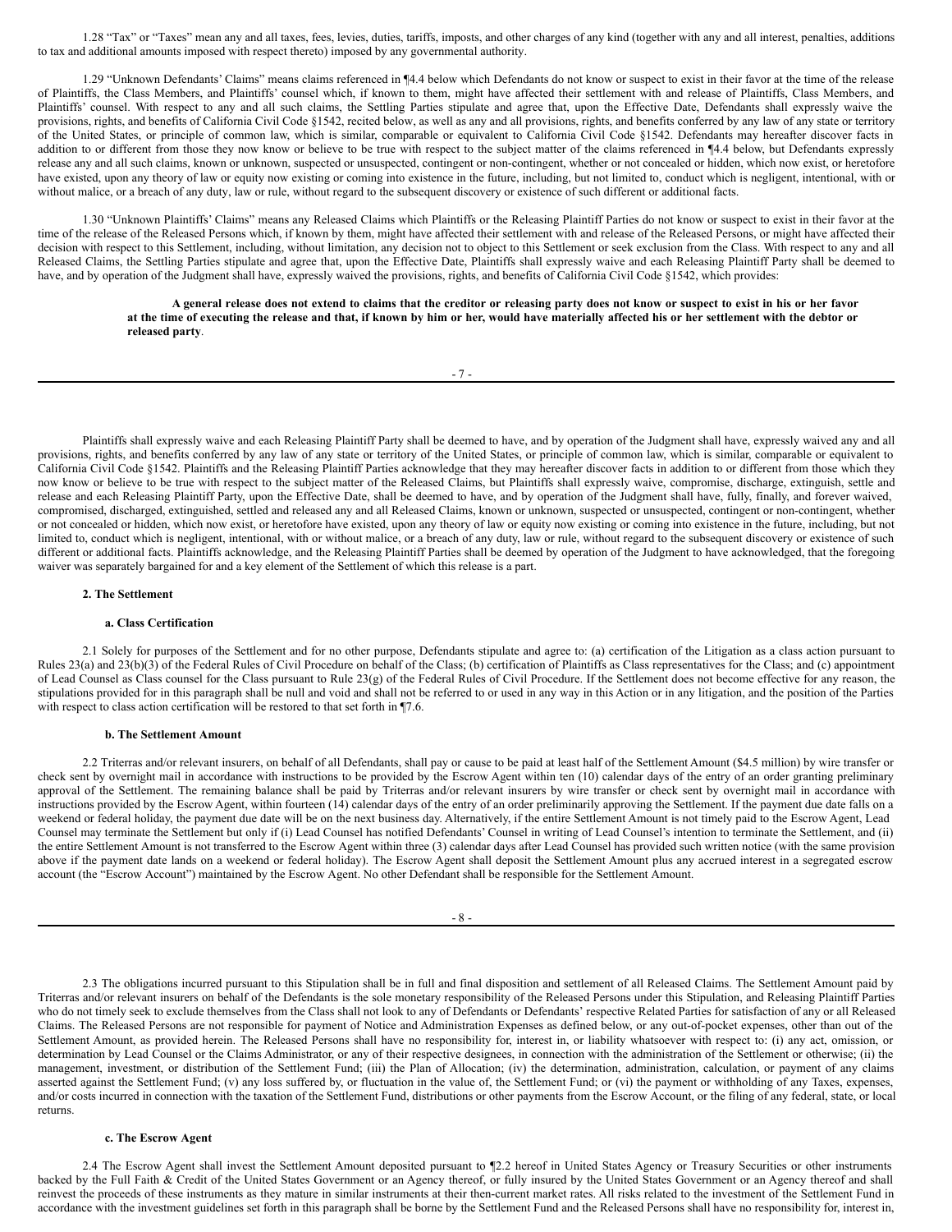1.28 "Tax" or "Taxes" mean any and all taxes, fees, levies, duties, tariffs, imposts, and other charges of any kind (together with any and all interest, penalties, additions to tax and additional amounts imposed with respect thereto) imposed by any governmental authority.

1.29 "Unknown Defendants' Claims" means claims referenced in ¶4.4 below which Defendants do not know or suspect to exist in their favor at the time of the release of Plaintiffs, the Class Members, and Plaintiffs' counsel which, if known to them, might have affected their settlement with and release of Plaintiffs, Class Members, and Plaintiffs' counsel. With respect to any and all such claims, the Settling Parties stipulate and agree that, upon the Effective Date, Defendants shall expressly waive the provisions, rights, and benefits of California Civil Code §1542, recited below, as well as any and all provisions, rights, and benefits conferred by any law of any state or territory of the United States, or principle of common law, which is similar, comparable or equivalent to California Civil Code §1542. Defendants may hereafter discover facts in addition to or different from those they now know or believe to be true with respect to the subject matter of the claims referenced in ¶4.4 below, but Defendants expressly release any and all such claims, known or unknown, suspected or unsuspected, contingent or non-contingent, whether or not concealed or hidden, which now exist, or heretofore have existed, upon any theory of law or equity now existing or coming into existence in the future, including, but not limited to, conduct which is negligent, intentional, with or without malice, or a breach of any duty, law or rule, without regard to the subsequent discovery or existence of such different or additional facts.

1.30 "Unknown Plaintiffs' Claims" means any Released Claims which Plaintiffs or the Releasing Plaintiff Parties do not know or suspect to exist in their favor at the time of the release of the Released Persons which, if known by them, might have affected their settlement with and release of the Released Persons, or might have affected their decision with respect to this Settlement, including, without limitation, any decision not to object to this Settlement or seek exclusion from the Class. With respect to any and all Released Claims, the Settling Parties stipulate and agree that, upon the Effective Date, Plaintiffs shall expressly waive and each Releasing Plaintiff Party shall be deemed to have, and by operation of the Judgment shall have, expressly waived the provisions, rights, and benefits of California Civil Code §1542, which provides:

> **A general release does not extend to claims that the creditor or releasing party does not know or suspect to exist in his or her favor at the time of executing the release and that, if known by him or her, would have materially affected his or her settlement with the debtor or released party**.

Plaintiffs shall expressly waive and each Releasing Plaintiff Party shall be deemed to have, and by operation of the Judgment shall have, expressly waived any and all provisions, rights, and benefits conferred by any law of any state or territory of the United States, or principle of common law, which is similar, comparable or equivalent to California Civil Code §1542. Plaintiffs and the Releasing Plaintiff Parties acknowledge that they may hereafter discover facts in addition to or different from those which they now know or believe to be true with respect to the subject matter of the Released Claims, but Plaintiffs shall expressly waive, compromise, discharge, extinguish, settle and release and each Releasing Plaintiff Party, upon the Effective Date, shall be deemed to have, and by operation of the Judgment shall have, fully, finally, and forever waived, compromised, discharged, extinguished, settled and released any and all Released Claims, known or unknown, suspected or unsuspected, contingent or non-contingent, whether or not concealed or hidden, which now exist, or heretofore have existed, upon any theory of law or equity now existing or coming into existence in the future, including, but not limited to, conduct which is negligent, intentional, with or without malice, or a breach of any duty, law or rule, without regard to the subsequent discovery or existence of such different or additional facts. Plaintiffs acknowledge, and the Releasing Plaintiff Parties shall be deemed by operation of the Judgment to have acknowledged, that the foregoing waiver was separately bargained for and a key element of the Settlement of which this release is a part.

## 2. The Settlement

### a. Class Certification

2.1 Solely for purposes of the Settlement and for no other purpose, Defendants stipulate and agree to: (a) certification of the Litigation as a class action pursuant to Rules 23(a) and 23(b)(3) of the Federal Rules of Civil Procedure on behalf of the Class; (b) certification of Plaintiffs as Class representatives for the Class; and (c) appointment of Lead Counsel as Class counsel for the Class pursuant to Rule 23(g) of the Federal Rules of Civil Procedure. If the Settlement does not become effective for any reason, the stipulations provided for in this paragraph shall be null and void and shall not be referred to or used in any way in this Action or in any litigation, and the position of the Parties with respect to class action certification will be restored to that set forth in ¶7.6.

### b. The Settlement Amount

2.2 Triterras and/or relevant insurers, on behalf of all Defendants, shall pay or cause to be paid at least half of the Settlement Amount ($4.5 million) by wire transfer or check sent by overnight mail in accordance with instructions to be provided by the Escrow Agent within ten (10) calendar days of the entry of an order granting preliminary approval of the Settlement. The remaining balance shall be paid by Triterras and/or relevant insurers by wire transfer or check sent by overnight mail in accordance with instructions provided by the Escrow Agent, within fourteen (14) calendar days of the entry of an order preliminarily approving the Settlement. If the payment due date falls on a weekend or federal holiday, the payment due date will be on the next business day. Alternatively, if the entire Settlement Amount is not timely paid to the Escrow Agent, Lead Counsel may terminate the Settlement but only if (i) Lead Counsel has notified Defendants' Counsel in writing of Lead Counsel's intention to terminate the Settlement, and (ii) the entire Settlement Amount is not transferred to the Escrow Agent within three (3) calendar days after Lead Counsel has provided such written notice (with the same provision above if the payment date lands on a weekend or federal holiday). The Escrow Agent shall deposit the Settlement Amount plus any accrued interest in a segregated escrow account (the "Escrow Account") maintained by the Escrow Agent. No other Defendant shall be responsible for the Settlement Amount.

2.3 The obligations incurred pursuant to this Stipulation shall be in full and final disposition and settlement of all Released Claims. The Settlement Amount paid by Triterras and/or relevant insurers on behalf of the Defendants is the sole monetary responsibility of the Released Persons under this Stipulation, and Releasing Plaintiff Parties who do not timely seek to exclude themselves from the Class shall not look to any of Defendants or Defendants' respective Related Parties for satisfaction of any or all Released Claims. The Released Persons are not responsible for payment of Notice and Administration Expenses as defined below, or any out-of-pocket expenses, other than out of the Settlement Amount, as provided herein. The Released Persons shall have no responsibility for, interest in, or liability whatsoever with respect to: (i) any act, omission, or determination by Lead Counsel or the Claims Administrator, or any of their respective designees, in connection with the administration of the Settlement or otherwise; (ii) the management, investment, or distribution of the Settlement Fund; (iii) the Plan of Allocation; (iv) the determination, administration, calculation, or payment of any claims asserted against the Settlement Fund; (v) any loss suffered by, or fluctuation in the value of, the Settlement Fund; or (vi) the payment or withholding of any Taxes, expenses, and/or costs incurred in connection with the taxation of the Settlement Fund, distributions or other payments from the Escrow Account, or the filing of any federal, state, or local returns.

### c. The Escrow Agent

2.4 The Escrow Agent shall invest the Settlement Amount deposited pursuant to ¶2.2 hereof in United States Agency or Treasury Securities or other instruments backed by the Full Faith & Credit of the United States Government or an Agency thereof, or fully insured by the United States Government or an Agency thereof and shall reinvest the proceeds of these instruments as they mature in similar instruments at their then-current market rates. All risks related to the investment of the Settlement Fund in accordance with the investment guidelines set forth in this paragraph shall be borne by the Settlement Fund and the Released Persons shall have no responsibility for, interest in,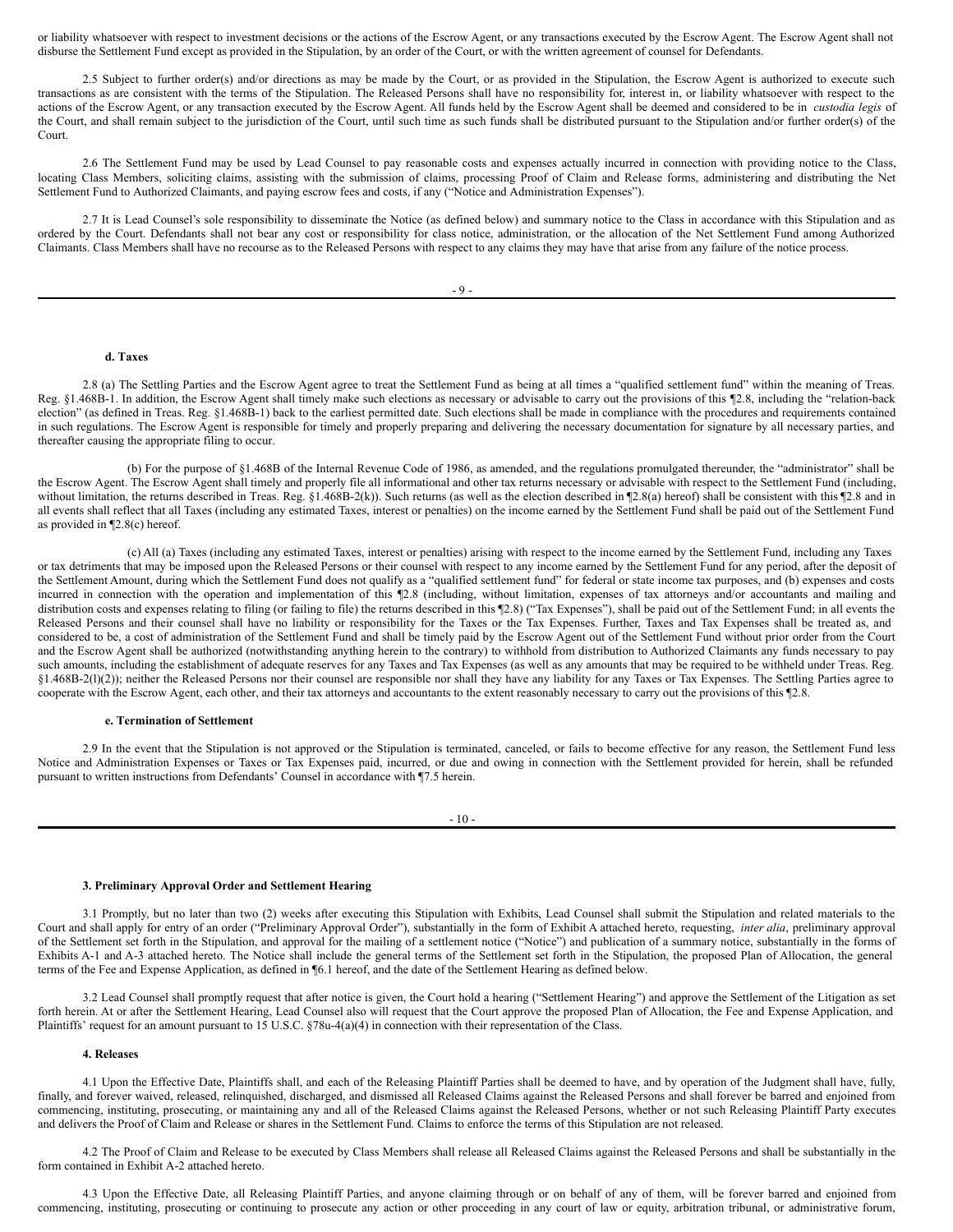or liability whatsoever with respect to investment decisions or the actions of the Escrow Agent, or any transactions executed by the Escrow Agent. The Escrow Agent shall not disburse the Settlement Fund except as provided in the Stipulation, by an order of the Court, or with the written agreement of counsel for Defendants.

2.5 Subject to further order(s) and/or directions as may be made by the Court, or as provided in the Stipulation, the Escrow Agent is authorized to execute such transactions as are consistent with the terms of the Stipulation. The Released Persons shall have no responsibility for, interest in, or liability whatsoever with respect to the actions of the Escrow Agent, or any transaction executed by the Escrow Agent. All funds held by the Escrow Agent shall be deemed and considered to be in *custodia legis* of the Court, and shall remain subject to the jurisdiction of the Court, until such time as such funds shall be distributed pursuant to the Stipulation and/or further order(s) of the Court.

2.6 The Settlement Fund may be used by Lead Counsel to pay reasonable costs and expenses actually incurred in connection with providing notice to the Class, locating Class Members, soliciting claims, assisting with the submission of claims, processing Proof of Claim and Release forms, administering and distributing the Net Settlement Fund to Authorized Claimants, and paying escrow fees and costs, if any ("Notice and Administration Expenses").

2.7 It is Lead Counsel's sole responsibility to disseminate the Notice (as defined below) and summary notice to the Class in accordance with this Stipulation and as ordered by the Court. Defendants shall not bear any cost or responsibility for class notice, administration, or the allocation of the Net Settlement Fund among Authorized Claimants. Class Members shall have no recourse as to the Released Persons with respect to any claims they may have that arise from any failure of the notice process.

**d. Taxes**

2.8 (a) The Settling Parties and the Escrow Agent agree to treat the Settlement Fund as being at all times a "qualified settlement fund" within the meaning of Treas. Reg. §1.468B-1. In addition, the Escrow Agent shall timely make such elections as necessary or advisable to carry out the provisions of this ¶2.8, including the "relation-back election" (as defined in Treas. Reg. §1.468B-1) back to the earliest permitted date. Such elections shall be made in compliance with the procedures and requirements contained in such regulations. The Escrow Agent is responsible for timely and properly preparing and delivering the necessary documentation for signature by all necessary parties, and thereafter causing the appropriate filing to occur.

(b) For the purpose of §1.468B of the Internal Revenue Code of 1986, as amended, and the regulations promulgated thereunder, the "administrator" shall be the Escrow Agent. The Escrow Agent shall timely and properly file all informational and other tax returns necessary or advisable with respect to the Settlement Fund (including, without limitation, the returns described in Treas. Reg. §1.468B-2(k)). Such returns (as well as the election described in ¶2.8(a) hereof) shall be consistent with this ¶2.8 and in all events shall reflect that all Taxes (including any estimated Taxes, interest or penalties) on the income earned by the Settlement Fund shall be paid out of the Settlement Fund as provided in ¶2.8(c) hereof.

(c) All (a) Taxes (including any estimated Taxes, interest or penalties) arising with respect to the income earned by the Settlement Fund, including any Taxes or tax detriments that may be imposed upon the Released Persons or their counsel with respect to any income earned by the Settlement Fund for any period, after the deposit of the Settlement Amount, during which the Settlement Fund does not qualify as a "qualified settlement fund" for federal or state income tax purposes, and (b) expenses and costs incurred in connection with the operation and implementation of this ¶2.8 (including, without limitation, expenses of tax attorneys and/or accountants and mailing and distribution costs and expenses relating to filing (or failing to file) the returns described in this ¶2.8) ("Tax Expenses"), shall be paid out of the Settlement Fund; in all events the Released Persons and their counsel shall have no liability or responsibility for the Taxes or the Tax Expenses. Further, Taxes and Tax Expenses shall be treated as, and considered to be, a cost of administration of the Settlement Fund and shall be timely paid by the Escrow Agent out of the Settlement Fund without prior order from the Court and the Escrow Agent shall be authorized (notwithstanding anything herein to the contrary) to withhold from distribution to Authorized Claimants any funds necessary to pay such amounts, including the establishment of adequate reserves for any Taxes and Tax Expenses (as well as any amounts that may be required to be withheld under Treas. Reg. §1.468B-2(l)(2)); neither the Released Persons nor their counsel are responsible nor shall they have any liability for any Taxes or Tax Expenses. The Settling Parties agree to cooperate with the Escrow Agent, each other, and their tax attorneys and accountants to the extent reasonably necessary to carry out the provisions of this ¶2.8.

**e. Termination of Settlement**

2.9 In the event that the Stipulation is not approved or the Stipulation is terminated, canceled, or fails to become effective for any reason, the Settlement Fund less Notice and Administration Expenses or Taxes or Tax Expenses paid, incurred, or due and owing in connection with the Settlement provided for herein, shall be refunded pursuant to written instructions from Defendants' Counsel in accordance with ¶7.5 herein.

**3. Preliminary Approval Order and Settlement Hearing**

3.1 Promptly, but no later than two (2) weeks after executing this Stipulation with Exhibits, Lead Counsel shall submit the Stipulation and related materials to the Court and shall apply for entry of an order ("Preliminary Approval Order"), substantially in the form of Exhibit A attached hereto, requesting, *inter alia*, preliminary approval of the Settlement set forth in the Stipulation, and approval for the mailing of a settlement notice ("Notice") and publication of a summary notice, substantially in the forms of Exhibits A-1 and A-3 attached hereto. The Notice shall include the general terms of the Settlement set forth in the Stipulation, the proposed Plan of Allocation, the general terms of the Fee and Expense Application, as defined in ¶6.1 hereof, and the date of the Settlement Hearing as defined below.

3.2 Lead Counsel shall promptly request that after notice is given, the Court hold a hearing ("Settlement Hearing") and approve the Settlement of the Litigation as set forth herein. At or after the Settlement Hearing, Lead Counsel also will request that the Court approve the proposed Plan of Allocation, the Fee and Expense Application, and Plaintiffs' request for an amount pursuant to 15 U.S.C. §78u-4(a)(4) in connection with their representation of the Class.

**4. Releases**

4.1 Upon the Effective Date, Plaintiffs shall, and each of the Releasing Plaintiff Parties shall be deemed to have, and by operation of the Judgment shall have, fully, finally, and forever waived, released, relinquished, discharged, and dismissed all Released Claims against the Released Persons and shall forever be barred and enjoined from commencing, instituting, prosecuting, or maintaining any and all of the Released Claims against the Released Persons, whether or not such Releasing Plaintiff Party executes and delivers the Proof of Claim and Release or shares in the Settlement Fund. Claims to enforce the terms of this Stipulation are not released.

4.2 The Proof of Claim and Release to be executed by Class Members shall release all Released Claims against the Released Persons and shall be substantially in the form contained in Exhibit A-2 attached hereto.

4.3 Upon the Effective Date, all Releasing Plaintiff Parties, and anyone claiming through or on behalf of any of them, will be forever barred and enjoined from commencing, instituting, prosecuting or continuing to prosecute any action or other proceeding in any court of law or equity, arbitration tribunal, or administrative forum,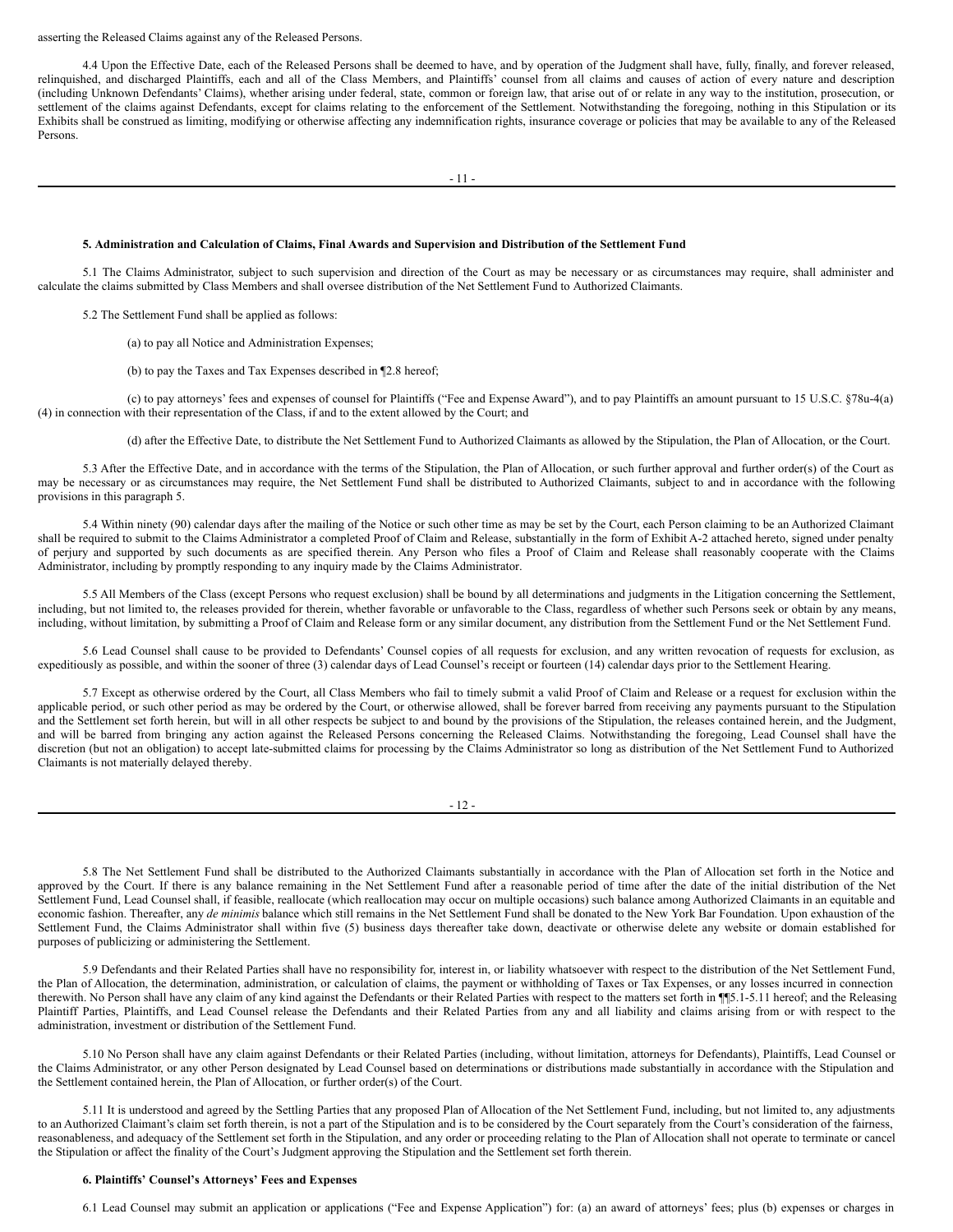asserting the Released Claims against any of the Released Persons.

4.4 Upon the Effective Date, each of the Released Persons shall be deemed to have, and by operation of the Judgment shall have, fully, finally, and forever released, relinquished, and discharged Plaintiffs, each and all of the Class Members, and Plaintiffs' counsel from all claims and causes of action of every nature and description (including Unknown Defendants' Claims), whether arising under federal, state, common or foreign law, that arise out of or relate in any way to the institution, prosecution, or settlement of the claims against Defendants, except for claims relating to the enforcement of the Settlement. Notwithstanding the foregoing, nothing in this Stipulation or its Exhibits shall be construed as limiting, modifying or otherwise affecting any indemnification rights, insurance coverage or policies that may be available to any of the Released Persons.

**5. Administration and Calculation of Claims, Final Awards and Supervision and Distribution of the Settlement Fund**

5.1 The Claims Administrator, subject to such supervision and direction of the Court as may be necessary or as circumstances may require, shall administer and calculate the claims submitted by Class Members and shall oversee distribution of the Net Settlement Fund to Authorized Claimants.

5.2 The Settlement Fund shall be applied as follows:

(a) to pay all Notice and Administration Expenses;

(b) to pay the Taxes and Tax Expenses described in ¶2.8 hereof;

(c) to pay attorneys' fees and expenses of counsel for Plaintiffs ("Fee and Expense Award"), and to pay Plaintiffs an amount pursuant to 15 U.S.C. §78u-4(a)(4) in connection with their representation of the Class, if and to the extent allowed by the Court; and

(d) after the Effective Date, to distribute the Net Settlement Fund to Authorized Claimants as allowed by the Stipulation, the Plan of Allocation, or the Court.

5.3 After the Effective Date, and in accordance with the terms of the Stipulation, the Plan of Allocation, or such further approval and further order(s) of the Court as may be necessary or as circumstances may require, the Net Settlement Fund shall be distributed to Authorized Claimants, subject to and in accordance with the following provisions in this paragraph 5.

5.4 Within ninety (90) calendar days after the mailing of the Notice or such other time as may be set by the Court, each Person claiming to be an Authorized Claimant shall be required to submit to the Claims Administrator a completed Proof of Claim and Release, substantially in the form of Exhibit A-2 attached hereto, signed under penalty of perjury and supported by such documents as are specified therein. Any Person who files a Proof of Claim and Release shall reasonably cooperate with the Claims Administrator, including by promptly responding to any inquiry made by the Claims Administrator.

5.5 All Members of the Class (except Persons who request exclusion) shall be bound by all determinations and judgments in the Litigation concerning the Settlement, including, but not limited to, the releases provided for therein, whether favorable or unfavorable to the Class, regardless of whether such Persons seek or obtain by any means, including, without limitation, by submitting a Proof of Claim and Release form or any similar document, any distribution from the Settlement Fund or the Net Settlement Fund.

5.6 Lead Counsel shall cause to be provided to Defendants' Counsel copies of all requests for exclusion, and any written revocation of requests for exclusion, as expeditiously as possible, and within the sooner of three (3) calendar days of Lead Counsel's receipt or fourteen (14) calendar days prior to the Settlement Hearing.

5.7 Except as otherwise ordered by the Court, all Class Members who fail to timely submit a valid Proof of Claim and Release or a request for exclusion within the applicable period, or such other period as may be ordered by the Court, or otherwise allowed, shall be forever barred from receiving any payments pursuant to the Stipulation and the Settlement set forth herein, but will in all other respects be subject to and bound by the provisions of the Stipulation, the releases contained herein, and the Judgment, and will be barred from bringing any action against the Released Persons concerning the Released Claims. Notwithstanding the foregoing, Lead Counsel shall have the discretion (but not an obligation) to accept late-submitted claims for processing by the Claims Administrator so long as distribution of the Net Settlement Fund to Authorized Claimants is not materially delayed thereby.

5.8 The Net Settlement Fund shall be distributed to the Authorized Claimants substantially in accordance with the Plan of Allocation set forth in the Notice and approved by the Court. If there is any balance remaining in the Net Settlement Fund after a reasonable period of time after the date of the initial distribution of the Net Settlement Fund, Lead Counsel shall, if feasible, reallocate (which reallocation may occur on multiple occasions) such balance among Authorized Claimants in an equitable and economic fashion. Thereafter, any *de minimis* balance which still remains in the Net Settlement Fund shall be donated to the New York Bar Foundation. Upon exhaustion of the Settlement Fund, the Claims Administrator shall within five (5) business days thereafter take down, deactivate or otherwise delete any website or domain established for purposes of publicizing or administering the Settlement.

5.9 Defendants and their Related Parties shall have no responsibility for, interest in, or liability whatsoever with respect to the distribution of the Net Settlement Fund, the Plan of Allocation, the determination, administration, or calculation of claims, the payment or withholding of Taxes or Tax Expenses, or any losses incurred in connection therewith. No Person shall have any claim of any kind against the Defendants or their Related Parties with respect to the matters set forth in ¶¶5.1-5.11 hereof; and the Releasing Plaintiff Parties, Plaintiffs, and Lead Counsel release the Defendants and their Related Parties from any and all liability and claims arising from or with respect to the administration, investment or distribution of the Settlement Fund.

5.10 No Person shall have any claim against Defendants or their Related Parties (including, without limitation, attorneys for Defendants), Plaintiffs, Lead Counsel or the Claims Administrator, or any other Person designated by Lead Counsel based on determinations or distributions made substantially in accordance with the Stipulation and the Settlement contained herein, the Plan of Allocation, or further order(s) of the Court.

5.11 It is understood and agreed by the Settling Parties that any proposed Plan of Allocation of the Net Settlement Fund, including, but not limited to, any adjustments to an Authorized Claimant's claim set forth therein, is not a part of the Stipulation and is to be considered by the Court separately from the Court's consideration of the fairness, reasonableness, and adequacy of the Settlement set forth in the Stipulation, and any order or proceeding relating to the Plan of Allocation shall not operate to terminate or cancel the Stipulation or affect the finality of the Court's Judgment approving the Stipulation and the Settlement set forth therein.

**6. Plaintiffs' Counsel's Attorneys' Fees and Expenses**

6.1 Lead Counsel may submit an application or applications ("Fee and Expense Application") for: (a) an award of attorneys' fees; plus (b) expenses or charges in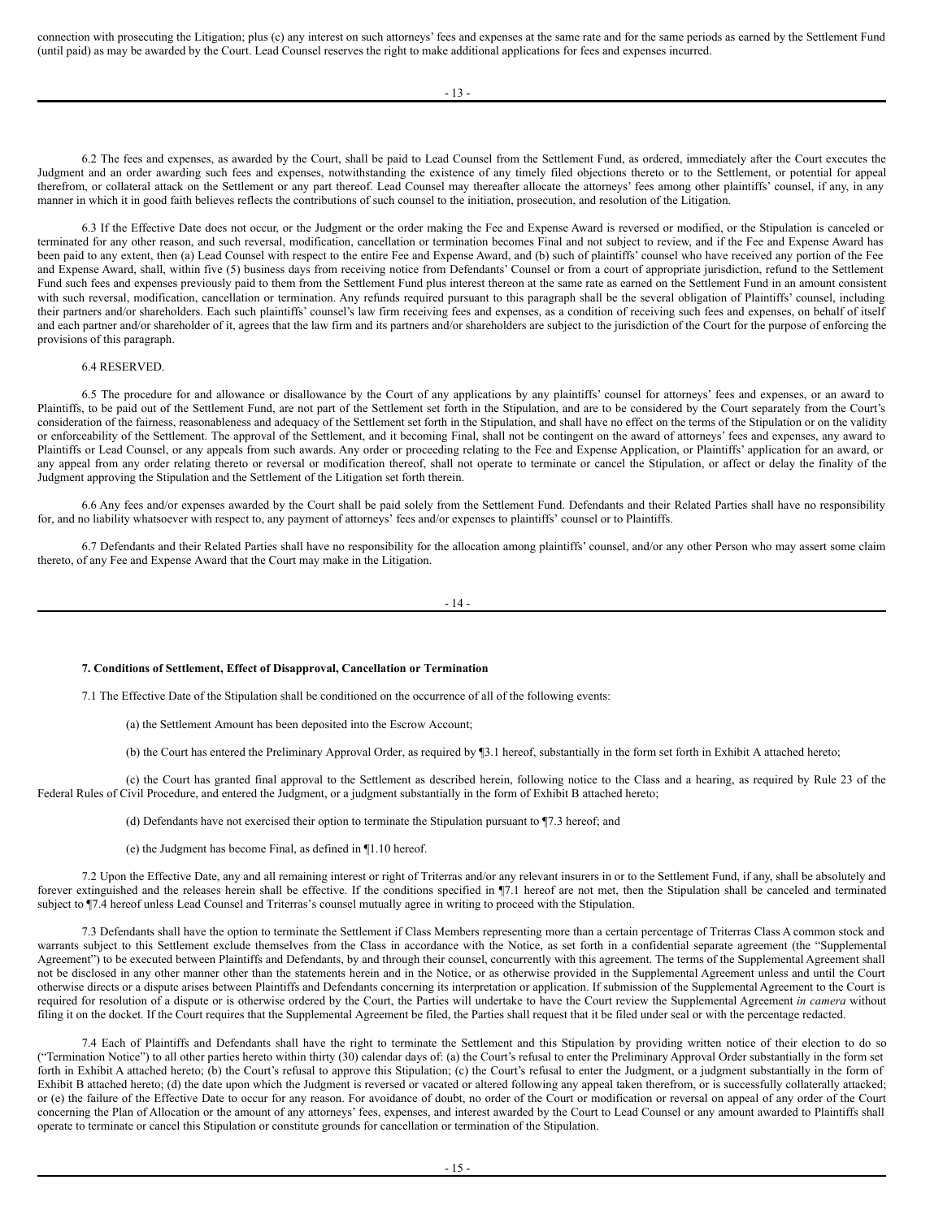connection with prosecuting the Litigation; plus (c) any interest on such attorneys' fees and expenses at the same rate and for the same periods as earned by the Settlement Fund (until paid) as may be awarded by the Court. Lead Counsel reserves the right to make additional applications for fees and expenses incurred.

6.2 The fees and expenses, as awarded by the Court, shall be paid to Lead Counsel from the Settlement Fund, as ordered, immediately after the Court executes the Judgment and an order awarding such fees and expenses, notwithstanding the existence of any timely filed objections thereto or to the Settlement, or potential for appeal therefrom, or collateral attack on the Settlement or any part thereof. Lead Counsel may thereafter allocate the attorneys' fees among other plaintiffs' counsel, if any, in any manner in which it in good faith believes reflects the contributions of such counsel to the initiation, prosecution, and resolution of the Litigation.

6.3 If the Effective Date does not occur, or the Judgment or the order making the Fee and Expense Award is reversed or modified, or the Stipulation is canceled or terminated for any other reason, and such reversal, modification, cancellation or termination becomes Final and not subject to review, and if the Fee and Expense Award has been paid to any extent, then (a) Lead Counsel with respect to the entire Fee and Expense Award, and (b) such of plaintiffs' counsel who have received any portion of the Fee and Expense Award, shall, within five (5) business days from receiving notice from Defendants' Counsel or from a court of appropriate jurisdiction, refund to the Settlement Fund such fees and expenses previously paid to them from the Settlement Fund plus interest thereon at the same rate as earned on the Settlement Fund in an amount consistent with such reversal, modification, cancellation or termination. Any refunds required pursuant to this paragraph shall be the several obligation of Plaintiffs' counsel, including their partners and/or shareholders. Each such plaintiffs' counsel's law firm receiving fees and expenses, as a condition of receiving such fees and expenses, on behalf of itself and each partner and/or shareholder of it, agrees that the law firm and its partners and/or shareholders are subject to the jurisdiction of the Court for the purpose of enforcing the provisions of this paragraph.

6.4 RESERVED.

6.5 The procedure for and allowance or disallowance by the Court of any applications by any plaintiffs' counsel for attorneys' fees and expenses, or an award to Plaintiffs, to be paid out of the Settlement Fund, are not part of the Settlement set forth in the Stipulation, and are to be considered by the Court separately from the Court's consideration of the fairness, reasonableness and adequacy of the Settlement set forth in the Stipulation, and shall have no effect on the terms of the Stipulation or on the validity or enforceability of the Settlement. The approval of the Settlement, and it becoming Final, shall not be contingent on the award of attorneys' fees and expenses, any award to Plaintiffs or Lead Counsel, or any appeals from such awards. Any order or proceeding relating to the Fee and Expense Application, or Plaintiffs' application for an award, or any appeal from any order relating thereto or reversal or modification thereof, shall not operate to terminate or cancel the Stipulation, or affect or delay the finality of the Judgment approving the Stipulation and the Settlement of the Litigation set forth therein.

6.6 Any fees and/or expenses awarded by the Court shall be paid solely from the Settlement Fund. Defendants and their Related Parties shall have no responsibility for, and no liability whatsoever with respect to, any payment of attorneys' fees and/or expenses to plaintiffs' counsel or to Plaintiffs.

6.7 Defendants and their Related Parties shall have no responsibility for the allocation among plaintiffs' counsel, and/or any other Person who may assert some claim thereto, of any Fee and Expense Award that the Court may make in the Litigation.

**7. Conditions of Settlement, Effect of Disapproval, Cancellation or Termination**

7.1 The Effective Date of the Stipulation shall be conditioned on the occurrence of all of the following events:

(a) the Settlement Amount has been deposited into the Escrow Account;

(b) the Court has entered the Preliminary Approval Order, as required by ¶3.1 hereof, substantially in the form set forth in Exhibit A attached hereto;

(c) the Court has granted final approval to the Settlement as described herein, following notice to the Class and a hearing, as required by Rule 23 of the Federal Rules of Civil Procedure, and entered the Judgment, or a judgment substantially in the form of Exhibit B attached hereto;

(d) Defendants have not exercised their option to terminate the Stipulation pursuant to ¶7.3 hereof; and

(e) the Judgment has become Final, as defined in ¶1.10 hereof.

7.2 Upon the Effective Date, any and all remaining interest or right of Triterras and/or any relevant insurers in or to the Settlement Fund, if any, shall be absolutely and forever extinguished and the releases herein shall be effective. If the conditions specified in ¶7.1 hereof are not met, then the Stipulation shall be canceled and terminated subject to ¶7.4 hereof unless Lead Counsel and Triterras's counsel mutually agree in writing to proceed with the Stipulation.

7.3 Defendants shall have the option to terminate the Settlement if Class Members representing more than a certain percentage of Triterras Class A common stock and warrants subject to this Settlement exclude themselves from the Class in accordance with the Notice, as set forth in a confidential separate agreement (the "Supplemental Agreement") to be executed between Plaintiffs and Defendants, by and through their counsel, concurrently with this agreement. The terms of the Supplemental Agreement shall not be disclosed in any other manner other than the statements herein and in the Notice, or as otherwise provided in the Supplemental Agreement unless and until the Court otherwise directs or a dispute arises between Plaintiffs and Defendants concerning its interpretation or application. If submission of the Supplemental Agreement to the Court is required for resolution of a dispute or is otherwise ordered by the Court, the Parties will undertake to have the Court review the Supplemental Agreement *in camera* without filing it on the docket. If the Court requires that the Supplemental Agreement be filed, the Parties shall request that it be filed under seal or with the percentage redacted.

7.4 Each of Plaintiffs and Defendants shall have the right to terminate the Settlement and this Stipulation by providing written notice of their election to do so ("Termination Notice") to all other parties hereto within thirty (30) calendar days of: (a) the Court's refusal to enter the Preliminary Approval Order substantially in the form set forth in Exhibit A attached hereto; (b) the Court's refusal to approve this Stipulation; (c) the Court's refusal to enter the Judgment, or a judgment substantially in the form of Exhibit B attached hereto; (d) the date upon which the Judgment is reversed or vacated or altered following any appeal taken therefrom, or is successfully collaterally attacked; or (e) the failure of the Effective Date to occur for any reason. For avoidance of doubt, no order of the Court or modification or reversal on appeal of any order of the Court concerning the Plan of Allocation or the amount of any attorneys' fees, expenses, and interest awarded by the Court to Lead Counsel or any amount awarded to Plaintiffs shall operate to terminate or cancel this Stipulation or constitute grounds for cancellation or termination of the Stipulation.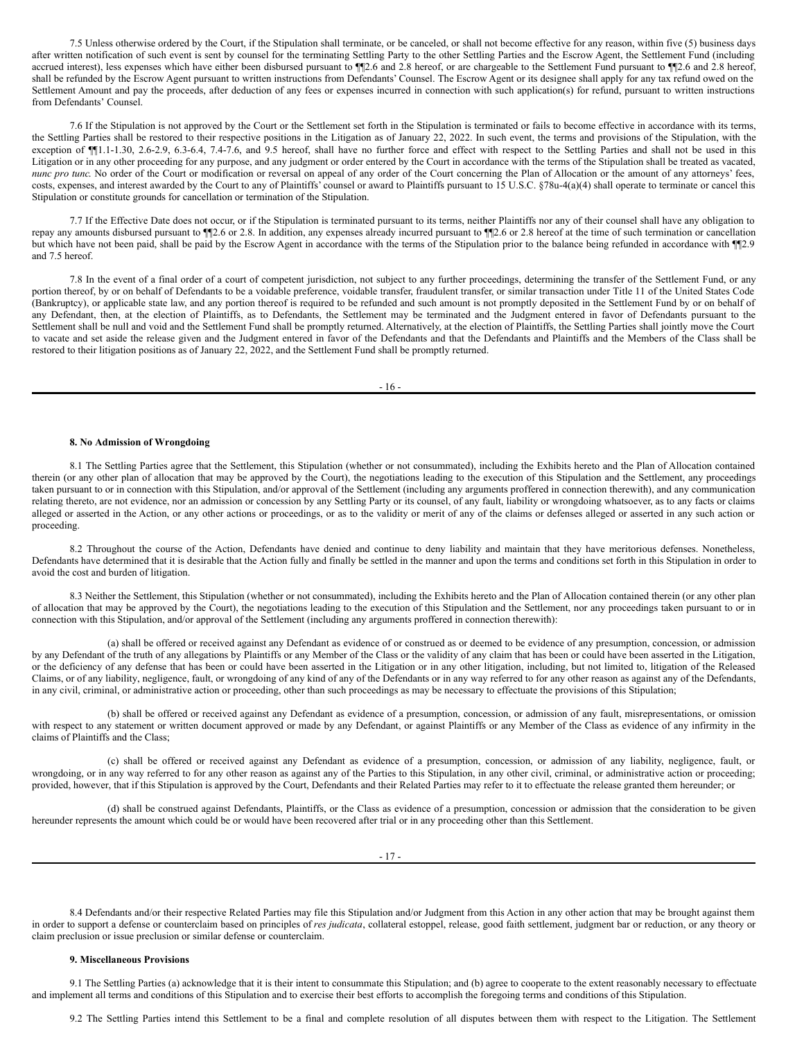7.5 Unless otherwise ordered by the Court, if the Stipulation shall terminate, or be canceled, or shall not become effective for any reason, within five (5) business days after written notification of such event is sent by counsel for the terminating Settling Party to the other Settling Parties and the Escrow Agent, the Settlement Fund (including accrued interest), less expenses which have either been disbursed pursuant to ¶¶2.6 and 2.8 hereof, or are chargeable to the Settlement Fund pursuant to ¶¶2.6 and 2.8 hereof, shall be refunded by the Escrow Agent pursuant to written instructions from Defendants' Counsel. The Escrow Agent or its designee shall apply for any tax refund owed on the Settlement Amount and pay the proceeds, after deduction of any fees or expenses incurred in connection with such application(s) for refund, pursuant to written instructions from Defendants' Counsel.

7.6 If the Stipulation is not approved by the Court or the Settlement set forth in the Stipulation is terminated or fails to become effective in accordance with its terms, the Settling Parties shall be restored to their respective positions in the Litigation as of January 22, 2022. In such event, the terms and provisions of the Stipulation, with the exception of ¶¶1.1-1.30, 2.6-2.9, 6.3-6.4, 7.4-7.6, and 9.5 hereof, shall have no further force and effect with respect to the Settling Parties and shall not be used in this Litigation or in any other proceeding for any purpose, and any judgment or order entered by the Court in accordance with the terms of the Stipulation shall be treated as vacated, *nunc pro tunc.* No order of the Court or modification or reversal on appeal of any order of the Court concerning the Plan of Allocation or the amount of any attorneys' fees, costs, expenses, and interest awarded by the Court to any of Plaintiffs' counsel or award to Plaintiffs pursuant to 15 U.S.C. §78u-4(a)(4) shall operate to terminate or cancel this Stipulation or constitute grounds for cancellation or termination of the Stipulation.

7.7 If the Effective Date does not occur, or if the Stipulation is terminated pursuant to its terms, neither Plaintiffs nor any of their counsel shall have any obligation to repay any amounts disbursed pursuant to ¶¶2.6 or 2.8. In addition, any expenses already incurred pursuant to ¶¶2.6 or 2.8 hereof at the time of such termination or cancellation but which have not been paid, shall be paid by the Escrow Agent in accordance with the terms of the Stipulation prior to the balance being refunded in accordance with ¶¶2.9 and 7.5 hereof.

7.8 In the event of a final order of a court of competent jurisdiction, not subject to any further proceedings, determining the transfer of the Settlement Fund, or any portion thereof, by or on behalf of Defendants to be a voidable preference, voidable transfer, fraudulent transfer, or similar transaction under Title 11 of the United States Code (Bankruptcy), or applicable state law, and any portion thereof is required to be refunded and such amount is not promptly deposited in the Settlement Fund by or on behalf of any Defendant, then, at the election of Plaintiffs, as to Defendants, the Settlement may be terminated and the Judgment entered in favor of Defendants pursuant to the Settlement shall be null and void and the Settlement Fund shall be promptly returned. Alternatively, at the election of Plaintiffs, the Settling Parties shall jointly move the Court to vacate and set aside the release given and the Judgment entered in favor of the Defendants and that the Defendants and Plaintiffs and the Members of the Class shall be restored to their litigation positions as of January 22, 2022, and the Settlement Fund shall be promptly returned.

**8. No Admission of Wrongdoing**

8.1 The Settling Parties agree that the Settlement, this Stipulation (whether or not consummated), including the Exhibits hereto and the Plan of Allocation contained therein (or any other plan of allocation that may be approved by the Court), the negotiations leading to the execution of this Stipulation and the Settlement, any proceedings taken pursuant to or in connection with this Stipulation, and/or approval of the Settlement (including any arguments proffered in connection therewith), and any communication relating thereto, are not evidence, nor an admission or concession by any Settling Party or its counsel, of any fault, liability or wrongdoing whatsoever, as to any facts or claims alleged or asserted in the Action, or any other actions or proceedings, or as to the validity or merit of any of the claims or defenses alleged or asserted in any such action or proceeding.

8.2 Throughout the course of the Action, Defendants have denied and continue to deny liability and maintain that they have meritorious defenses. Nonetheless, Defendants have determined that it is desirable that the Action fully and finally be settled in the manner and upon the terms and conditions set forth in this Stipulation in order to avoid the cost and burden of litigation.

8.3 Neither the Settlement, this Stipulation (whether or not consummated), including the Exhibits hereto and the Plan of Allocation contained therein (or any other plan of allocation that may be approved by the Court), the negotiations leading to the execution of this Stipulation and the Settlement, nor any proceedings taken pursuant to or in connection with this Stipulation, and/or approval of the Settlement (including any arguments proffered in connection therewith):

(a) shall be offered or received against any Defendant as evidence of or construed as or deemed to be evidence of any presumption, concession, or admission by any Defendant of the truth of any allegations by Plaintiffs or any Member of the Class or the validity of any claim that has been or could have been asserted in the Litigation, or the deficiency of any defense that has been or could have been asserted in the Litigation or in any other litigation, including, but not limited to, litigation of the Released Claims, or of any liability, negligence, fault, or wrongdoing of any kind of any of the Defendants or in any way referred to for any other reason as against any of the Defendants, in any civil, criminal, or administrative action or proceeding, other than such proceedings as may be necessary to effectuate the provisions of this Stipulation;

(b) shall be offered or received against any Defendant as evidence of a presumption, concession, or admission of any fault, misrepresentations, or omission with respect to any statement or written document approved or made by any Defendant, or against Plaintiffs or any Member of the Class as evidence of any infirmity in the claims of Plaintiffs and the Class;

(c) shall be offered or received against any Defendant as evidence of a presumption, concession, or admission of any liability, negligence, fault, or wrongdoing, or in any way referred to for any other reason as against any of the Parties to this Stipulation, in any other civil, criminal, or administrative action or proceeding; provided, however, that if this Stipulation is approved by the Court, Defendants and their Related Parties may refer to it to effectuate the release granted them hereunder; or

(d) shall be construed against Defendants, Plaintiffs, or the Class as evidence of a presumption, concession or admission that the consideration to be given hereunder represents the amount which could be or would have been recovered after trial or in any proceeding other than this Settlement.

8.4 Defendants and/or their respective Related Parties may file this Stipulation and/or Judgment from this Action in any other action that may be brought against them in order to support a defense or counterclaim based on principles of *res judicata*, collateral estoppel, release, good faith settlement, judgment bar or reduction, or any theory or claim preclusion or issue preclusion or similar defense or counterclaim.

**9. Miscellaneous Provisions**

9.1 The Settling Parties (a) acknowledge that it is their intent to consummate this Stipulation; and (b) agree to cooperate to the extent reasonably necessary to effectuate and implement all terms and conditions of this Stipulation and to exercise their best efforts to accomplish the foregoing terms and conditions of this Stipulation.

9.2 The Settling Parties intend this Settlement to be a final and complete resolution of all disputes between them with respect to the Litigation. The Settlement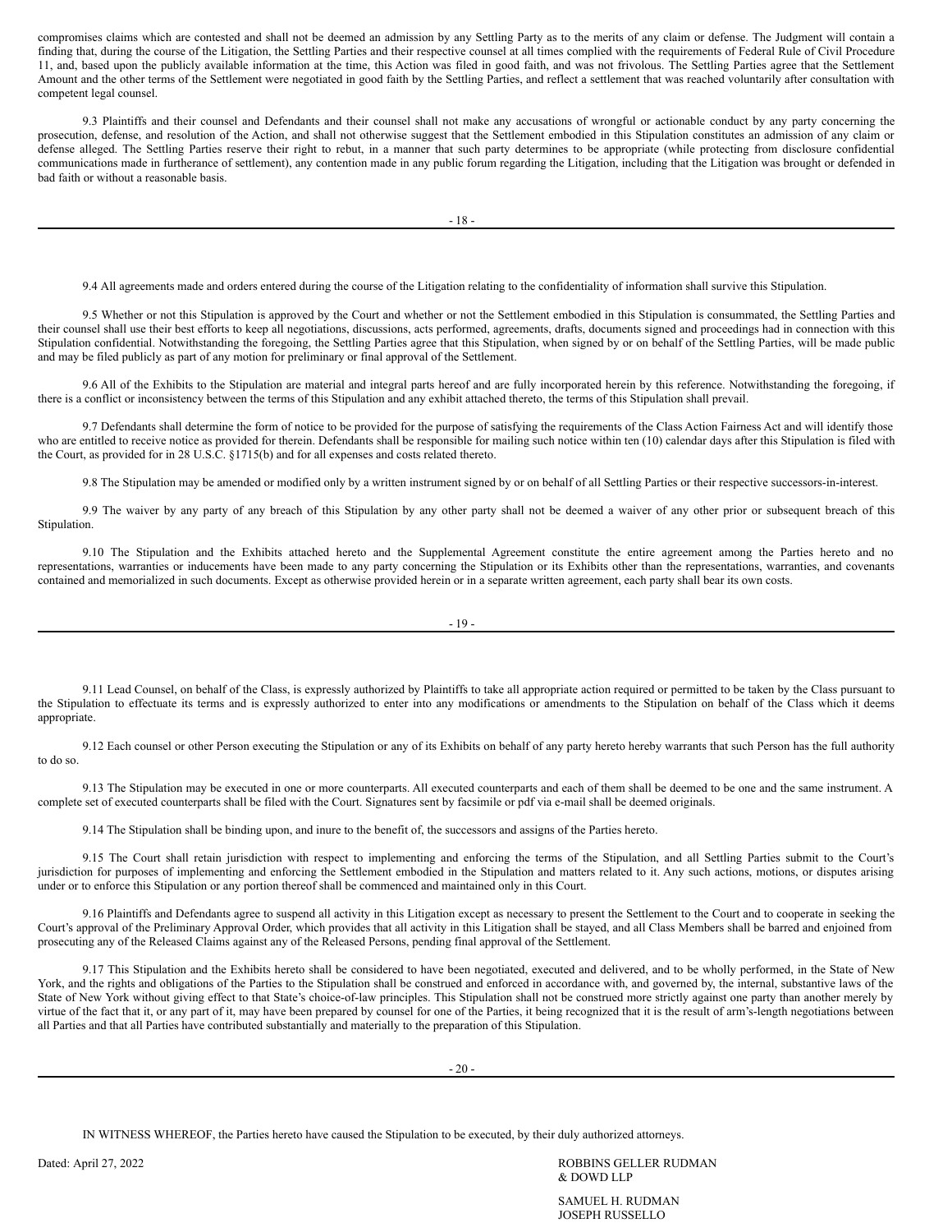compromises claims which are contested and shall not be deemed an admission by any Settling Party as to the merits of any claim or defense. The Judgment will contain a finding that, during the course of the Litigation, the Settling Parties and their respective counsel at all times complied with the requirements of Federal Rule of Civil Procedure 11, and, based upon the publicly available information at the time, this Action was filed in good faith, and was not frivolous. The Settling Parties agree that the Settlement Amount and the other terms of the Settlement were negotiated in good faith by the Settling Parties, and reflect a settlement that was reached voluntarily after consultation with competent legal counsel.

9.3 Plaintiffs and their counsel and Defendants and their counsel shall not make any accusations of wrongful or actionable conduct by any party concerning the prosecution, defense, and resolution of the Action, and shall not otherwise suggest that the Settlement embodied in this Stipulation constitutes an admission of any claim or defense alleged. The Settling Parties reserve their right to rebut, in a manner that such party determines to be appropriate (while protecting from disclosure confidential communications made in furtherance of settlement), any contention made in any public forum regarding the Litigation, including that the Litigation was brought or defended in bad faith or without a reasonable basis.

9.4 All agreements made and orders entered during the course of the Litigation relating to the confidentiality of information shall survive this Stipulation.

9.5 Whether or not this Stipulation is approved by the Court and whether or not the Settlement embodied in this Stipulation is consummated, the Settling Parties and their counsel shall use their best efforts to keep all negotiations, discussions, acts performed, agreements, drafts, documents signed and proceedings had in connection with this Stipulation confidential. Notwithstanding the foregoing, the Settling Parties agree that this Stipulation, when signed by or on behalf of the Settling Parties, will be made public and may be filed publicly as part of any motion for preliminary or final approval of the Settlement.

9.6 All of the Exhibits to the Stipulation are material and integral parts hereof and are fully incorporated herein by this reference. Notwithstanding the foregoing, if there is a conflict or inconsistency between the terms of this Stipulation and any exhibit attached thereto, the terms of this Stipulation shall prevail.

9.7 Defendants shall determine the form of notice to be provided for the purpose of satisfying the requirements of the Class Action Fairness Act and will identify those who are entitled to receive notice as provided for therein. Defendants shall be responsible for mailing such notice within ten (10) calendar days after this Stipulation is filed with the Court, as provided for in 28 U.S.C. §1715(b) and for all expenses and costs related thereto.

9.8 The Stipulation may be amended or modified only by a written instrument signed by or on behalf of all Settling Parties or their respective successors-in-interest.

9.9 The waiver by any party of any breach of this Stipulation by any other party shall not be deemed a waiver of any other prior or subsequent breach of this Stipulation.

9.10 The Stipulation and the Exhibits attached hereto and the Supplemental Agreement constitute the entire agreement among the Parties hereto and no representations, warranties or inducements have been made to any party concerning the Stipulation or its Exhibits other than the representations, warranties, and covenants contained and memorialized in such documents. Except as otherwise provided herein or in a separate written agreement, each party shall bear its own costs.

9.11 Lead Counsel, on behalf of the Class, is expressly authorized by Plaintiffs to take all appropriate action required or permitted to be taken by the Class pursuant to the Stipulation to effectuate its terms and is expressly authorized to enter into any modifications or amendments to the Stipulation on behalf of the Class which it deems appropriate.

9.12 Each counsel or other Person executing the Stipulation or any of its Exhibits on behalf of any party hereto hereby warrants that such Person has the full authority to do so.

9.13 The Stipulation may be executed in one or more counterparts. All executed counterparts and each of them shall be deemed to be one and the same instrument. A complete set of executed counterparts shall be filed with the Court. Signatures sent by facsimile or pdf via e-mail shall be deemed originals.

9.14 The Stipulation shall be binding upon, and inure to the benefit of, the successors and assigns of the Parties hereto.

9.15 The Court shall retain jurisdiction with respect to implementing and enforcing the terms of the Stipulation, and all Settling Parties submit to the Court's jurisdiction for purposes of implementing and enforcing the Settlement embodied in the Stipulation and matters related to it. Any such actions, motions, or disputes arising under or to enforce this Stipulation or any portion thereof shall be commenced and maintained only in this Court.

9.16 Plaintiffs and Defendants agree to suspend all activity in this Litigation except as necessary to present the Settlement to the Court and to cooperate in seeking the Court's approval of the Preliminary Approval Order, which provides that all activity in this Litigation shall be stayed, and all Class Members shall be barred and enjoined from prosecuting any of the Released Claims against any of the Released Persons, pending final approval of the Settlement.

9.17 This Stipulation and the Exhibits hereto shall be considered to have been negotiated, executed and delivered, and to be wholly performed, in the State of New York, and the rights and obligations of the Parties to the Stipulation shall be construed and enforced in accordance with, and governed by, the internal, substantive laws of the State of New York without giving effect to that State's choice-of-law principles. This Stipulation shall not be construed more strictly against one party than another merely by virtue of the fact that it, or any part of it, may have been prepared by counsel for one of the Parties, it being recognized that it is the result of arm's-length negotiations between all Parties and that all Parties have contributed substantially and materially to the preparation of this Stipulation.

IN WITNESS WHEREOF, the Parties hereto have caused the Stipulation to be executed, by their duly authorized attorneys.

Dated: April 27, 2022

ROBBINS GELLER RUDMAN
& DOWD LLP

SAMUEL H. RUDMAN
JOSEPH RUSSELLO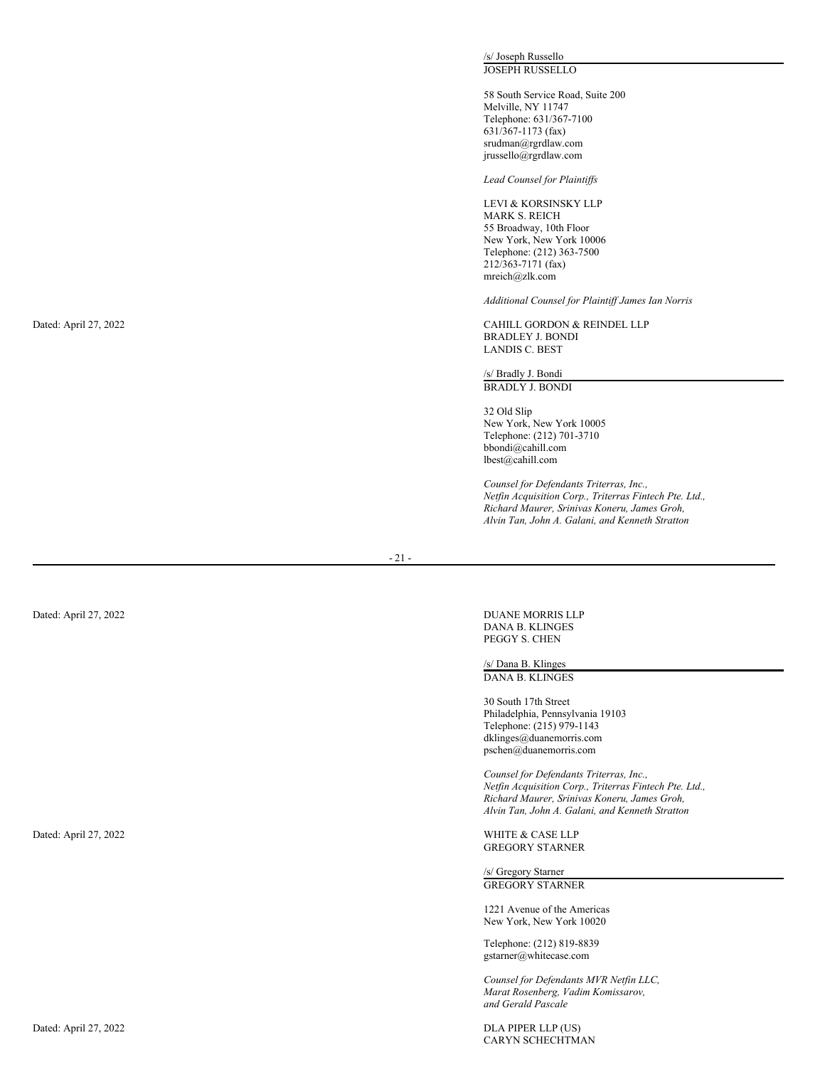/s/ Joseph Russello
JOSEPH RUSSELLO

58 South Service Road, Suite 200
Melville, NY 11747
Telephone: 631/367-7100
631/367-1173 (fax)
srudman@rgrdlaw.com
jrussello@rgrdlaw.com

*Lead Counsel for Plaintiffs*

LEVI & KORSINSKY LLP
MARK S. REICH
55 Broadway, 10th Floor
New York, New York 10006
Telephone: (212) 363-7500
212/363-7171 (fax)
mreich@zlk.com

*Additional Counsel for Plaintiff James Ian Norris*

Dated: April 27, 2022

CAHILL GORDON & REINDEL LLP
BRADLEY J. BONDI
LANDIS C. BEST

/s/ Bradly J. Bondi
BRADLY J. BONDI

32 Old Slip
New York, New York 10005
Telephone: (212) 701-3710
bbondi@cahill.com
lbest@cahill.com

*Counsel for Defendants Triterras, Inc., Netfin Acquisition Corp., Triterras Fintech Pte. Ltd., Richard Maurer, Srinivas Koneru, James Groh, Alvin Tan, John A. Galani, and Kenneth Stratton*

Dated: April 27, 2022

DUANE MORRIS LLP
DANA B. KLINGES
PEGGY S. CHEN

/s/ Dana B. Klinges
DANA B. KLINGES

30 South 17th Street
Philadelphia, Pennsylvania 19103
Telephone: (215) 979-1143
dklinges@duanemorris.com
pschen@duanemorris.com

*Counsel for Defendants Triterras, Inc., Netfin Acquisition Corp., Triterras Fintech Pte. Ltd., Richard Maurer, Srinivas Koneru, James Groh, Alvin Tan, John A. Galani, and Kenneth Stratton*

Dated: April 27, 2022

WHITE & CASE LLP
GREGORY STARNER

/s/ Gregory Starner
GREGORY STARNER

1221 Avenue of the Americas
New York, New York 10020

Telephone: (212) 819-8839
gstarner@whitecase.com

*Counsel for Defendants MVR Netfin LLC, Marat Rosenberg, Vadim Komissarov, and Gerald Pascale*

Dated: April 27, 2022

DLA PIPER LLP (US)
CARYN SCHECHTMAN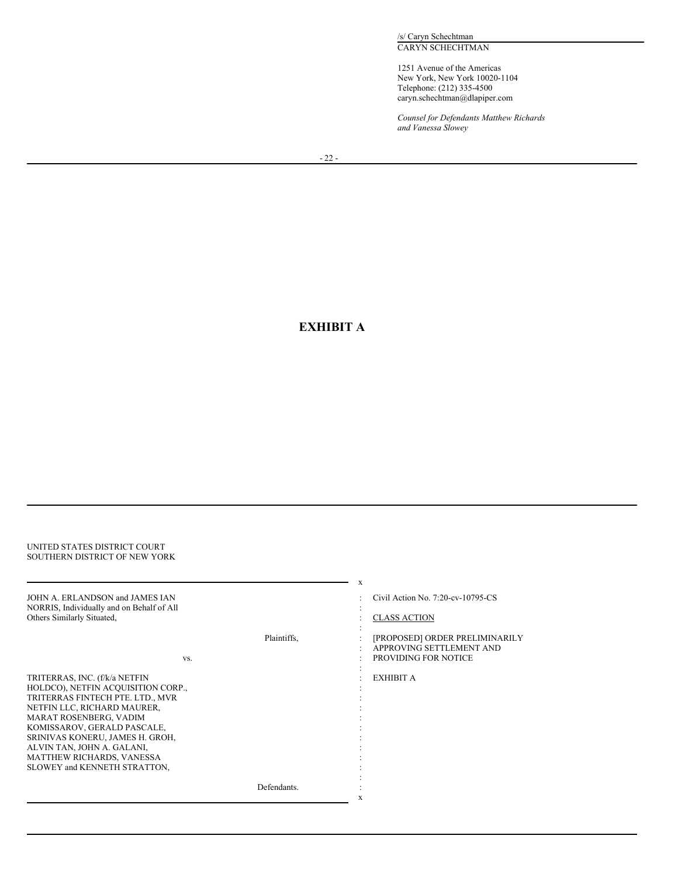/s/ Caryn Schechtman
CARYN SCHECHTMAN

1251 Avenue of the Americas
New York, New York 10020-1104
Telephone: (212) 335-4500
caryn.schechtman@dlapiper.com

*Counsel for Defendants Matthew Richards and Vanessa Slowey*

# EXHIBIT A

UNITED STATES DISTRICT COURT
SOUTHERN DISTRICT OF NEW YORK

| | |
|---|---|
| JOHN A. ERLANDSON and JAMES IAN NORRIS, Individually and on Behalf of All Others Similarly Situated,<br><br>Plaintiffs,<br><br>vs.<br><br>TRITERRAS, INC. (f/k/a NETFIN HOLDCO), NETFIN ACQUISITION CORP., TRITERRAS FINTECH PTE. LTD., MVR NETFIN LLC, RICHARD MAURER, MARAT ROSENBERG, VADIM KOMISSAROV, GERALD PASCALE, SRINIVAS KONERU, JAMES H. GROH, ALVIN TAN, JOHN A. GALANI, MATTHEW RICHARDS, VANESSA SLOWEY and KENNETH STRATTON,<br><br>Defendants. | Civil Action No. 7:20-cv-10795-CS<br><br>CLASS ACTION<br><br>[PROPOSED] ORDER PRELIMINARILY APPROVING SETTLEMENT AND PROVIDING FOR NOTICE<br><br>EXHIBIT A |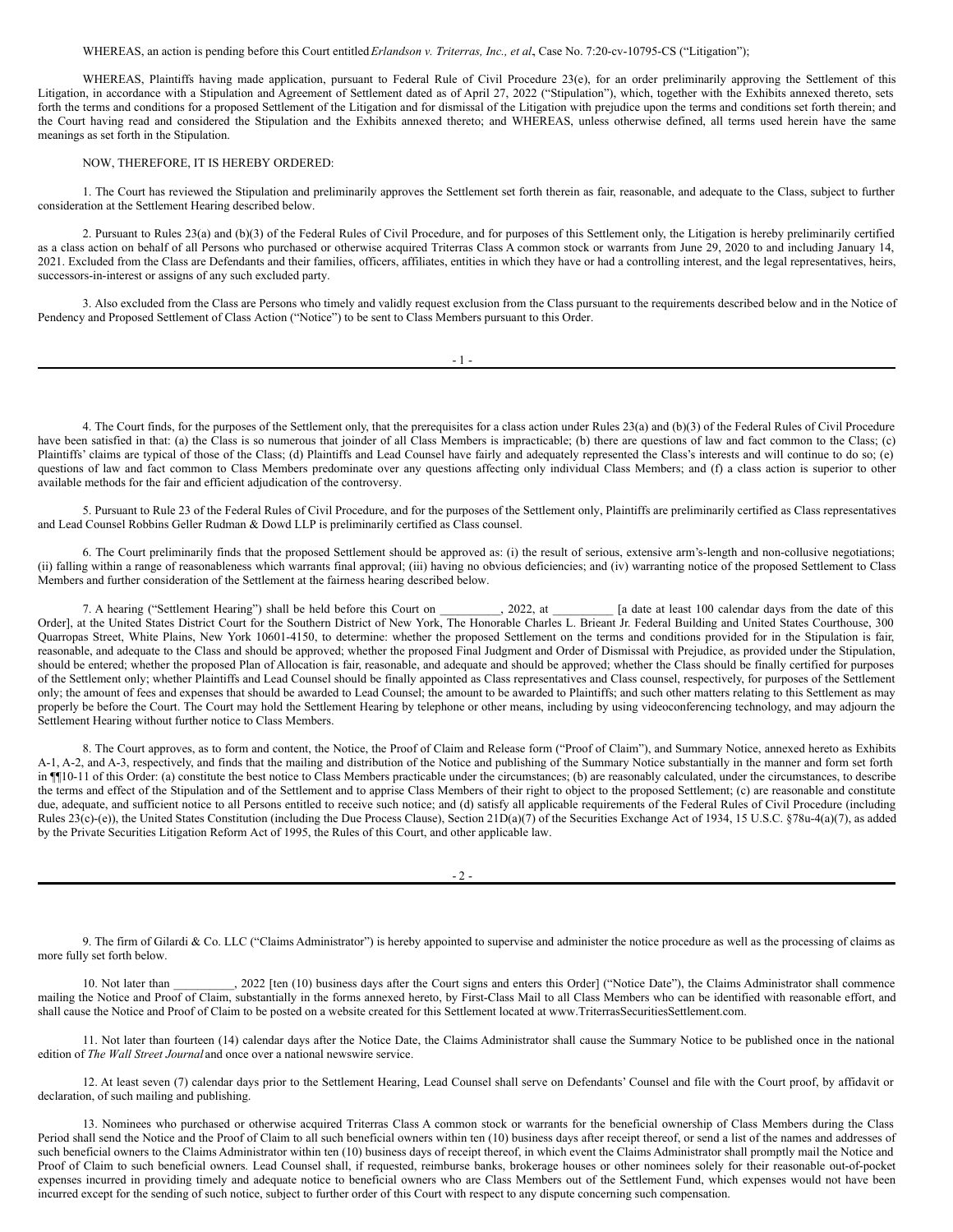WHEREAS, an action is pending before this Court entitled *Erlandson v. Triterras, Inc., et al*., Case No. 7:20-cv-10795-CS ("Litigation");

WHEREAS, Plaintiffs having made application, pursuant to Federal Rule of Civil Procedure 23(e), for an order preliminarily approving the Settlement of this Litigation, in accordance with a Stipulation and Agreement of Settlement dated as of April 27, 2022 ("Stipulation"), which, together with the Exhibits annexed thereto, sets forth the terms and conditions for a proposed Settlement of the Litigation and for dismissal of the Litigation with prejudice upon the terms and conditions set forth therein; and the Court having read and considered the Stipulation and the Exhibits annexed thereto; and WHEREAS, unless otherwise defined, all terms used herein have the same meanings as set forth in the Stipulation.

NOW, THEREFORE, IT IS HEREBY ORDERED:

1. The Court has reviewed the Stipulation and preliminarily approves the Settlement set forth therein as fair, reasonable, and adequate to the Class, subject to further consideration at the Settlement Hearing described below.

2. Pursuant to Rules 23(a) and (b)(3) of the Federal Rules of Civil Procedure, and for purposes of this Settlement only, the Litigation is hereby preliminarily certified as a class action on behalf of all Persons who purchased or otherwise acquired Triterras Class A common stock or warrants from June 29, 2020 to and including January 14, 2021. Excluded from the Class are Defendants and their families, officers, affiliates, entities in which they have or had a controlling interest, and the legal representatives, heirs, successors-in-interest or assigns of any such excluded party.

3. Also excluded from the Class are Persons who timely and validly request exclusion from the Class pursuant to the requirements described below and in the Notice of Pendency and Proposed Settlement of Class Action ("Notice") to be sent to Class Members pursuant to this Order.

4. The Court finds, for the purposes of the Settlement only, that the prerequisites for a class action under Rules 23(a) and (b)(3) of the Federal Rules of Civil Procedure have been satisfied in that: (a) the Class is so numerous that joinder of all Class Members is impracticable; (b) there are questions of law and fact common to the Class; (c) Plaintiffs' claims are typical of those of the Class; (d) Plaintiffs and Lead Counsel have fairly and adequately represented the Class's interests and will continue to do so; (e) questions of law and fact common to Class Members predominate over any questions affecting only individual Class Members; and (f) a class action is superior to other available methods for the fair and efficient adjudication of the controversy.

5. Pursuant to Rule 23 of the Federal Rules of Civil Procedure, and for the purposes of the Settlement only, Plaintiffs are preliminarily certified as Class representatives and Lead Counsel Robbins Geller Rudman & Dowd LLP is preliminarily certified as Class counsel.

6. The Court preliminarily finds that the proposed Settlement should be approved as: (i) the result of serious, extensive arm's-length and non-collusive negotiations; (ii) falling within a range of reasonableness which warrants final approval; (iii) having no obvious deficiencies; and (iv) warranting notice of the proposed Settlement to Class Members and further consideration of the Settlement at the fairness hearing described below.

7. A hearing ("Settlement Hearing") shall be held before this Court on __________, 2022, at __________ [a date at least 100 calendar days from the date of this Order], at the United States District Court for the Southern District of New York, The Honorable Charles L. Brieant Jr. Federal Building and United States Courthouse, 300 Quarropas Street, White Plains, New York 10601-4150, to determine: whether the proposed Settlement on the terms and conditions provided for in the Stipulation is fair, reasonable, and adequate to the Class and should be approved; whether the proposed Final Judgment and Order of Dismissal with Prejudice, as provided under the Stipulation, should be entered; whether the proposed Plan of Allocation is fair, reasonable, and adequate and should be approved; whether the Class should be finally certified for purposes of the Settlement only; whether Plaintiffs and Lead Counsel should be finally appointed as Class representatives and Class counsel, respectively, for purposes of the Settlement only; the amount of fees and expenses that should be awarded to Lead Counsel; the amount to be awarded to Plaintiffs; and such other matters relating to this Settlement as may properly be before the Court. The Court may hold the Settlement Hearing by telephone or other means, including by using videoconferencing technology, and may adjourn the Settlement Hearing without further notice to Class Members.

8. The Court approves, as to form and content, the Notice, the Proof of Claim and Release form ("Proof of Claim"), and Summary Notice, annexed hereto as Exhibits A-1, A-2, and A-3, respectively, and finds that the mailing and distribution of the Notice and publishing of the Summary Notice substantially in the manner and form set forth in ¶¶10-11 of this Order: (a) constitute the best notice to Class Members practicable under the circumstances; (b) are reasonably calculated, under the circumstances, to describe the terms and effect of the Stipulation and of the Settlement and to apprise Class Members of their right to object to the proposed Settlement; (c) are reasonable and constitute due, adequate, and sufficient notice to all Persons entitled to receive such notice; and (d) satisfy all applicable requirements of the Federal Rules of Civil Procedure (including Rules 23(c)-(e)), the United States Constitution (including the Due Process Clause), Section 21D(a)(7) of the Securities Exchange Act of 1934, 15 U.S.C. §78u-4(a)(7), as added by the Private Securities Litigation Reform Act of 1995, the Rules of this Court, and other applicable law.

9. The firm of Gilardi & Co. LLC ("Claims Administrator") is hereby appointed to supervise and administer the notice procedure as well as the processing of claims as more fully set forth below.

10. Not later than __________, 2022 [ten (10) business days after the Court signs and enters this Order] ("Notice Date"), the Claims Administrator shall commence mailing the Notice and Proof of Claim, substantially in the forms annexed hereto, by First-Class Mail to all Class Members who can be identified with reasonable effort, and shall cause the Notice and Proof of Claim to be posted on a website created for this Settlement located at www.TriterrasSecuritiesSettlement.com.

11. Not later than fourteen (14) calendar days after the Notice Date, the Claims Administrator shall cause the Summary Notice to be published once in the national edition of *The Wall Street Journal* and once over a national newswire service.

12. At least seven (7) calendar days prior to the Settlement Hearing, Lead Counsel shall serve on Defendants' Counsel and file with the Court proof, by affidavit or declaration, of such mailing and publishing.

13. Nominees who purchased or otherwise acquired Triterras Class A common stock or warrants for the beneficial ownership of Class Members during the Class Period shall send the Notice and the Proof of Claim to all such beneficial owners within ten (10) business days after receipt thereof, or send a list of the names and addresses of such beneficial owners to the Claims Administrator within ten (10) business days of receipt thereof, in which event the Claims Administrator shall promptly mail the Notice and Proof of Claim to such beneficial owners. Lead Counsel shall, if requested, reimburse banks, brokerage houses or other nominees solely for their reasonable out-of-pocket expenses incurred in providing timely and adequate notice to beneficial owners who are Class Members out of the Settlement Fund, which expenses would not have been incurred except for the sending of such notice, subject to further order of this Court with respect to any dispute concerning such compensation.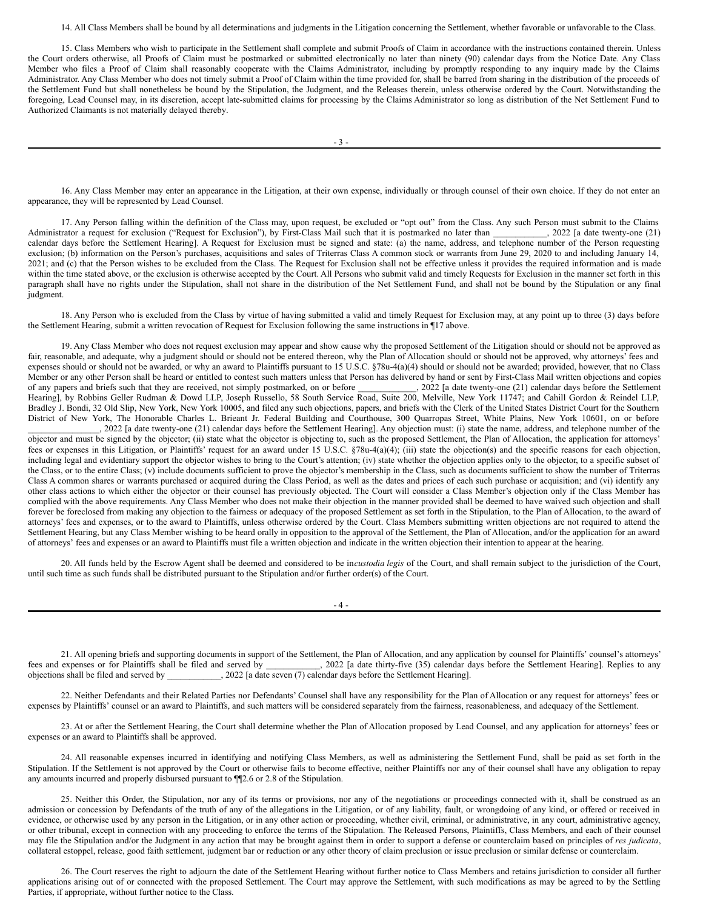14. All Class Members shall be bound by all determinations and judgments in the Litigation concerning the Settlement, whether favorable or unfavorable to the Class.

15. Class Members who wish to participate in the Settlement shall complete and submit Proofs of Claim in accordance with the instructions contained therein. Unless the Court orders otherwise, all Proofs of Claim must be postmarked or submitted electronically no later than ninety (90) calendar days from the Notice Date. Any Class Member who files a Proof of Claim shall reasonably cooperate with the Claims Administrator, including by promptly responding to any inquiry made by the Claims Administrator. Any Class Member who does not timely submit a Proof of Claim within the time provided for, shall be barred from sharing in the distribution of the proceeds of the Settlement Fund but shall nonetheless be bound by the Stipulation, the Judgment, and the Releases therein, unless otherwise ordered by the Court. Notwithstanding the foregoing, Lead Counsel may, in its discretion, accept late-submitted claims for processing by the Claims Administrator so long as distribution of the Net Settlement Fund to Authorized Claimants is not materially delayed thereby.

16. Any Class Member may enter an appearance in the Litigation, at their own expense, individually or through counsel of their own choice. If they do not enter an appearance, they will be represented by Lead Counsel.

17. Any Person falling within the definition of the Class may, upon request, be excluded or "opt out" from the Class. Any such Person must submit to the Claims Administrator a request for exclusion ("Request for Exclusion"), by First-Class Mail such that it is postmarked no later than ____________, 2022 [a date twenty-one (21) calendar days before the Settlement Hearing]. A Request for Exclusion must be signed and state: (a) the name, address, and telephone number of the Person requesting exclusion; (b) information on the Person's purchases, acquisitions and sales of Triterras Class A common stock or warrants from June 29, 2020 to and including January 14, 2021; and (c) that the Person wishes to be excluded from the Class. The Request for Exclusion shall not be effective unless it provides the required information and is made within the time stated above, or the exclusion is otherwise accepted by the Court. All Persons who submit valid and timely Requests for Exclusion in the manner set forth in this paragraph shall have no rights under the Stipulation, shall not share in the distribution of the Net Settlement Fund, and shall not be bound by the Stipulation or any final judgment.

18. Any Person who is excluded from the Class by virtue of having submitted a valid and timely Request for Exclusion may, at any point up to three (3) days before the Settlement Hearing, submit a written revocation of Request for Exclusion following the same instructions in ¶17 above.

19. Any Class Member who does not request exclusion may appear and show cause why the proposed Settlement of the Litigation should or should not be approved as fair, reasonable, and adequate, why a judgment should or should not be entered thereon, why the Plan of Allocation should or should not be approved, why attorneys' fees and expenses should or should not be awarded, or why an award to Plaintiffs pursuant to 15 U.S.C. §78u-4(a)(4) should or should not be awarded; provided, however, that no Class Member or any other Person shall be heard or entitled to contest such matters unless that Person has delivered by hand or sent by First-Class Mail written objections and copies of any papers and briefs such that they are received, not simply postmarked, on or before _____________, 2022 [a date twenty-one (21) calendar days before the Settlement Hearing], by Robbins Geller Rudman & Dowd LLP, Joseph Russello, 58 South Service Road, Suite 200, Melville, New York 11747; and Cahill Gordon & Reindel LLP, Bradley J. Bondi, 32 Old Slip, New York, New York 10005, and filed any such objections, papers, and briefs with the Clerk of the United States District Court for the Southern District of New York, The Honorable Charles L. Brieant Jr. Federal Building and Courthouse, 300 Quarropas Street, White Plains, New York 10601, on or before ________________, 2022 [a date twenty-one (21) calendar days before the Settlement Hearing]. Any objection must: (i) state the name, address, and telephone number of the objector and must be signed by the objector; (ii) state what the objector is objecting to, such as the proposed Settlement, the Plan of Allocation, the application for attorneys' fees or expenses in this Litigation, or Plaintiffs' request for an award under 15 U.S.C. §78u-4(a)(4); (iii) state the objection(s) and the specific reasons for each objection, including legal and evidentiary support the objector wishes to bring to the Court's attention; (iv) state whether the objection applies only to the objector, to a specific subset of the Class, or to the entire Class; (v) include documents sufficient to prove the objector's membership in the Class, such as documents sufficient to show the number of Triterras Class A common shares or warrants purchased or acquired during the Class Period, as well as the dates and prices of each such purchase or acquisition; and (vi) identify any other class actions to which either the objector or their counsel has previously objected. The Court will consider a Class Member's objection only if the Class Member has complied with the above requirements. Any Class Member who does not make their objection in the manner provided shall be deemed to have waived such objection and shall forever be foreclosed from making any objection to the fairness or adequacy of the proposed Settlement as set forth in the Stipulation, to the Plan of Allocation, to the award of attorneys' fees and expenses, or to the award to Plaintiffs, unless otherwise ordered by the Court. Class Members submitting written objections are not required to attend the Settlement Hearing, but any Class Member wishing to be heard orally in opposition to the approval of the Settlement, the Plan of Allocation, and/or the application for an award of attorneys' fees and expenses or an award to Plaintiffs must file a written objection and indicate in the written objection their intention to appear at the hearing.

20. All funds held by the Escrow Agent shall be deemed and considered to be in *custodia legis* of the Court, and shall remain subject to the jurisdiction of the Court, until such time as such funds shall be distributed pursuant to the Stipulation and/or further order(s) of the Court.

21. All opening briefs and supporting documents in support of the Settlement, the Plan of Allocation, and any application by counsel for Plaintiffs' counsel's attorneys' fees and expenses or for Plaintiffs shall be filed and served by ____________, 2022 [a date thirty-five (35) calendar days before the Settlement Hearing]. Replies to any objections shall be filed and served by ____________, 2022 [a date seven (7) calendar days before the Settlement Hearing].

22. Neither Defendants and their Related Parties nor Defendants' Counsel shall have any responsibility for the Plan of Allocation or any request for attorneys' fees or expenses by Plaintiffs' counsel or an award to Plaintiffs, and such matters will be considered separately from the fairness, reasonableness, and adequacy of the Settlement.

23. At or after the Settlement Hearing, the Court shall determine whether the Plan of Allocation proposed by Lead Counsel, and any application for attorneys' fees or expenses or an award to Plaintiffs shall be approved.

24. All reasonable expenses incurred in identifying and notifying Class Members, as well as administering the Settlement Fund, shall be paid as set forth in the Stipulation. If the Settlement is not approved by the Court or otherwise fails to become effective, neither Plaintiffs nor any of their counsel shall have any obligation to repay any amounts incurred and properly disbursed pursuant to ¶¶2.6 or 2.8 of the Stipulation.

25. Neither this Order, the Stipulation, nor any of its terms or provisions, nor any of the negotiations or proceedings connected with it, shall be construed as an admission or concession by Defendants of the truth of any of the allegations in the Litigation, or of any liability, fault, or wrongdoing of any kind, or offered or received in evidence, or otherwise used by any person in the Litigation, or in any other action or proceeding, whether civil, criminal, or administrative, in any court, administrative agency, or other tribunal, except in connection with any proceeding to enforce the terms of the Stipulation. The Released Persons, Plaintiffs, Class Members, and each of their counsel may file the Stipulation and/or the Judgment in any action that may be brought against them in order to support a defense or counterclaim based on principles of *res judicata*, collateral estoppel, release, good faith settlement, judgment bar or reduction or any other theory of claim preclusion or issue preclusion or similar defense or counterclaim.

26. The Court reserves the right to adjourn the date of the Settlement Hearing without further notice to Class Members and retains jurisdiction to consider all further applications arising out of or connected with the proposed Settlement. The Court may approve the Settlement, with such modifications as may be agreed to by the Settling Parties, if appropriate, without further notice to the Class.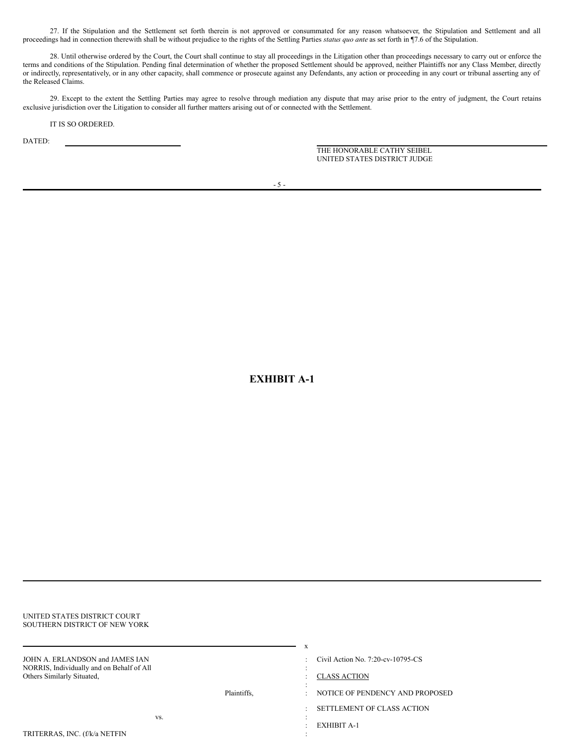27. If the Stipulation and the Settlement set forth therein is not approved or consummated for any reason whatsoever, the Stipulation and Settlement and all proceedings had in connection therewith shall be without prejudice to the rights of the Settling Parties *status quo ante* as set forth in ¶7.6 of the Stipulation.

28. Until otherwise ordered by the Court, the Court shall continue to stay all proceedings in the Litigation other than proceedings necessary to carry out or enforce the terms and conditions of the Stipulation. Pending final determination of whether the proposed Settlement should be approved, neither Plaintiffs nor any Class Member, directly or indirectly, representatively, or in any other capacity, shall commence or prosecute against any Defendants, any action or proceeding in any court or tribunal asserting any of the Released Claims.

29. Except to the extent the Settling Parties may agree to resolve through mediation any dispute that may arise prior to the entry of judgment, the Court retains exclusive jurisdiction over the Litigation to consider all further matters arising out of or connected with the Settlement.

IT IS SO ORDERED.

DATED: ______________________

______________________________________
THE HONORABLE CATHY SEIBEL
UNITED STATES DISTRICT JUDGE

# EXHIBIT A-1

UNITED STATES DISTRICT COURT
SOUTHERN DISTRICT OF NEW YORK

| | |
|---|---|
| JOHN A. ERLANDSON and JAMES IAN NORRIS, Individually and on Behalf of All Others Similarly Situated, | Civil Action No. 7:20-cv-10795-CS |
| | CLASS ACTION |
| Plaintiffs, | NOTICE OF PENDENCY AND PROPOSED SETTLEMENT OF CLASS ACTION |
| vs. | EXHIBIT A-1 |
| TRITERRAS, INC. (f/k/a NETFIN | |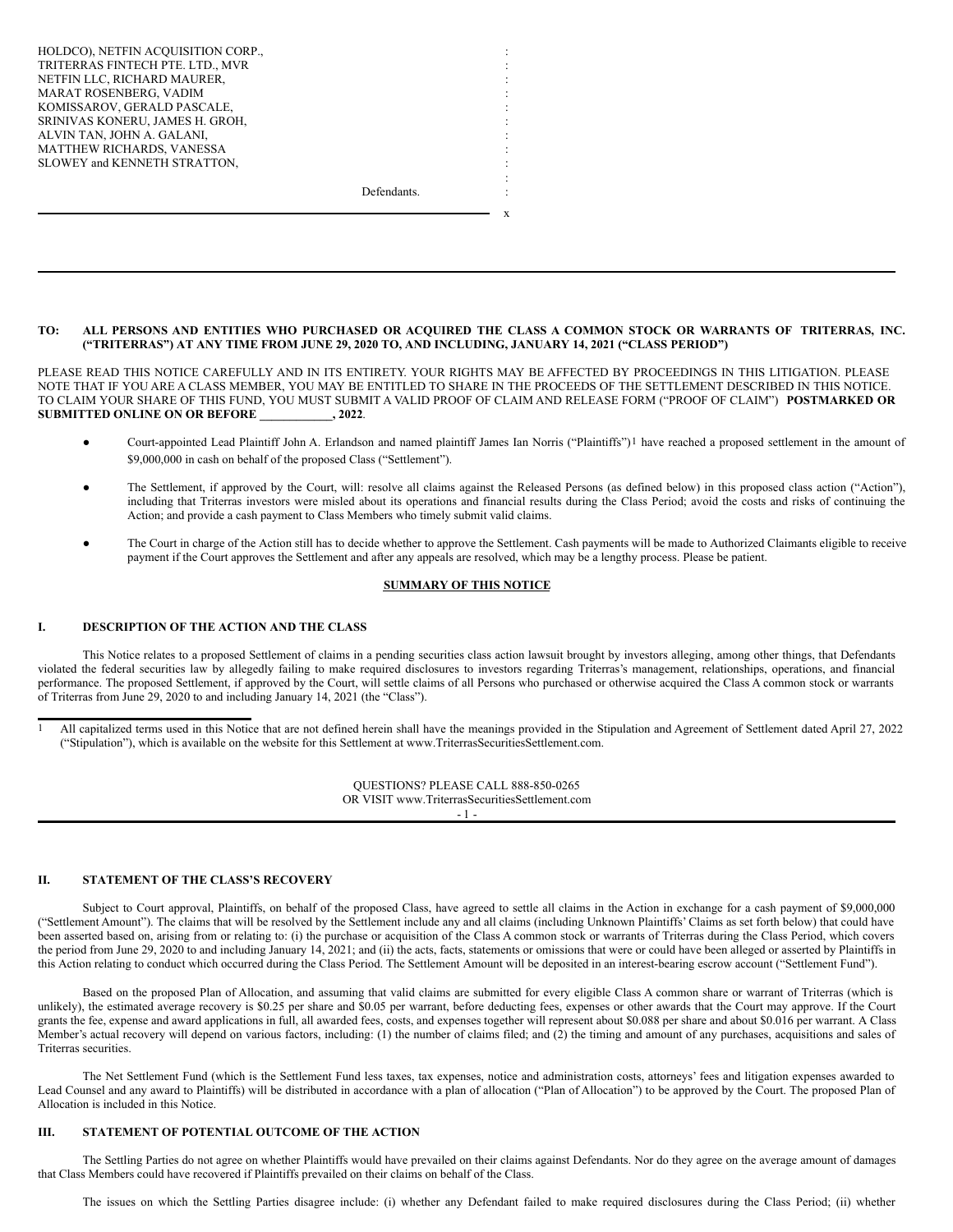HOLDCO), NETFIN ACQUISITION CORP., TRITERRAS FINTECH PTE. LTD., MVR NETFIN LLC, RICHARD MAURER, MARAT ROSENBERG, VADIM KOMISSAROV, GERALD PASCALE, SRINIVAS KONERU, JAMES H. GROH, ALVIN TAN, JOHN A. GALANI, MATTHEW RICHARDS, VANESSA SLOWEY and KENNETH STRATTON,

Defendants.

---

**TO: ALL PERSONS AND ENTITIES WHO PURCHASED OR ACQUIRED THE CLASS A COMMON STOCK OR WARRANTS OF TRITERRAS, INC. ("TRITERRAS") AT ANY TIME FROM JUNE 29, 2020 TO, AND INCLUDING, JANUARY 14, 2021 ("CLASS PERIOD")**

PLEASE READ THIS NOTICE CAREFULLY AND IN ITS ENTIRETY. YOUR RIGHTS MAY BE AFFECTED BY PROCEEDINGS IN THIS LITIGATION. PLEASE NOTE THAT IF YOU ARE A CLASS MEMBER, YOU MAY BE ENTITLED TO SHARE IN THE PROCEEDS OF THE SETTLEMENT DESCRIBED IN THIS NOTICE. TO CLAIM YOUR SHARE OF THIS FUND, YOU MUST SUBMIT A VALID PROOF OF CLAIM AND RELEASE FORM ("PROOF OF CLAIM") **POSTMARKED OR SUBMITTED ONLINE ON OR BEFORE ____________, 2022**.

- Court-appointed Lead Plaintiff John A. Erlandson and named plaintiff James Ian Norris ("Plaintiffs")[1] have reached a proposed settlement in the amount of $9,000,000 in cash on behalf of the proposed Class ("Settlement").
- The Settlement, if approved by the Court, will: resolve all claims against the Released Persons (as defined below) in this proposed class action ("Action"), including that Triterras investors were misled about its operations and financial results during the Class Period; avoid the costs and risks of continuing the Action; and provide a cash payment to Class Members who timely submit valid claims.
- The Court in charge of the Action still has to decide whether to approve the Settlement. Cash payments will be made to Authorized Claimants eligible to receive payment if the Court approves the Settlement and after any appeals are resolved, which may be a lengthy process. Please be patient.

## SUMMARY OF THIS NOTICE

### I. DESCRIPTION OF THE ACTION AND THE CLASS

This Notice relates to a proposed Settlement of claims in a pending securities class action lawsuit brought by investors alleging, among other things, that Defendants violated the federal securities law by allegedly failing to make required disclosures to investors regarding Triterras's management, relationships, operations, and financial performance. The proposed Settlement, if approved by the Court, will settle claims of all Persons who purchased or otherwise acquired the Class A common stock or warrants of Triterras from June 29, 2020 to and including January 14, 2021 (the "Class").

[1] All capitalized terms used in this Notice that are not defined herein shall have the meanings provided in the Stipulation and Agreement of Settlement dated April 27, 2022 ("Stipulation"), which is available on the website for this Settlement at www.TriterrasSecuritiesSettlement.com.

### II. STATEMENT OF THE CLASS'S RECOVERY

Subject to Court approval, Plaintiffs, on behalf of the proposed Class, have agreed to settle all claims in the Action in exchange for a cash payment of $9,000,000 ("Settlement Amount"). The claims that will be resolved by the Settlement include any and all claims (including Unknown Plaintiffs' Claims as set forth below) that could have been asserted based on, arising from or relating to: (i) the purchase or acquisition of the Class A common stock or warrants of Triterras during the Class Period, which covers the period from June 29, 2020 to and including January 14, 2021; and (ii) the acts, facts, statements or omissions that were or could have been alleged or asserted by Plaintiffs in this Action relating to conduct which occurred during the Class Period. The Settlement Amount will be deposited in an interest-bearing escrow account ("Settlement Fund").

Based on the proposed Plan of Allocation, and assuming that valid claims are submitted for every eligible Class A common share or warrant of Triterras (which is unlikely), the estimated average recovery is $0.25 per share and $0.05 per warrant, before deducting fees, expenses or other awards that the Court may approve. If the Court grants the fee, expense and award applications in full, all awarded fees, costs, and expenses together will represent about $0.088 per share and about $0.016 per warrant. A Class Member's actual recovery will depend on various factors, including: (1) the number of claims filed; and (2) the timing and amount of any purchases, acquisitions and sales of Triterras securities.

The Net Settlement Fund (which is the Settlement Fund less taxes, tax expenses, notice and administration costs, attorneys' fees and litigation expenses awarded to Lead Counsel and any award to Plaintiffs) will be distributed in accordance with a plan of allocation ("Plan of Allocation") to be approved by the Court. The proposed Plan of Allocation is included in this Notice.

### III. STATEMENT OF POTENTIAL OUTCOME OF THE ACTION

The Settling Parties do not agree on whether Plaintiffs would have prevailed on their claims against Defendants. Nor do they agree on the average amount of damages that Class Members could have recovered if Plaintiffs prevailed on their claims on behalf of the Class.

The issues on which the Settling Parties disagree include: (i) whether any Defendant failed to make required disclosures during the Class Period; (ii) whether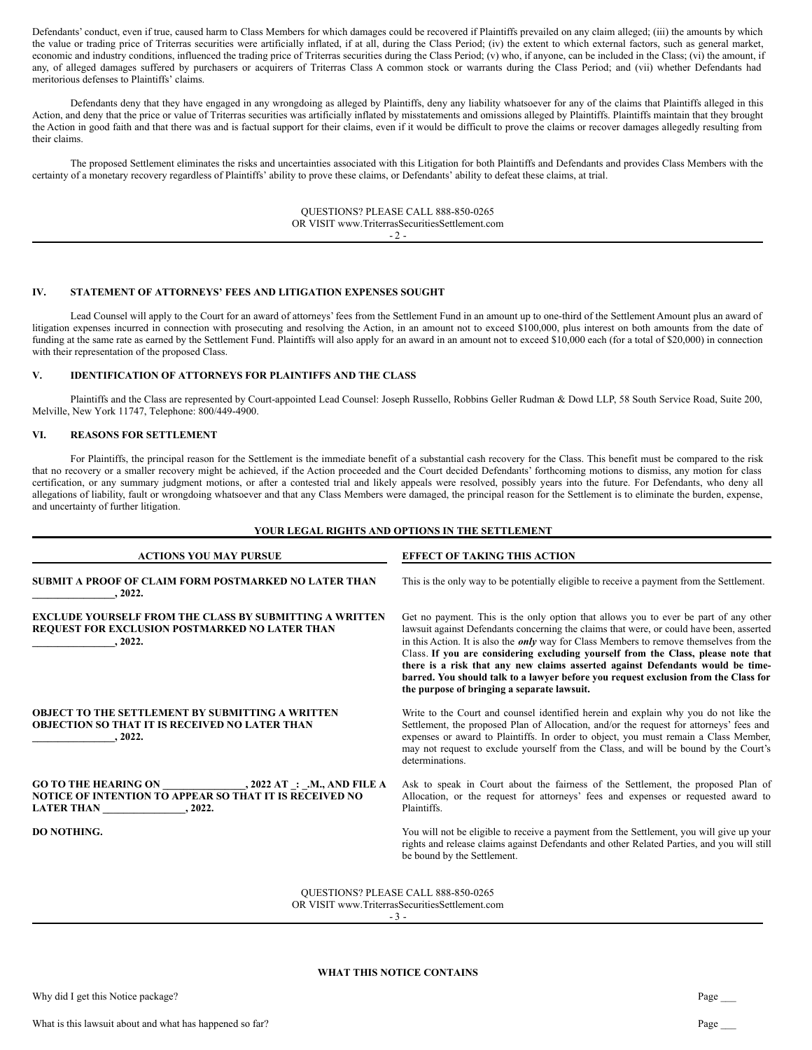Defendants' conduct, even if true, caused harm to Class Members for which damages could be recovered if Plaintiffs prevailed on any claim alleged; (iii) the amounts by which the value or trading price of Triterras securities were artificially inflated, if at all, during the Class Period; (iv) the extent to which external factors, such as general market, economic and industry conditions, influenced the trading price of Triterras securities during the Class Period; (v) who, if anyone, can be included in the Class; (vi) the amount, if any, of alleged damages suffered by purchasers or acquirers of Triterras Class A common stock or warrants during the Class Period; and (vii) whether Defendants had meritorious defenses to Plaintiffs' claims.

Defendants deny that they have engaged in any wrongdoing as alleged by Plaintiffs, deny any liability whatsoever for any of the claims that Plaintiffs alleged in this Action, and deny that the price or value of Triterras securities was artificially inflated by misstatements and omissions alleged by Plaintiffs. Plaintiffs maintain that they brought the Action in good faith and that there was and is factual support for their claims, even if it would be difficult to prove the claims or recover damages allegedly resulting from their claims.

The proposed Settlement eliminates the risks and uncertainties associated with this Litigation for both Plaintiffs and Defendants and provides Class Members with the certainty of a monetary recovery regardless of Plaintiffs' ability to prove these claims, or Defendants' ability to defeat these claims, at trial.

## IV. STATEMENT OF ATTORNEYS' FEES AND LITIGATION EXPENSES SOUGHT

Lead Counsel will apply to the Court for an award of attorneys' fees from the Settlement Fund in an amount up to one-third of the Settlement Amount plus an award of litigation expenses incurred in connection with prosecuting and resolving the Action, in an amount not to exceed \$100,000, plus interest on both amounts from the date of funding at the same rate as earned by the Settlement Fund. Plaintiffs will also apply for an award in an amount not to exceed \$10,000 each (for a total of \$20,000) in connection with their representation of the proposed Class.

## V. IDENTIFICATION OF ATTORNEYS FOR PLAINTIFFS AND THE CLASS

Plaintiffs and the Class are represented by Court-appointed Lead Counsel: Joseph Russello, Robbins Geller Rudman & Dowd LLP, 58 South Service Road, Suite 200, Melville, New York 11747, Telephone: 800/449-4900.

## VI. REASONS FOR SETTLEMENT

For Plaintiffs, the principal reason for the Settlement is the immediate benefit of a substantial cash recovery for the Class. This benefit must be compared to the risk that no recovery or a smaller recovery might be achieved, if the Action proceeded and the Court decided Defendants' forthcoming motions to dismiss, any motion for class certification, or any summary judgment motions, or after a contested trial and likely appeals were resolved, possibly years into the future. For Defendants, who deny all allegations of liability, fault or wrongdoing whatsoever and that any Class Members were damaged, the principal reason for the Settlement is to eliminate the burden, expense, and uncertainty of further litigation.

**YOUR LEGAL RIGHTS AND OPTIONS IN THE SETTLEMENT**

| ACTIONS YOU MAY PURSUE | EFFECT OF TAKING THIS ACTION |
|---|---|
| **SUBMIT A PROOF OF CLAIM FORM POSTMARKED NO LATER THAN ________________, 2022.** | This is the only way to be potentially eligible to receive a payment from the Settlement. |
| **EXCLUDE YOURSELF FROM THE CLASS BY SUBMITTING A WRITTEN REQUEST FOR EXCLUSION POSTMARKED NO LATER THAN ________________, 2022.** | Get no payment. This is the only option that allows you to ever be part of any other lawsuit against Defendants concerning the claims that were, or could have been, asserted in this Action. It is also the ***only*** way for Class Members to remove themselves from the Class. **If you are considering excluding yourself from the Class, please note that there is a risk that any new claims asserted against Defendants would be time-barred. You should talk to a lawyer before you request exclusion from the Class for the purpose of bringing a separate lawsuit.** |
| **OBJECT TO THE SETTLEMENT BY SUBMITTING A WRITTEN OBJECTION SO THAT IT IS RECEIVED NO LATER THAN ________________, 2022.** | Write to the Court and counsel identified herein and explain why you do not like the Settlement, the proposed Plan of Allocation, and/or the request for attorneys' fees and expenses or award to Plaintiffs. In order to object, you must remain a Class Member, may not request to exclude yourself from the Class, and will be bound by the Court's determinations. |
| **GO TO THE HEARING ON ________________, 2022 AT _:_ _.M., AND FILE A NOTICE OF INTENTION TO APPEAR SO THAT IT IS RECEIVED NO LATER THAN ________________, 2022.** | Ask to speak in Court about the fairness of the Settlement, the proposed Plan of Allocation, or the request for attorneys' fees and expenses or requested award to Plaintiffs. |
| **DO NOTHING.** | You will not be eligible to receive a payment from the Settlement, you will give up your rights and release claims against Defendants and other Related Parties, and you will still be bound by the Settlement. |

**WHAT THIS NOTICE CONTAINS**

Why did I get this Notice package? Page ___

What is this lawsuit about and what has happened so far? Page ___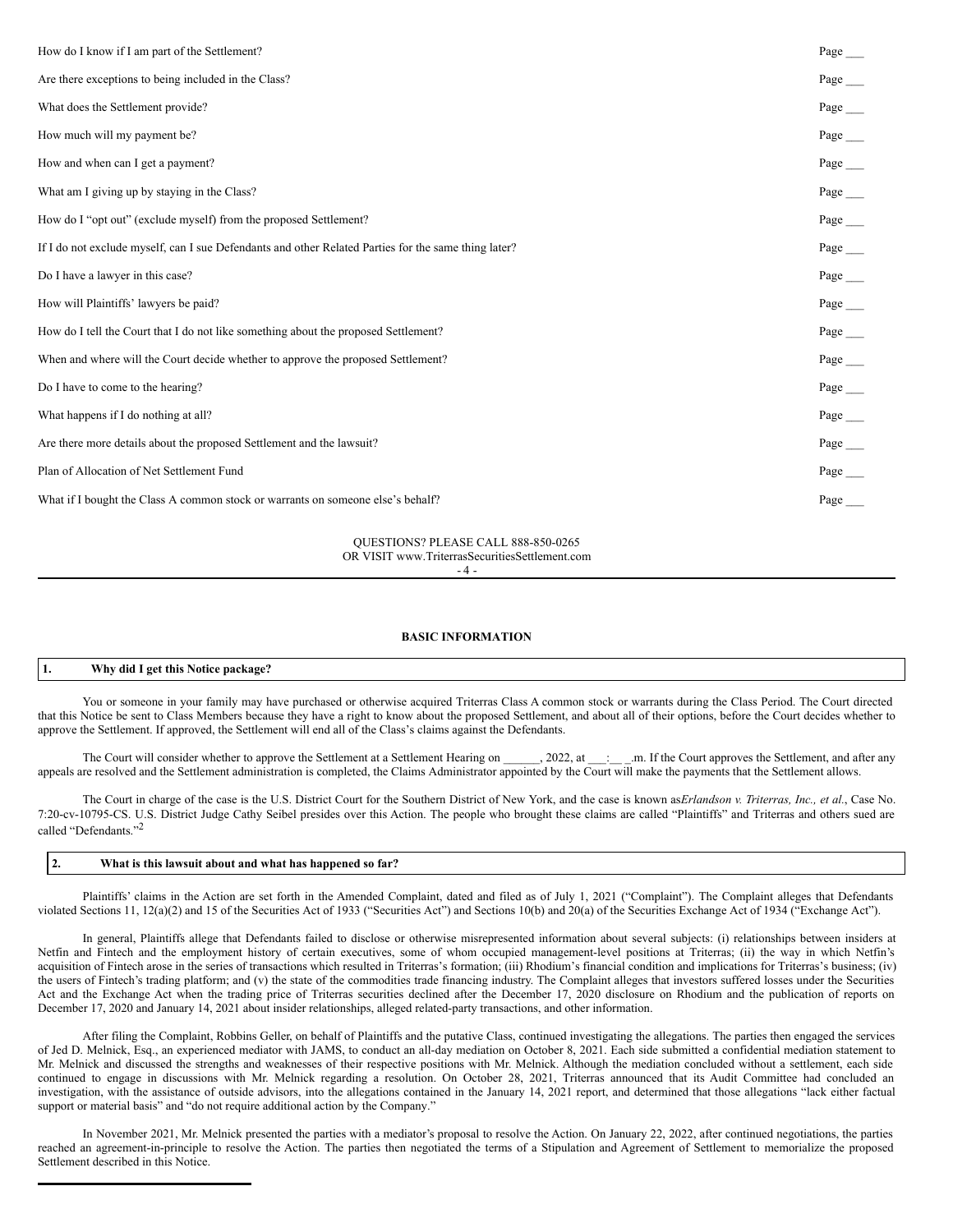| | |
|---|---|
| How do I know if I am part of the Settlement? | Page ___ |
| Are there exceptions to being included in the Class? | Page ___ |
| What does the Settlement provide? | Page ___ |
| How much will my payment be? | Page ___ |
| How and when can I get a payment? | Page ___ |
| What am I giving up by staying in the Class? | Page ___ |
| How do I "opt out" (exclude myself) from the proposed Settlement? | Page ___ |
| If I do not exclude myself, can I sue Defendants and other Related Parties for the same thing later? | Page ___ |
| Do I have a lawyer in this case? | Page ___ |
| How will Plaintiffs' lawyers be paid? | Page ___ |
| How do I tell the Court that I do not like something about the proposed Settlement? | Page ___ |
| When and where will the Court decide whether to approve the proposed Settlement? | Page ___ |
| Do I have to come to the hearing? | Page ___ |
| What happens if I do nothing at all? | Page ___ |
| Are there more details about the proposed Settlement and the lawsuit? | Page ___ |
| Plan of Allocation of Net Settlement Fund | Page ___ |
| What if I bought the Class A common stock or warrants on someone else's behalf? | Page ___ |

QUESTIONS? PLEASE CALL 888-850-0265
OR VISIT www.TriterrasSecuritiesSettlement.com

## BASIC INFORMATION

**1. Why did I get this Notice package?**

You or someone in your family may have purchased or otherwise acquired Triterras Class A common stock or warrants during the Class Period. The Court directed that this Notice be sent to Class Members because they have a right to know about the proposed Settlement, and about all of their options, before the Court decides whether to approve the Settlement. If approved, the Settlement will end all of the Class's claims against the Defendants.

The Court will consider whether to approve the Settlement at a Settlement Hearing on ______, 2022, at ___:__ _.m. If the Court approves the Settlement, and after any appeals are resolved and the Settlement administration is completed, the Claims Administrator appointed by the Court will make the payments that the Settlement allows.

The Court in charge of the case is the U.S. District Court for the Southern District of New York, and the case is known as *Erlandson v. Triterras, Inc., et al.*, Case No. 7:20-cv-10795-CS. U.S. District Judge Cathy Seibel presides over this Action. The people who brought these claims are called "Plaintiffs" and Triterras and others sued are called "Defendants."[2]

**2. What is this lawsuit about and what has happened so far?**

Plaintiffs' claims in the Action are set forth in the Amended Complaint, dated and filed as of July 1, 2021 ("Complaint"). The Complaint alleges that Defendants violated Sections 11, 12(a)(2) and 15 of the Securities Act of 1933 ("Securities Act") and Sections 10(b) and 20(a) of the Securities Exchange Act of 1934 ("Exchange Act").

In general, Plaintiffs allege that Defendants failed to disclose or otherwise misrepresented information about several subjects: (i) relationships between insiders at Netfin and Fintech and the employment history of certain executives, some of whom occupied management-level positions at Triterras; (ii) the way in which Netfin's acquisition of Fintech arose in the series of transactions which resulted in Triterras's formation; (iii) Rhodium's financial condition and implications for Triterras's business; (iv) the users of Fintech's trading platform; and (v) the state of the commodities trade financing industry. The Complaint alleges that investors suffered losses under the Securities Act and the Exchange Act when the trading price of Triterras securities declined after the December 17, 2020 disclosure on Rhodium and the publication of reports on December 17, 2020 and January 14, 2021 about insider relationships, alleged related-party transactions, and other information.

After filing the Complaint, Robbins Geller, on behalf of Plaintiffs and the putative Class, continued investigating the allegations. The parties then engaged the services of Jed D. Melnick, Esq., an experienced mediator with JAMS, to conduct an all-day mediation on October 8, 2021. Each side submitted a confidential mediation statement to Mr. Melnick and discussed the strengths and weaknesses of their respective positions with Mr. Melnick. Although the mediation concluded without a settlement, each side continued to engage in discussions with Mr. Melnick regarding a resolution. On October 28, 2021, Triterras announced that its Audit Committee had concluded an investigation, with the assistance of outside advisors, into the allegations contained in the January 14, 2021 report, and determined that those allegations "lack either factual support or material basis" and "do not require additional action by the Company."

In November 2021, Mr. Melnick presented the parties with a mediator's proposal to resolve the Action. On January 22, 2022, after continued negotiations, the parties reached an agreement-in-principle to resolve the Action. The parties then negotiated the terms of a Stipulation and Agreement of Settlement to memorialize the proposed Settlement described in this Notice.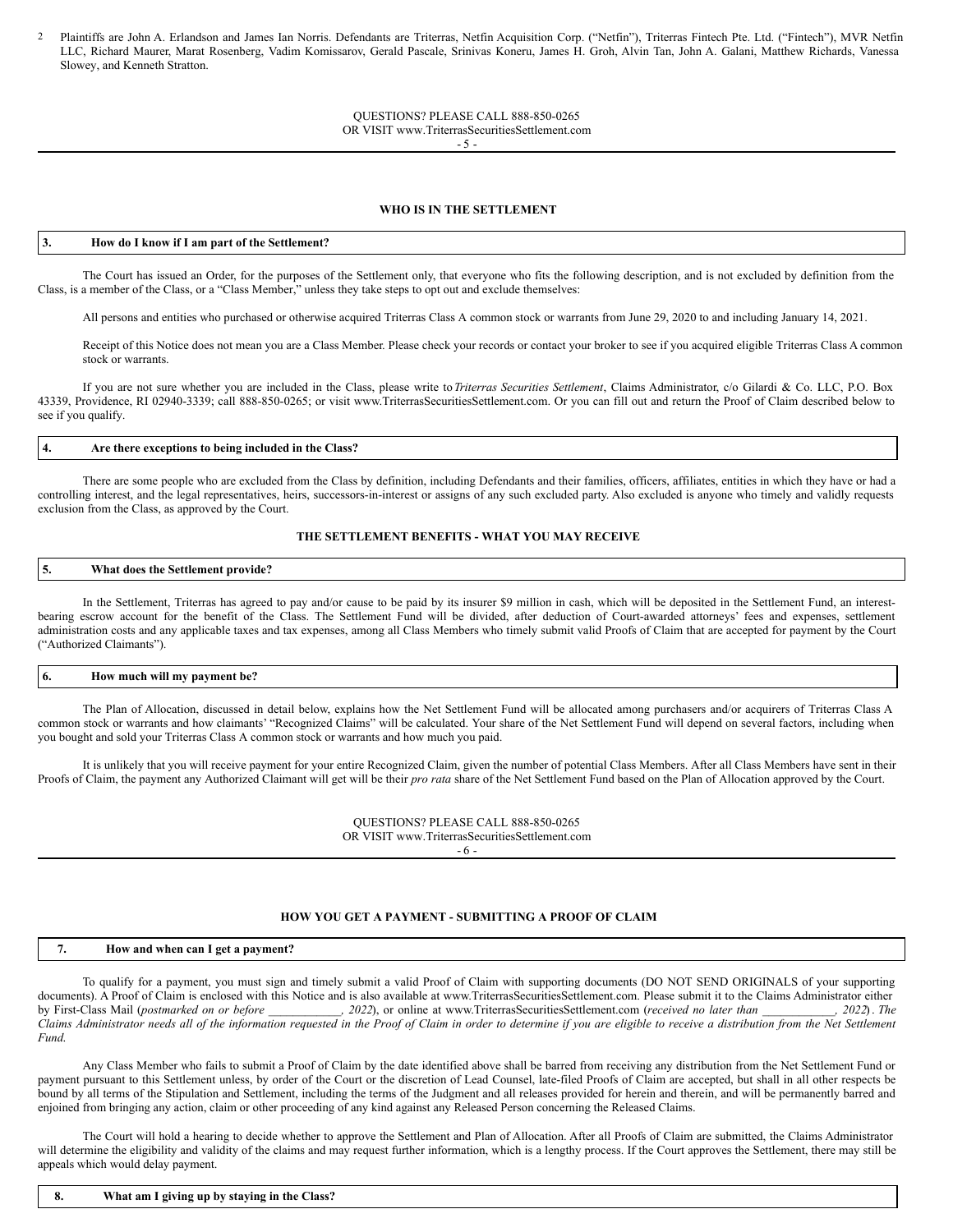[2] Plaintiffs are John A. Erlandson and James Ian Norris. Defendants are Triterras, Netfin Acquisition Corp. ("Netfin"), Triterras Fintech Pte. Ltd. ("Fintech"), MVR Netfin LLC, Richard Maurer, Marat Rosenberg, Vadim Komissarov, Gerald Pascale, Srinivas Koneru, James H. Groh, Alvin Tan, John A. Galani, Matthew Richards, Vanessa Slowey, and Kenneth Stratton.

## WHO IS IN THE SETTLEMENT

### 3. How do I know if I am part of the Settlement?

The Court has issued an Order, for the purposes of the Settlement only, that everyone who fits the following description, and is not excluded by definition from the Class, is a member of the Class, or a "Class Member," unless they take steps to opt out and exclude themselves:

All persons and entities who purchased or otherwise acquired Triterras Class A common stock or warrants from June 29, 2020 to and including January 14, 2021.

Receipt of this Notice does not mean you are a Class Member. Please check your records or contact your broker to see if you acquired eligible Triterras Class A common stock or warrants.

If you are not sure whether you are included in the Class, please write to *Triterras Securities Settlement*, Claims Administrator, c/o Gilardi & Co. LLC, P.O. Box 43339, Providence, RI 02940-3339; call 888-850-0265; or visit www.TriterrasSecuritiesSettlement.com. Or you can fill out and return the Proof of Claim described below to see if you qualify.

### 4. Are there exceptions to being included in the Class?

There are some people who are excluded from the Class by definition, including Defendants and their families, officers, affiliates, entities in which they have or had a controlling interest, and the legal representatives, heirs, successors-in-interest or assigns of any such excluded party. Also excluded is anyone who timely and validly requests exclusion from the Class, as approved by the Court.

## THE SETTLEMENT BENEFITS - WHAT YOU MAY RECEIVE

### 5. What does the Settlement provide?

In the Settlement, Triterras has agreed to pay and/or cause to be paid by its insurer $9 million in cash, which will be deposited in the Settlement Fund, an interest-bearing escrow account for the benefit of the Class. The Settlement Fund will be divided, after deduction of Court-awarded attorneys' fees and expenses, settlement administration costs and any applicable taxes and tax expenses, among all Class Members who timely submit valid Proofs of Claim that are accepted for payment by the Court ("Authorized Claimants").

### 6. How much will my payment be?

The Plan of Allocation, discussed in detail below, explains how the Net Settlement Fund will be allocated among purchasers and/or acquirers of Triterras Class A common stock or warrants and how claimants' "Recognized Claims" will be calculated. Your share of the Net Settlement Fund will depend on several factors, including when you bought and sold your Triterras Class A common stock or warrants and how much you paid.

It is unlikely that you will receive payment for your entire Recognized Claim, given the number of potential Class Members. After all Class Members have sent in their Proofs of Claim, the payment any Authorized Claimant will get will be their *pro rata* share of the Net Settlement Fund based on the Plan of Allocation approved by the Court.

## HOW YOU GET A PAYMENT - SUBMITTING A PROOF OF CLAIM

### 7. How and when can I get a payment?

To qualify for a payment, you must sign and timely submit a valid Proof of Claim with supporting documents (DO NOT SEND ORIGINALS of your supporting documents). A Proof of Claim is enclosed with this Notice and is also available at www.TriterrasSecuritiesSettlement.com. Please submit it to the Claims Administrator either by First-Class Mail (*postmarked on or before \_\_\_\_\_\_\_\_\_\_\_\_, 2022*), or online at www.TriterrasSecuritiesSettlement.com (*received no later than \_\_\_\_\_\_\_\_\_\_\_\_, 2022*). *The Claims Administrator needs all of the information requested in the Proof of Claim in order to determine if you are eligible to receive a distribution from the Net Settlement Fund.*

Any Class Member who fails to submit a Proof of Claim by the date identified above shall be barred from receiving any distribution from the Net Settlement Fund or payment pursuant to this Settlement unless, by order of the Court or the discretion of Lead Counsel, late-filed Proofs of Claim are accepted, but shall in all other respects be bound by all terms of the Stipulation and Settlement, including the terms of the Judgment and all releases provided for herein and therein, and will be permanently barred and enjoined from bringing any action, claim or other proceeding of any kind against any Released Person concerning the Released Claims.

The Court will hold a hearing to decide whether to approve the Settlement and Plan of Allocation. After all Proofs of Claim are submitted, the Claims Administrator will determine the eligibility and validity of the claims and may request further information, which is a lengthy process. If the Court approves the Settlement, there may still be appeals which would delay payment.

### 8. What am I giving up by staying in the Class?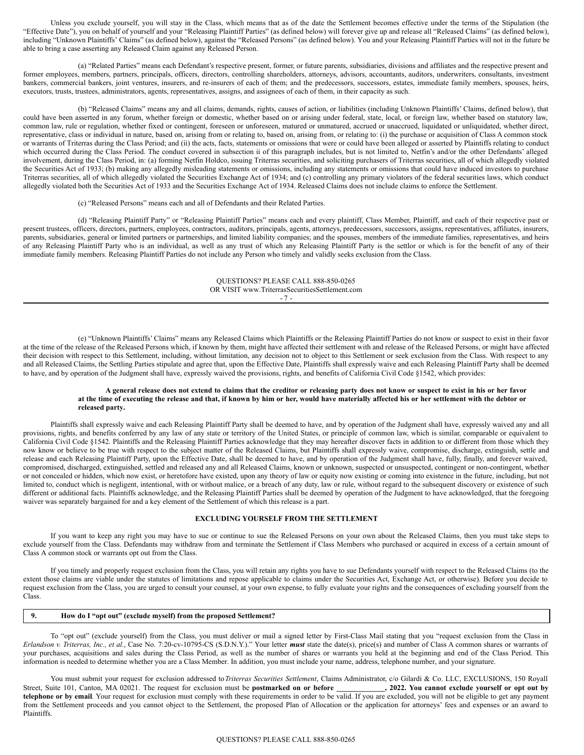Unless you exclude yourself, you will stay in the Class, which means that as of the date the Settlement becomes effective under the terms of the Stipulation (the "Effective Date"), you on behalf of yourself and your "Releasing Plaintiff Parties" (as defined below) will forever give up and release all "Released Claims" (as defined below), including "Unknown Plaintiffs' Claims" (as defined below), against the "Released Persons" (as defined below). You and your Releasing Plaintiff Parties will not in the future be able to bring a case asserting any Released Claim against any Released Person.

(a) "Related Parties" means each Defendant's respective present, former, or future parents, subsidiaries, divisions and affiliates and the respective present and former employees, members, partners, principals, officers, directors, controlling shareholders, attorneys, advisors, accountants, auditors, underwriters, consultants, investment bankers, commercial bankers, joint ventures, insurers, and re-insurers of each of them; and the predecessors, successors, estates, immediate family members, spouses, heirs, executors, trusts, trustees, administrators, agents, representatives, assigns, and assignees of each of them, in their capacity as such.

(b) "Released Claims" means any and all claims, demands, rights, causes of action, or liabilities (including Unknown Plaintiffs' Claims, defined below), that could have been asserted in any forum, whether foreign or domestic, whether based on or arising under federal, state, local, or foreign law, whether based on statutory law, common law, rule or regulation, whether fixed or contingent, foreseen or unforeseen, matured or unmatured, accrued or unaccrued, liquidated or unliquidated, whether direct, representative, class or individual in nature, based on, arising from or relating to, based on, arising from, or relating to: (i) the purchase or acquisition of Class A common stock or warrants of Triterras during the Class Period; and (ii) the acts, facts, statements or omissions that were or could have been alleged or asserted by Plaintiffs relating to conduct which occurred during the Class Period. The conduct covered in subsection ii of this paragraph includes, but is not limited to, Netfin's and/or the other Defendants' alleged involvement, during the Class Period, in: (a) forming Netfin Holdco, issuing Triterras securities, and soliciting purchasers of Triterras securities, all of which allegedly violated the Securities Act of 1933; (b) making any allegedly misleading statements or omissions, including any statements or omissions that could have induced investors to purchase Triterras securities, all of which allegedly violated the Securities Exchange Act of 1934; and (c) controlling any primary violators of the federal securities laws, which conduct allegedly violated both the Securities Act of 1933 and the Securities Exchange Act of 1934. Released Claims does not include claims to enforce the Settlement.

(c) "Released Persons" means each and all of Defendants and their Related Parties.

(d) "Releasing Plaintiff Party" or "Releasing Plaintiff Parties" means each and every plaintiff, Class Member, Plaintiff, and each of their respective past or present trustees, officers, directors, partners, employees, contractors, auditors, principals, agents, attorneys, predecessors, successors, assigns, representatives, affiliates, insurers, parents, subsidiaries, general or limited partners or partnerships, and limited liability companies; and the spouses, members of the immediate families, representatives, and heirs of any Releasing Plaintiff Party who is an individual, as well as any trust of which any Releasing Plaintiff Party is the settlor or which is for the benefit of any of their immediate family members. Releasing Plaintiff Parties do not include any Person who timely and validly seeks exclusion from the Class.

(e) "Unknown Plaintiffs' Claims" means any Released Claims which Plaintiffs or the Releasing Plaintiff Parties do not know or suspect to exist in their favor at the time of the release of the Released Persons which, if known by them, might have affected their settlement with and release of the Released Persons, or might have affected their decision with respect to this Settlement, including, without limitation, any decision not to object to this Settlement or seek exclusion from the Class. With respect to any and all Released Claims, the Settling Parties stipulate and agree that, upon the Effective Date, Plaintiffs shall expressly waive and each Releasing Plaintiff Party shall be deemed to have, and by operation of the Judgment shall have, expressly waived the provisions, rights, and benefits of California Civil Code §1542, which provides:

> **A general release does not extend to claims that the creditor or releasing party does not know or suspect to exist in his or her favor at the time of executing the release and that, if known by him or her, would have materially affected his or her settlement with the debtor or released party.**

Plaintiffs shall expressly waive and each Releasing Plaintiff Party shall be deemed to have, and by operation of the Judgment shall have, expressly waived any and all provisions, rights, and benefits conferred by any law of any state or territory of the United States, or principle of common law, which is similar, comparable or equivalent to California Civil Code §1542. Plaintiffs and the Releasing Plaintiff Parties acknowledge that they may hereafter discover facts in addition to or different from those which they now know or believe to be true with respect to the subject matter of the Released Claims, but Plaintiffs shall expressly waive, compromise, discharge, extinguish, settle and release and each Releasing Plaintiff Party, upon the Effective Date, shall be deemed to have, and by operation of the Judgment shall have, fully, finally, and forever waived, compromised, discharged, extinguished, settled and released any and all Released Claims, known or unknown, suspected or unsuspected, contingent or non-contingent, whether or not concealed or hidden, which now exist, or heretofore have existed, upon any theory of law or equity now existing or coming into existence in the future, including, but not limited to, conduct which is negligent, intentional, with or without malice, or a breach of any duty, law or rule, without regard to the subsequent discovery or existence of such different or additional facts. Plaintiffs acknowledge, and the Releasing Plaintiff Parties shall be deemed by operation of the Judgment to have acknowledged, that the foregoing waiver was separately bargained for and a key element of the Settlement of which this release is a part.

## EXCLUDING YOURSELF FROM THE SETTLEMENT

If you want to keep any right you may have to sue or continue to sue the Released Persons on your own about the Released Claims, then you must take steps to exclude yourself from the Class. Defendants may withdraw from and terminate the Settlement if Class Members who purchased or acquired in excess of a certain amount of Class A common stock or warrants opt out from the Class.

If you timely and properly request exclusion from the Class, you will retain any rights you have to sue Defendants yourself with respect to the Released Claims (to the extent those claims are viable under the statutes of limitations and repose applicable to claims under the Securities Act, Exchange Act, or otherwise). Before you decide to request exclusion from the Class, you are urged to consult your counsel, at your own expense, to fully evaluate your rights and the consequences of excluding yourself from the Class.

### 9. How do I "opt out" (exclude myself) from the proposed Settlement?

To "opt out" (exclude yourself) from the Class, you must deliver or mail a signed letter by First-Class Mail stating that you "request exclusion from the Class in *Erlandson v. Triterras, Inc., et al.*, Case No. 7:20-cv-10795-CS (S.D.N.Y.)." Your letter ***must*** state the date(s), price(s) and number of Class A common shares or warrants of your purchases, acquisitions and sales during the Class Period, as well as the number of shares or warrants you held at the beginning and end of the Class Period. This information is needed to determine whether you are a Class Member. In addition, you must include your name, address, telephone number, and your signature.

You must submit your request for exclusion addressed to *Triterras Securities Settlement*, Claims Administrator, c/o Gilardi & Co. LLC, EXCLUSIONS, 150 Royall Street, Suite 101, Canton, MA 02021. The request for exclusion must be **postmarked on or before _____________, 2022. You cannot exclude yourself or opt out by telephone or by email**. Your request for exclusion must comply with these requirements in order to be valid. If you are excluded, you will not be eligible to get any payment from the Settlement proceeds and you cannot object to the Settlement, the proposed Plan of Allocation or the application for attorneys' fees and expenses or an award to Plaintiffs.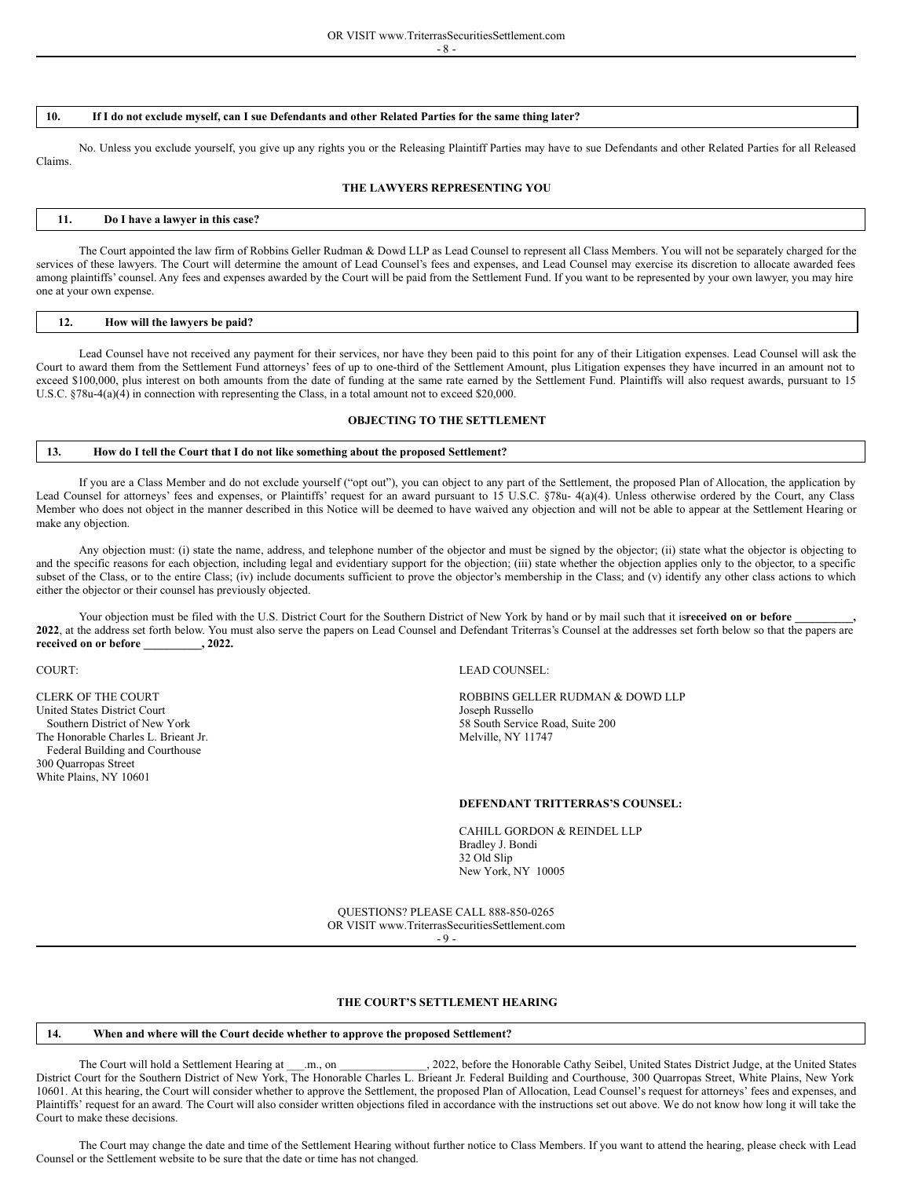## 10. If I do not exclude myself, can I sue Defendants and other Related Parties for the same thing later?

No. Unless you exclude yourself, you give up any rights you or the Releasing Plaintiff Parties may have to sue Defendants and other Related Parties for all Released Claims.

### THE LAWYERS REPRESENTING YOU

## 11. Do I have a lawyer in this case?

The Court appointed the law firm of Robbins Geller Rudman & Dowd LLP as Lead Counsel to represent all Class Members. You will not be separately charged for the services of these lawyers. The Court will determine the amount of Lead Counsel's fees and expenses, and Lead Counsel may exercise its discretion to allocate awarded fees among plaintiffs' counsel. Any fees and expenses awarded by the Court will be paid from the Settlement Fund. If you want to be represented by your own lawyer, you may hire one at your own expense.

## 12. How will the lawyers be paid?

Lead Counsel have not received any payment for their services, nor have they been paid to this point for any of their Litigation expenses. Lead Counsel will ask the Court to award them from the Settlement Fund attorneys' fees of up to one-third of the Settlement Amount, plus Litigation expenses they have incurred in an amount not to exceed $100,000, plus interest on both amounts from the date of funding at the same rate earned by the Settlement Fund. Plaintiffs will also request awards, pursuant to 15 U.S.C. §78u-4(a)(4) in connection with representing the Class, in a total amount not to exceed $20,000.

### OBJECTING TO THE SETTLEMENT

## 13. How do I tell the Court that I do not like something about the proposed Settlement?

If you are a Class Member and do not exclude yourself ("opt out"), you can object to any part of the Settlement, the proposed Plan of Allocation, the application by Lead Counsel for attorneys' fees and expenses, or Plaintiffs' request for an award pursuant to 15 U.S.C. §78u- 4(a)(4). Unless otherwise ordered by the Court, any Class Member who does not object in the manner described in this Notice will be deemed to have waived any objection and will not be able to appear at the Settlement Hearing or make any objection.

Any objection must: (i) state the name, address, and telephone number of the objector and must be signed by the objector; (ii) state what the objector is objecting to and the specific reasons for each objection, including legal and evidentiary support for the objection; (iii) state whether the objection applies only to the objector, to a specific subset of the Class, or to the entire Class; (iv) include documents sufficient to prove the objector's membership in the Class; and (v) identify any other class actions to which either the objector or their counsel has previously objected.

Your objection must be filed with the U.S. District Court for the Southern District of New York by hand or by mail such that it is **received on or before __________, 2022**, at the address set forth below. You must also serve the papers on Lead Counsel and Defendant Triterras's Counsel at the addresses set forth below so that the papers are **received on or before __________, 2022.**

COURT:

CLERK OF THE COURT
United States District Court
Southern District of New York
The Honorable Charles L. Brieant Jr.
Federal Building and Courthouse
300 Quarropas Street
White Plains, NY 10601

LEAD COUNSEL:

ROBBINS GELLER RUDMAN & DOWD LLP
Joseph Russello
58 South Service Road, Suite 200
Melville, NY 11747

**DEFENDANT TRITTERRAS'S COUNSEL:**

CAHILL GORDON & REINDEL LLP
Bradley J. Bondi
32 Old Slip
New York, NY 10005

### THE COURT'S SETTLEMENT HEARING

## 14. When and where will the Court decide whether to approve the proposed Settlement?

The Court will hold a Settlement Hearing at ___.m., on _______________, 2022, before the Honorable Cathy Seibel, United States District Judge, at the United States District Court for the Southern District of New York, The Honorable Charles L. Brieant Jr. Federal Building and Courthouse, 300 Quarropas Street, White Plains, New York 10601. At this hearing, the Court will consider whether to approve the Settlement, the proposed Plan of Allocation, Lead Counsel's request for attorneys' fees and expenses, and Plaintiffs' request for an award. The Court will also consider written objections filed in accordance with the instructions set out above. We do not know how long it will take the Court to make these decisions.

The Court may change the date and time of the Settlement Hearing without further notice to Class Members. If you want to attend the hearing, please check with Lead Counsel or the Settlement website to be sure that the date or time has not changed.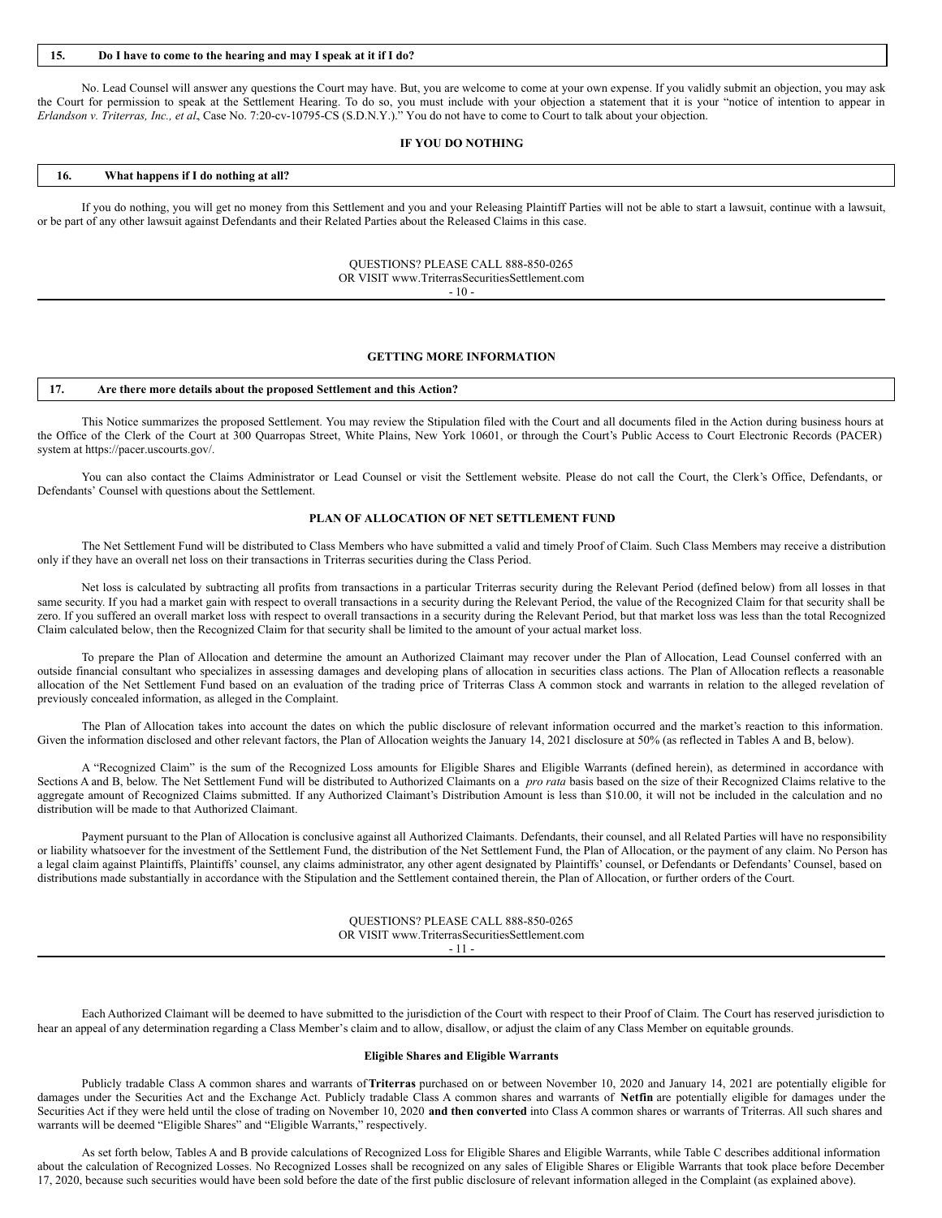## 15. Do I have to come to the hearing and may I speak at it if I do?

No. Lead Counsel will answer any questions the Court may have. But, you are welcome to come at your own expense. If you validly submit an objection, you may ask the Court for permission to speak at the Settlement Hearing. To do so, you must include with your objection a statement that it is your "notice of intention to appear in *Erlandson v. Triterras, Inc., et al*, Case No. 7:20-cv-10795-CS (S.D.N.Y.)." You do not have to come to Court to talk about your objection.

**IF YOU DO NOTHING**

## 16. What happens if I do nothing at all?

If you do nothing, you will get no money from this Settlement and you and your Releasing Plaintiff Parties will not be able to start a lawsuit, continue with a lawsuit, or be part of any other lawsuit against Defendants and their Related Parties about the Released Claims in this case.

**GETTING MORE INFORMATION**

## 17. Are there more details about the proposed Settlement and this Action?

This Notice summarizes the proposed Settlement. You may review the Stipulation filed with the Court and all documents filed in the Action during business hours at the Office of the Clerk of the Court at 300 Quarropas Street, White Plains, New York 10601, or through the Court's Public Access to Court Electronic Records (PACER) system at https://pacer.uscourts.gov/.

You can also contact the Claims Administrator or Lead Counsel or visit the Settlement website. Please do not call the Court, the Clerk's Office, Defendants, or Defendants' Counsel with questions about the Settlement.

**PLAN OF ALLOCATION OF NET SETTLEMENT FUND**

The Net Settlement Fund will be distributed to Class Members who have submitted a valid and timely Proof of Claim. Such Class Members may receive a distribution only if they have an overall net loss on their transactions in Triterras securities during the Class Period.

Net loss is calculated by subtracting all profits from transactions in a particular Triterras security during the Relevant Period (defined below) from all losses in that same security. If you had a market gain with respect to overall transactions in a security during the Relevant Period, the value of the Recognized Claim for that security shall be zero. If you suffered an overall market loss with respect to overall transactions in a security during the Relevant Period, but that market loss was less than the total Recognized Claim calculated below, then the Recognized Claim for that security shall be limited to the amount of your actual market loss.

To prepare the Plan of Allocation and determine the amount an Authorized Claimant may recover under the Plan of Allocation, Lead Counsel conferred with an outside financial consultant who specializes in assessing damages and developing plans of allocation in securities class actions. The Plan of Allocation reflects a reasonable allocation of the Net Settlement Fund based on an evaluation of the trading price of Triterras Class A common stock and warrants in relation to the alleged revelation of previously concealed information, as alleged in the Complaint.

The Plan of Allocation takes into account the dates on which the public disclosure of relevant information occurred and the market's reaction to this information. Given the information disclosed and other relevant factors, the Plan of Allocation weights the January 14, 2021 disclosure at 50% (as reflected in Tables A and B, below).

A "Recognized Claim" is the sum of the Recognized Loss amounts for Eligible Shares and Eligible Warrants (defined herein), as determined in accordance with Sections A and B, below. The Net Settlement Fund will be distributed to Authorized Claimants on a *pro rata* basis based on the size of their Recognized Claims relative to the aggregate amount of Recognized Claims submitted. If any Authorized Claimant's Distribution Amount is less than \$10.00, it will not be included in the calculation and no distribution will be made to that Authorized Claimant.

Payment pursuant to the Plan of Allocation is conclusive against all Authorized Claimants. Defendants, their counsel, and all Related Parties will have no responsibility or liability whatsoever for the investment of the Settlement Fund, the distribution of the Net Settlement Fund, the Plan of Allocation, or the payment of any claim. No Person has a legal claim against Plaintiffs, Plaintiffs' counsel, any claims administrator, any other agent designated by Plaintiffs' counsel, or Defendants or Defendants' Counsel, based on distributions made substantially in accordance with the Stipulation and the Settlement contained therein, the Plan of Allocation, or further orders of the Court.

Each Authorized Claimant will be deemed to have submitted to the jurisdiction of the Court with respect to their Proof of Claim. The Court has reserved jurisdiction to hear an appeal of any determination regarding a Class Member's claim and to allow, disallow, or adjust the claim of any Class Member on equitable grounds.

**Eligible Shares and Eligible Warrants**

Publicly tradable Class A common shares and warrants of **Triterras** purchased on or between November 10, 2020 and January 14, 2021 are potentially eligible for damages under the Securities Act and the Exchange Act. Publicly tradable Class A common shares and warrants of **Netfin** are potentially eligible for damages under the Securities Act if they were held until the close of trading on November 10, 2020 **and then converted** into Class A common shares or warrants of Triterras. All such shares and warrants will be deemed "Eligible Shares" and "Eligible Warrants," respectively.

As set forth below, Tables A and B provide calculations of Recognized Loss for Eligible Shares and Eligible Warrants, while Table C describes additional information about the calculation of Recognized Losses. No Recognized Losses shall be recognized on any sales of Eligible Shares or Eligible Warrants that took place before December 17, 2020, because such securities would have been sold before the date of the first public disclosure of relevant information alleged in the Complaint (as explained above).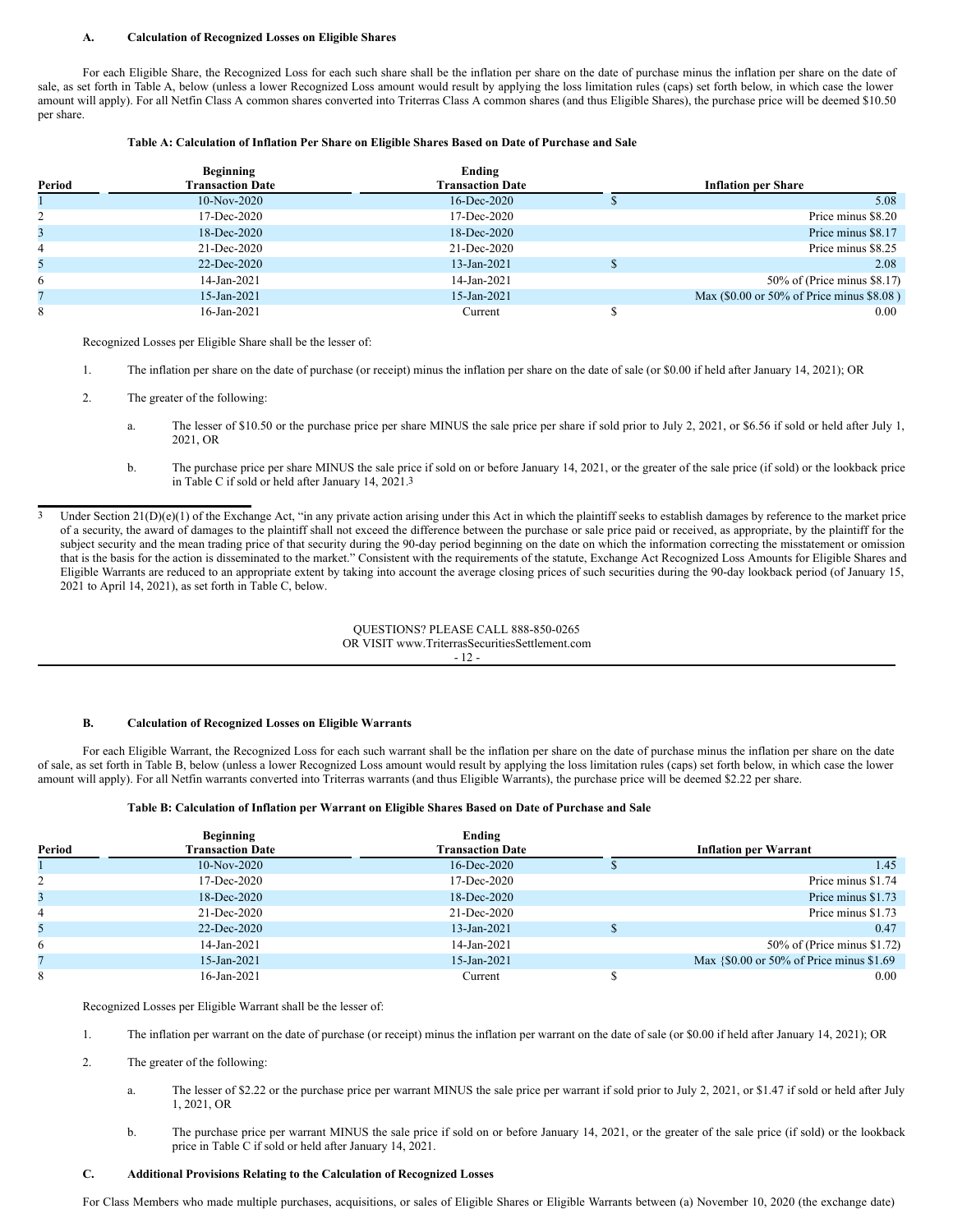### A. Calculation of Recognized Losses on Eligible Shares

For each Eligible Share, the Recognized Loss for each such share shall be the inflation per share on the date of purchase minus the inflation per share on the date of sale, as set forth in Table A, below (unless a lower Recognized Loss amount would result by applying the loss limitation rules (caps) set forth below, in which case the lower amount will apply). For all Netfin Class A common shares converted into Triterras Class A common shares (and thus Eligible Shares), the purchase price will be deemed $10.50 per share.

**Table A: Calculation of Inflation Per Share on Eligible Shares Based on Date of Purchase and Sale**

| Period | Beginning Transaction Date | Ending Transaction Date | Inflation per Share |
|---|---|---|---|
| 1 | 10-Nov-2020 | 16-Dec-2020 | $ 5.08 |
| 2 | 17-Dec-2020 | 17-Dec-2020 | Price minus $8.20 |
| 3 | 18-Dec-2020 | 18-Dec-2020 | Price minus $8.17 |
| 4 | 21-Dec-2020 | 21-Dec-2020 | Price minus $8.25 |
| 5 | 22-Dec-2020 | 13-Jan-2021 | $ 2.08 |
| 6 | 14-Jan-2021 | 14-Jan-2021 | 50% of (Price minus $8.17) |
| 7 | 15-Jan-2021 | 15-Jan-2021 | Max ($0.00 or 50% of Price minus $8.08 ) |
| 8 | 16-Jan-2021 | Current | $ 0.00 |

Recognized Losses per Eligible Share shall be the lesser of:

1. The inflation per share on the date of purchase (or receipt) minus the inflation per share on the date of sale (or $0.00 if held after January 14, 2021); OR
2. The greater of the following:
   a. The lesser of $10.50 or the purchase price per share MINUS the sale price per share if sold prior to July 2, 2021, or $6.56 if sold or held after July 1, 2021, OR
   b. The purchase price per share MINUS the sale price if sold on or before January 14, 2021, or the greater of the sale price (if sold) or the lookback price in Table C if sold or held after January 14, 2021.[3]

[3] Under Section 21(D)(e)(1) of the Exchange Act, "in any private action arising under this Act in which the plaintiff seeks to establish damages by reference to the market price of a security, the award of damages to the plaintiff shall not exceed the difference between the purchase or sale price paid or received, as appropriate, by the plaintiff for the subject security and the mean trading price of that security during the 90-day period beginning on the date on which the information correcting the misstatement or omission that is the basis for the action is disseminated to the market." Consistent with the requirements of the statute, Exchange Act Recognized Loss Amounts for Eligible Shares and Eligible Warrants are reduced to an appropriate extent by taking into account the average closing prices of such securities during the 90-day lookback period (of January 15, 2021 to April 14, 2021), as set forth in Table C, below.

### B. Calculation of Recognized Losses on Eligible Warrants

For each Eligible Warrant, the Recognized Loss for each such warrant shall be the inflation per share on the date of purchase minus the inflation per share on the date of sale, as set forth in Table B, below (unless a lower Recognized Loss amount would result by applying the loss limitation rules (caps) set forth below, in which case the lower amount will apply). For all Netfin warrants converted into Triterras warrants (and thus Eligible Warrants), the purchase price will be deemed $2.22 per share.

**Table B: Calculation of Inflation per Warrant on Eligible Shares Based on Date of Purchase and Sale**

| Period | Beginning Transaction Date | Ending Transaction Date | Inflation per Warrant |
|---|---|---|---|
| 1 | 10-Nov-2020 | 16-Dec-2020 | $ 1.45 |
| 2 | 17-Dec-2020 | 17-Dec-2020 | Price minus $1.74 |
| 3 | 18-Dec-2020 | 18-Dec-2020 | Price minus $1.73 |
| 4 | 21-Dec-2020 | 21-Dec-2020 | Price minus $1.73 |
| 5 | 22-Dec-2020 | 13-Jan-2021 | $ 0.47 |
| 6 | 14-Jan-2021 | 14-Jan-2021 | 50% of (Price minus $1.72) |
| 7 | 15-Jan-2021 | 15-Jan-2021 | Max {$0.00 or 50% of Price minus $1.69 |
| 8 | 16-Jan-2021 | Current | $ 0.00 |

Recognized Losses per Eligible Warrant shall be the lesser of:

1. The inflation per warrant on the date of purchase (or receipt) minus the inflation per warrant on the date of sale (or $0.00 if held after January 14, 2021); OR
2. The greater of the following:
   a. The lesser of $2.22 or the purchase price per warrant MINUS the sale price per warrant if sold prior to July 2, 2021, or $1.47 if sold or held after July 1, 2021, OR
   b. The purchase price per warrant MINUS the sale price if sold on or before January 14, 2021, or the greater of the sale price (if sold) or the lookback price in Table C if sold or held after January 14, 2021.

### C. Additional Provisions Relating to the Calculation of Recognized Losses

For Class Members who made multiple purchases, acquisitions, or sales of Eligible Shares or Eligible Warrants between (a) November 10, 2020 (the exchange date)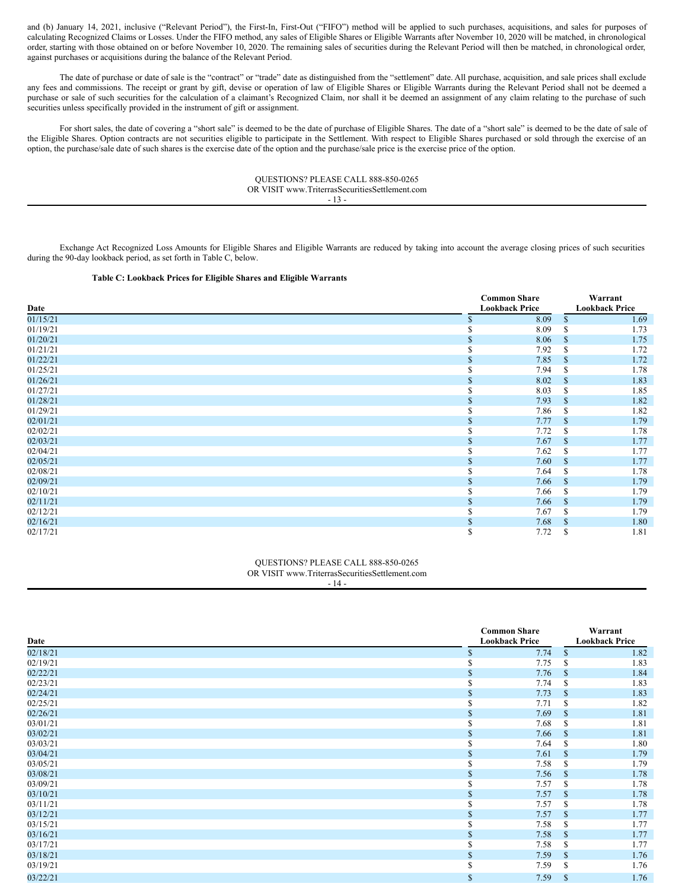and (b) January 14, 2021, inclusive ("Relevant Period"), the First-In, First-Out ("FIFO") method will be applied to such purchases, acquisitions, and sales for purposes of calculating Recognized Claims or Losses. Under the FIFO method, any sales of Eligible Shares or Eligible Warrants after November 10, 2020 will be matched, in chronological order, starting with those obtained on or before November 10, 2020. The remaining sales of securities during the Relevant Period will then be matched, in chronological order, against purchases or acquisitions during the balance of the Relevant Period.

The date of purchase or date of sale is the "contract" or "trade" date as distinguished from the "settlement" date. All purchase, acquisition, and sale prices shall exclude any fees and commissions. The receipt or grant by gift, devise or operation of law of Eligible Shares or Eligible Warrants during the Relevant Period shall not be deemed a purchase or sale of such securities for the calculation of a claimant's Recognized Claim, nor shall it be deemed an assignment of any claim relating to the purchase of such securities unless specifically provided in the instrument of gift or assignment.

For short sales, the date of covering a "short sale" is deemed to be the date of purchase of Eligible Shares. The date of a "short sale" is deemed to be the date of sale of the Eligible Shares. Option contracts are not securities eligible to participate in the Settlement. With respect to Eligible Shares purchased or sold through the exercise of an option, the purchase/sale date of such shares is the exercise date of the option and the purchase/sale price is the exercise price of the option.

QUESTIONS? PLEASE CALL 888-850-0265
OR VISIT www.TriterrasSecuritiesSettlement.com

Exchange Act Recognized Loss Amounts for Eligible Shares and Eligible Warrants are reduced by taking into account the average closing prices of such securities during the 90-day lookback period, as set forth in Table C, below.

**Table C: Lookback Prices for Eligible Shares and Eligible Warrants**

| Date | Common Share Lookback Price | Warrant Lookback Price |
|---|---|---|
| 01/15/21 | $ 8.09 | $ 1.69 |
| 01/19/21 | $ 8.09 | $ 1.73 |
| 01/20/21 | $ 8.06 | $ 1.75 |
| 01/21/21 | $ 7.92 | $ 1.72 |
| 01/22/21 | $ 7.85 | $ 1.72 |
| 01/25/21 | $ 7.94 | $ 1.78 |
| 01/26/21 | $ 8.02 | $ 1.83 |
| 01/27/21 | $ 8.03 | $ 1.85 |
| 01/28/21 | $ 7.93 | $ 1.82 |
| 01/29/21 | $ 7.86 | $ 1.82 |
| 02/01/21 | $ 7.77 | $ 1.79 |
| 02/02/21 | $ 7.72 | $ 1.78 |
| 02/03/21 | $ 7.67 | $ 1.77 |
| 02/04/21 | $ 7.62 | $ 1.77 |
| 02/05/21 | $ 7.60 | $ 1.77 |
| 02/08/21 | $ 7.64 | $ 1.78 |
| 02/09/21 | $ 7.66 | $ 1.79 |
| 02/10/21 | $ 7.66 | $ 1.79 |
| 02/11/21 | $ 7.66 | $ 1.79 |
| 02/12/21 | $ 7.67 | $ 1.79 |
| 02/16/21 | $ 7.68 | $ 1.80 |
| 02/17/21 | $ 7.72 | $ 1.81 |
| 02/18/21 | $ 7.74 | $ 1.82 |
| 02/19/21 | $ 7.75 | $ 1.83 |
| 02/22/21 | $ 7.76 | $ 1.84 |
| 02/23/21 | $ 7.74 | $ 1.83 |
| 02/24/21 | $ 7.73 | $ 1.83 |
| 02/25/21 | $ 7.71 | $ 1.82 |
| 02/26/21 | $ 7.69 | $ 1.81 |
| 03/01/21 | $ 7.68 | $ 1.81 |
| 03/02/21 | $ 7.66 | $ 1.81 |
| 03/03/21 | $ 7.64 | $ 1.80 |
| 03/04/21 | $ 7.61 | $ 1.79 |
| 03/05/21 | $ 7.58 | $ 1.79 |
| 03/08/21 | $ 7.56 | $ 1.78 |
| 03/09/21 | $ 7.57 | $ 1.78 |
| 03/10/21 | $ 7.57 | $ 1.78 |
| 03/11/21 | $ 7.57 | $ 1.78 |
| 03/12/21 | $ 7.57 | $ 1.77 |
| 03/15/21 | $ 7.58 | $ 1.77 |
| 03/16/21 | $ 7.58 | $ 1.77 |
| 03/17/21 | $ 7.58 | $ 1.77 |
| 03/18/21 | $ 7.59 | $ 1.76 |
| 03/19/21 | $ 7.59 | $ 1.76 |
| 03/22/21 | $ 7.59 | $ 1.76 |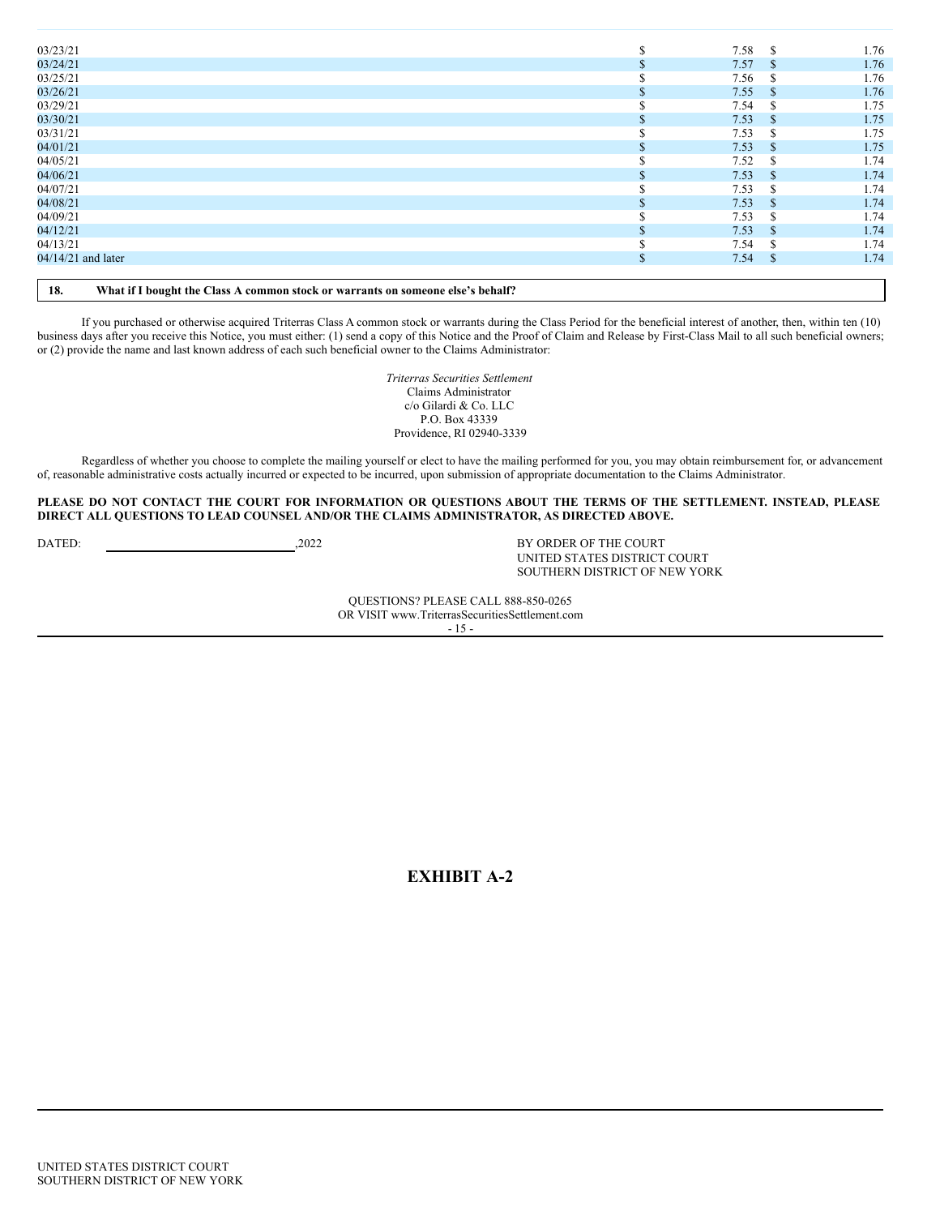| | | |
|---|---|---|
| 03/23/21 | $ 7.58 | $ 1.76 |
| 03/24/21 | $ 7.57 | $ 1.76 |
| 03/25/21 | $ 7.56 | $ 1.76 |
| 03/26/21 | $ 7.55 | $ 1.76 |
| 03/29/21 | $ 7.54 | $ 1.75 |
| 03/30/21 | $ 7.53 | $ 1.75 |
| 03/31/21 | $ 7.53 | $ 1.75 |
| 04/01/21 | $ 7.53 | $ 1.75 |
| 04/05/21 | $ 7.52 | $ 1.74 |
| 04/06/21 | $ 7.53 | $ 1.74 |
| 04/07/21 | $ 7.53 | $ 1.74 |
| 04/08/21 | $ 7.53 | $ 1.74 |
| 04/09/21 | $ 7.53 | $ 1.74 |
| 04/12/21 | $ 7.53 | $ 1.74 |
| 04/13/21 | $ 7.54 | $ 1.74 |
| 04/14/21 and later | $ 7.54 | $ 1.74 |

**18. What if I bought the Class A common stock or warrants on someone else's behalf?**

If you purchased or otherwise acquired Triterras Class A common stock or warrants during the Class Period for the beneficial interest of another, then, within ten (10) business days after you receive this Notice, you must either: (1) send a copy of this Notice and the Proof of Claim and Release by First-Class Mail to all such beneficial owners; or (2) provide the name and last known address of each such beneficial owner to the Claims Administrator:

*Triterras Securities Settlement*
Claims Administrator
c/o Gilardi & Co. LLC
P.O. Box 43339
Providence, RI 02940-3339

Regardless of whether you choose to complete the mailing yourself or elect to have the mailing performed for you, you may obtain reimbursement for, or advancement of, reasonable administrative costs actually incurred or expected to be incurred, upon submission of appropriate documentation to the Claims Administrator.

**PLEASE DO NOT CONTACT THE COURT FOR INFORMATION OR QUESTIONS ABOUT THE TERMS OF THE SETTLEMENT. INSTEAD, PLEASE DIRECT ALL QUESTIONS TO LEAD COUNSEL AND/OR THE CLAIMS ADMINISTRATOR, AS DIRECTED ABOVE.**

DATED: ____________________, 2022

BY ORDER OF THE COURT
UNITED STATES DISTRICT COURT
SOUTHERN DISTRICT OF NEW YORK

QUESTIONS? PLEASE CALL 888-850-0265
OR VISIT www.TriterrasSecuritiesSettlement.com

# EXHIBIT A-2

UNITED STATES DISTRICT COURT
SOUTHERN DISTRICT OF NEW YORK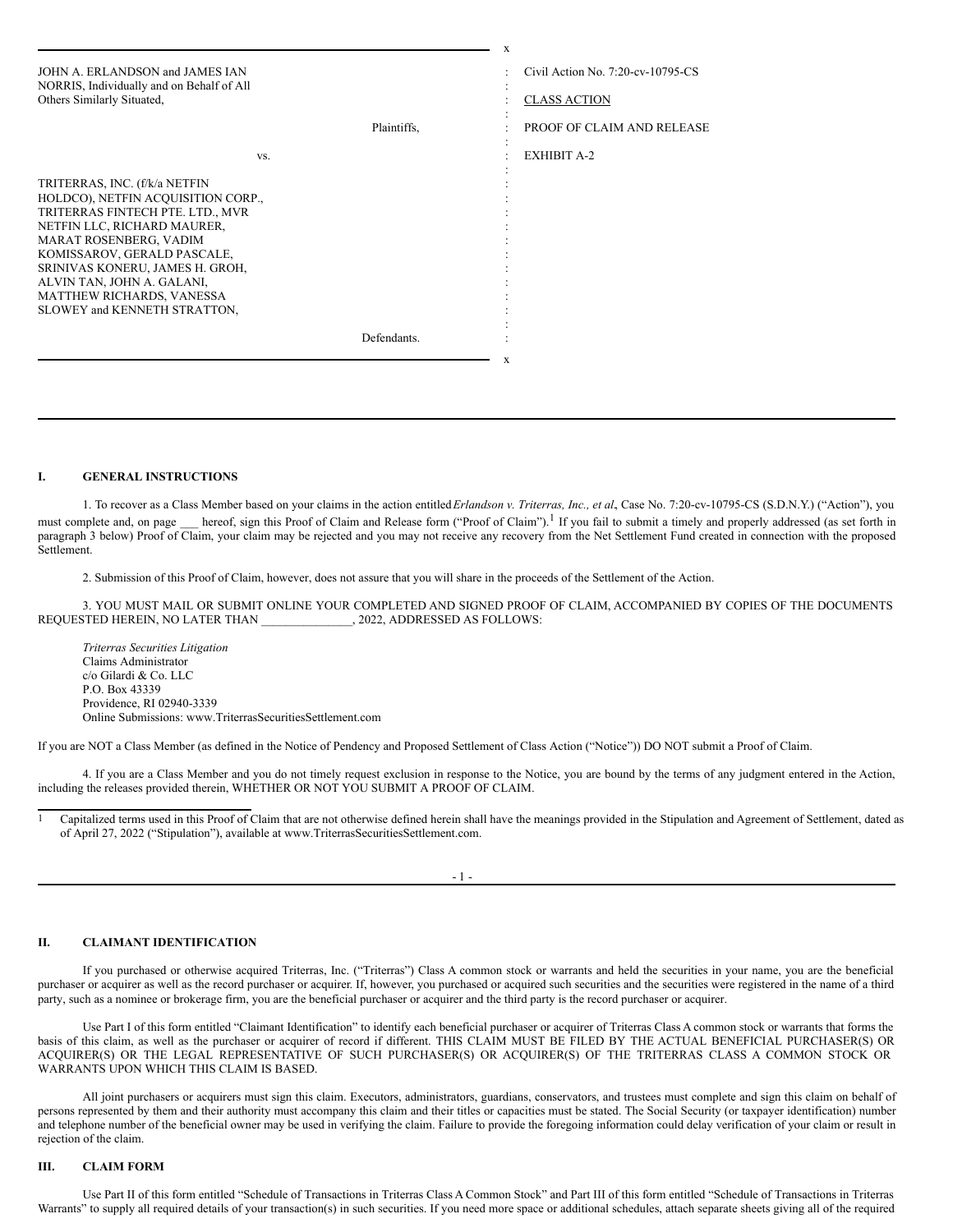| | | |
|---|---|---|
| JOHN A. ERLANDSON and JAMES IAN NORRIS, Individually and on Behalf of All Others Similarly Situated, | : | Civil Action No. 7:20-cv-10795-CS |
| | : | CLASS ACTION |
| Plaintiffs, | : | PROOF OF CLAIM AND RELEASE |
| vs. | : | EXHIBIT A-2 |
| TRITERRAS, INC. (f/k/a NETFIN HOLDCO), NETFIN ACQUISITION CORP., TRITERRAS FINTECH PTE. LTD., MVR NETFIN LLC, RICHARD MAURER, MARAT ROSENBERG, VADIM KOMISSAROV, GERALD PASCALE, SRINIVAS KONERU, JAMES H. GROH, ALVIN TAN, JOHN A. GALANI, MATTHEW RICHARDS, VANESSA SLOWEY and KENNETH STRATTON, | : | |
| Defendants. | : | |

## I. GENERAL INSTRUCTIONS

1. To recover as a Class Member based on your claims in the action entitled *Erlandson v. Triterras, Inc., et al*, Case No. 7:20-cv-10795-CS (S.D.N.Y.) ("Action"), you must complete and, on page ___ hereof, sign this Proof of Claim and Release form ("Proof of Claim").[1] If you fail to submit a timely and properly addressed (as set forth in paragraph 3 below) Proof of Claim, your claim may be rejected and you may not receive any recovery from the Net Settlement Fund created in connection with the proposed Settlement.

2. Submission of this Proof of Claim, however, does not assure that you will share in the proceeds of the Settlement of the Action.

3. YOU MUST MAIL OR SUBMIT ONLINE YOUR COMPLETED AND SIGNED PROOF OF CLAIM, ACCOMPANIED BY COPIES OF THE DOCUMENTS REQUESTED HEREIN, NO LATER THAN _______________, 2022, ADDRESSED AS FOLLOWS:

*Triterras Securities Litigation*
Claims Administrator
c/o Gilardi & Co. LLC
P.O. Box 43339
Providence, RI 02940-3339
Online Submissions: www.TriterrasSecuritiesSettlement.com

If you are NOT a Class Member (as defined in the Notice of Pendency and Proposed Settlement of Class Action ("Notice")) DO NOT submit a Proof of Claim.

4. If you are a Class Member and you do not timely request exclusion in response to the Notice, you are bound by the terms of any judgment entered in the Action, including the releases provided therein, WHETHER OR NOT YOU SUBMIT A PROOF OF CLAIM.

[1] Capitalized terms used in this Proof of Claim that are not otherwise defined herein shall have the meanings provided in the Stipulation and Agreement of Settlement, dated as of April 27, 2022 ("Stipulation"), available at www.TriterrasSecuritiesSettlement.com.

## II. CLAIMANT IDENTIFICATION

If you purchased or otherwise acquired Triterras, Inc. ("Triterras") Class A common stock or warrants and held the securities in your name, you are the beneficial purchaser or acquirer as well as the record purchaser or acquirer. If, however, you purchased or acquired such securities and the securities were registered in the name of a third party, such as a nominee or brokerage firm, you are the beneficial purchaser or acquirer and the third party is the record purchaser or acquirer.

Use Part I of this form entitled "Claimant Identification" to identify each beneficial purchaser or acquirer of Triterras Class A common stock or warrants that forms the basis of this claim, as well as the purchaser or acquirer of record if different. THIS CLAIM MUST BE FILED BY THE ACTUAL BENEFICIAL PURCHASER(S) OR ACQUIRER(S) OR THE LEGAL REPRESENTATIVE OF SUCH PURCHASER(S) OR ACQUIRER(S) OF THE TRITERRAS CLASS A COMMON STOCK OR WARRANTS UPON WHICH THIS CLAIM IS BASED.

All joint purchasers or acquirers must sign this claim. Executors, administrators, guardians, conservators, and trustees must complete and sign this claim on behalf of persons represented by them and their authority must accompany this claim and their titles or capacities must be stated. The Social Security (or taxpayer identification) number and telephone number of the beneficial owner may be used in verifying the claim. Failure to provide the foregoing information could delay verification of your claim or result in rejection of the claim.

## III. CLAIM FORM

Use Part II of this form entitled "Schedule of Transactions in Triterras Class A Common Stock" and Part III of this form entitled "Schedule of Transactions in Triterras Warrants" to supply all required details of your transaction(s) in such securities. If you need more space or additional schedules, attach separate sheets giving all of the required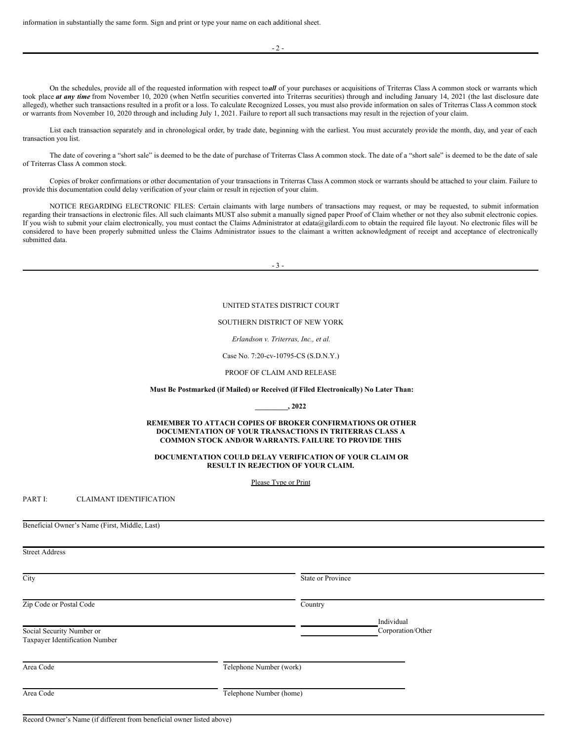information in substantially the same form. Sign and print or type your name on each additional sheet.

On the schedules, provide all of the requested information with respect to ***all*** of your purchases or acquisitions of Triterras Class A common stock or warrants which took place ***at any time*** from November 10, 2020 (when Netfin securities converted into Triterras securities) through and including January 14, 2021 (the last disclosure date alleged), whether such transactions resulted in a profit or a loss. To calculate Recognized Losses, you must also provide information on sales of Triterras Class A common stock or warrants from November 10, 2020 through and including July 1, 2021. Failure to report all such transactions may result in the rejection of your claim.

List each transaction separately and in chronological order, by trade date, beginning with the earliest. You must accurately provide the month, day, and year of each transaction you list.

The date of covering a "short sale" is deemed to be the date of purchase of Triterras Class A common stock. The date of a "short sale" is deemed to be the date of sale of Triterras Class A common stock.

Copies of broker confirmations or other documentation of your transactions in Triterras Class A common stock or warrants should be attached to your claim. Failure to provide this documentation could delay verification of your claim or result in rejection of your claim.

NOTICE REGARDING ELECTRONIC FILES: Certain claimants with large numbers of transactions may request, or may be requested, to submit information regarding their transactions in electronic files. All such claimants MUST also submit a manually signed paper Proof of Claim whether or not they also submit electronic copies. If you wish to submit your claim electronically, you must contact the Claims Administrator at edata@gilardi.com to obtain the required file layout. No electronic files will be considered to have been properly submitted unless the Claims Administrator issues to the claimant a written acknowledgment of receipt and acceptance of electronically submitted data.

UNITED STATES DISTRICT COURT

SOUTHERN DISTRICT OF NEW YORK

*Erlandson v. Triterras, Inc., et al.*

Case No. 7:20-cv-10795-CS (S.D.N.Y.)

PROOF OF CLAIM AND RELEASE

**Must Be Postmarked (if Mailed) or Received (if Filed Electronically) No Later Than:**

**_________, 2022**

**REMEMBER TO ATTACH COPIES OF BROKER CONFIRMATIONS OR OTHER DOCUMENTATION OF YOUR TRANSACTIONS IN TRITERRAS CLASS A COMMON STOCK AND/OR WARRANTS. FAILURE TO PROVIDE THIS DOCUMENTATION COULD DELAY VERIFICATION OF YOUR CLAIM OR RESULT IN REJECTION OF YOUR CLAIM.**

Please Type or Print

PART I: CLAIMANT IDENTIFICATION

______________________________________________
Beneficial Owner's Name (First, Middle, Last)

______________________________________________
Street Address

______________________________ ______________________________
City State or Province

______________________________ ______________________________
Zip Code or Postal Code Country

______________________________ __________ Individual
Social Security Number or __________ Corporation/Other
Taxpayer Identification Number

______________________________ ______________________________
Area Code Telephone Number (work)

______________________________ ______________________________
Area Code Telephone Number (home)

______________________________________________
Record Owner's Name (if different from beneficial owner listed above)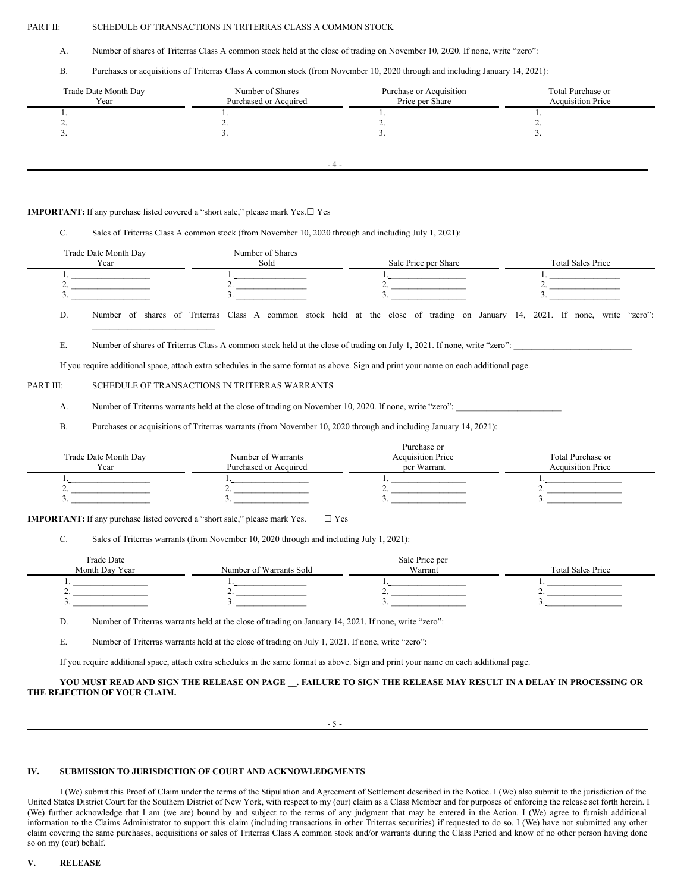PART II: SCHEDULE OF TRANSACTIONS IN TRITERRAS CLASS A COMMON STOCK

A. Number of shares of Triterras Class A common stock held at the close of trading on November 10, 2020. If none, write "zero":

B. Purchases or acquisitions of Triterras Class A common stock (from November 10, 2020 through and including January 14, 2021):

| Trade Date Month Day Year | Number of Shares Purchased or Acquired | Purchase or Acquisition Price per Share | Total Purchase or Acquisition Price |
|---|---|---|---|
| 1.\_\_\_\_\_\_\_\_\_\_ | 1.\_\_\_\_\_\_\_\_\_\_ | 1.\_\_\_\_\_\_\_\_\_\_ | 1.\_\_\_\_\_\_\_\_\_\_ |
| 2.\_\_\_\_\_\_\_\_\_\_ | 2.\_\_\_\_\_\_\_\_\_\_ | 2.\_\_\_\_\_\_\_\_\_\_ | 2.\_\_\_\_\_\_\_\_\_\_ |
| 3.\_\_\_\_\_\_\_\_\_\_ | 3.\_\_\_\_\_\_\_\_\_\_ | 3.\_\_\_\_\_\_\_\_\_\_ | 3.\_\_\_\_\_\_\_\_\_\_ |

**IMPORTANT:** If any purchase listed covered a "short sale," please mark Yes. ☐ Yes

C. Sales of Triterras Class A common stock (from November 10, 2020 through and including July 1, 2021):

| Trade Date Month Day Year | Number of Shares Sold | Sale Price per Share | Total Sales Price |
|---|---|---|---|
| 1.\_\_\_\_\_\_\_\_\_\_ | 1.\_\_\_\_\_\_\_\_\_\_ | 1.\_\_\_\_\_\_\_\_\_\_ | 1.\_\_\_\_\_\_\_\_\_\_ |
| 2.\_\_\_\_\_\_\_\_\_\_ | 2.\_\_\_\_\_\_\_\_\_\_ | 2.\_\_\_\_\_\_\_\_\_\_ | 2.\_\_\_\_\_\_\_\_\_\_ |
| 3.\_\_\_\_\_\_\_\_\_\_ | 3.\_\_\_\_\_\_\_\_\_\_ | 3.\_\_\_\_\_\_\_\_\_\_ | 3.\_\_\_\_\_\_\_\_\_\_ |

D. Number of shares of Triterras Class A common stock held at the close of trading on January 14, 2021. If none, write "zero": \_\_\_\_\_\_\_\_\_\_\_\_\_\_\_\_\_\_\_\_\_\_\_\_\_\_\_\_

E. Number of shares of Triterras Class A common stock held at the close of trading on July 1, 2021. If none, write "zero": \_\_\_\_\_\_\_\_\_\_\_\_\_\_\_\_\_\_\_\_\_\_\_\_\_\_\_\_

If you require additional space, attach extra schedules in the same format as above. Sign and print your name on each additional page.

PART III: SCHEDULE OF TRANSACTIONS IN TRITERRAS WARRANTS

A. Number of Triterras warrants held at the close of trading on November 10, 2020. If none, write "zero": \_\_\_\_\_\_\_\_\_\_\_\_\_\_\_\_\_\_\_\_\_\_\_\_\_\_\_\_

B. Purchases or acquisitions of Triterras warrants (from November 10, 2020 through and including January 14, 2021):

| Trade Date Month Day Year | Number of Warrants Purchased or Acquired | Purchase or Acquisition Price per Warrant | Total Purchase or Acquisition Price |
|---|---|---|---|
| 1.\_\_\_\_\_\_\_\_\_\_ | 1.\_\_\_\_\_\_\_\_\_\_ | 1.\_\_\_\_\_\_\_\_\_\_ | 1.\_\_\_\_\_\_\_\_\_\_ |
| 2.\_\_\_\_\_\_\_\_\_\_ | 2.\_\_\_\_\_\_\_\_\_\_ | 2.\_\_\_\_\_\_\_\_\_\_ | 2.\_\_\_\_\_\_\_\_\_\_ |
| 3.\_\_\_\_\_\_\_\_\_\_ | 3.\_\_\_\_\_\_\_\_\_\_ | 3.\_\_\_\_\_\_\_\_\_\_ | 3.\_\_\_\_\_\_\_\_\_\_ |

**IMPORTANT:** If any purchase listed covered a "short sale," please mark Yes. ☐ Yes

C. Sales of Triterras warrants (from November 10, 2020 through and including July 1, 2021):

| Trade Date Month Day Year | Number of Warrants Sold | Sale Price per Warrant | Total Sales Price |
|---|---|---|---|
| 1.\_\_\_\_\_\_\_\_\_\_ | 1.\_\_\_\_\_\_\_\_\_\_ | 1.\_\_\_\_\_\_\_\_\_\_ | 1.\_\_\_\_\_\_\_\_\_\_ |
| 2.\_\_\_\_\_\_\_\_\_\_ | 2.\_\_\_\_\_\_\_\_\_\_ | 2.\_\_\_\_\_\_\_\_\_\_ | 2.\_\_\_\_\_\_\_\_\_\_ |
| 3.\_\_\_\_\_\_\_\_\_\_ | 3.\_\_\_\_\_\_\_\_\_\_ | 3.\_\_\_\_\_\_\_\_\_\_ | 3.\_\_\_\_\_\_\_\_\_\_ |

D. Number of Triterras warrants held at the close of trading on January 14, 2021. If none, write "zero":

E. Number of Triterras warrants held at the close of trading on July 1, 2021. If none, write "zero":

If you require additional space, attach extra schedules in the same format as above. Sign and print your name on each additional page.

**YOU MUST READ AND SIGN THE RELEASE ON PAGE \_\_. FAILURE TO SIGN THE RELEASE MAY RESULT IN A DELAY IN PROCESSING OR THE REJECTION OF YOUR CLAIM.**

## IV. SUBMISSION TO JURISDICTION OF COURT AND ACKNOWLEDGMENTS

I (We) submit this Proof of Claim under the terms of the Stipulation and Agreement of Settlement described in the Notice. I (We) also submit to the jurisdiction of the United States District Court for the Southern District of New York, with respect to my (our) claim as a Class Member and for purposes of enforcing the release set forth herein. I (We) further acknowledge that I am (we are) bound by and subject to the terms of any judgment that may be entered in the Action. I (We) agree to furnish additional information to the Claims Administrator to support this claim (including transactions in other Triterras securities) if requested to do so. I (We) have not submitted any other claim covering the same purchases, acquisitions or sales of Triterras Class A common stock and/or warrants during the Class Period and know of no other person having done so on my (our) behalf.

## V. RELEASE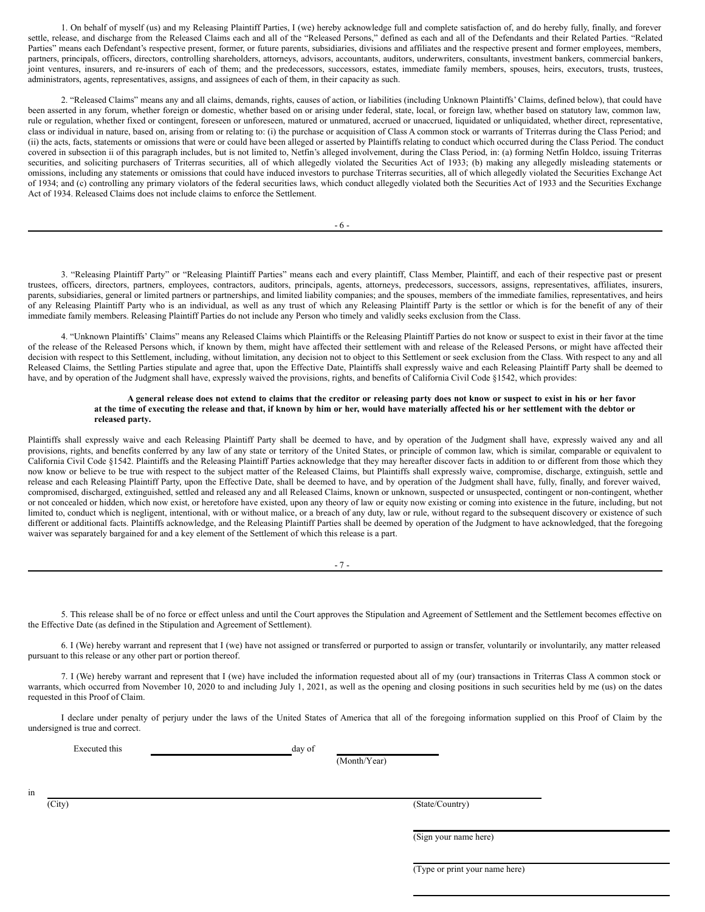1. On behalf of myself (us) and my Releasing Plaintiff Parties, I (we) hereby acknowledge full and complete satisfaction of, and do hereby fully, finally, and forever settle, release, and discharge from the Released Claims each and all of the "Released Persons," defined as each and all of the Defendants and their Related Parties. "Related Parties" means each Defendant's respective present, former, or future parents, subsidiaries, divisions and affiliates and the respective present and former employees, members, partners, principals, officers, directors, controlling shareholders, attorneys, advisors, accountants, auditors, underwriters, consultants, investment bankers, commercial bankers, joint ventures, insurers, and re-insurers of each of them; and the predecessors, successors, estates, immediate family members, spouses, heirs, executors, trusts, trustees, administrators, agents, representatives, assigns, and assignees of each of them, in their capacity as such.

2. "Released Claims" means any and all claims, demands, rights, causes of action, or liabilities (including Unknown Plaintiffs' Claims, defined below), that could have been asserted in any forum, whether foreign or domestic, whether based on or arising under federal, state, local, or foreign law, whether based on statutory law, common law, rule or regulation, whether fixed or contingent, foreseen or unforeseen, matured or unmatured, accrued or unaccrued, liquidated or unliquidated, whether direct, representative, class or individual in nature, based on, arising from or relating to: (i) the purchase or acquisition of Class A common stock or warrants of Triterras during the Class Period; and (ii) the acts, facts, statements or omissions that were or could have been alleged or asserted by Plaintiffs relating to conduct which occurred during the Class Period. The conduct covered in subsection ii of this paragraph includes, but is not limited to, Netfin's alleged involvement, during the Class Period, in: (a) forming Netfin Holdco, issuing Triterras securities, and soliciting purchasers of Triterras securities, all of which allegedly violated the Securities Act of 1933; (b) making any allegedly misleading statements or omissions, including any statements or omissions that could have induced investors to purchase Triterras securities, all of which allegedly violated the Securities Exchange Act of 1934; and (c) controlling any primary violators of the federal securities laws, which conduct allegedly violated both the Securities Act of 1933 and the Securities Exchange Act of 1934. Released Claims does not include claims to enforce the Settlement.

3. "Releasing Plaintiff Party" or "Releasing Plaintiff Parties" means each and every plaintiff, Class Member, Plaintiff, and each of their respective past or present trustees, officers, directors, partners, employees, contractors, auditors, principals, agents, attorneys, predecessors, successors, assigns, representatives, affiliates, insurers, parents, subsidiaries, general or limited partners or partnerships, and limited liability companies; and the spouses, members of the immediate families, representatives, and heirs of any Releasing Plaintiff Party who is an individual, as well as any trust of which any Releasing Plaintiff Party is the settlor or which is for the benefit of any of their immediate family members. Releasing Plaintiff Parties do not include any Person who timely and validly seeks exclusion from the Class.

4. "Unknown Plaintiffs' Claims" means any Released Claims which Plaintiffs or the Releasing Plaintiff Parties do not know or suspect to exist in their favor at the time of the release of the Released Persons which, if known by them, might have affected their settlement with and release of the Released Persons, or might have affected their decision with respect to this Settlement, including, without limitation, any decision not to object to this Settlement or seek exclusion from the Class. With respect to any and all Released Claims, the Settling Parties stipulate and agree that, upon the Effective Date, Plaintiffs shall expressly waive and each Releasing Plaintiff Party shall be deemed to have, and by operation of the Judgment shall have, expressly waived the provisions, rights, and benefits of California Civil Code §1542, which provides:

> **A general release does not extend to claims that the creditor or releasing party does not know or suspect to exist in his or her favor at the time of executing the release and that, if known by him or her, would have materially affected his or her settlement with the debtor or released party.**

Plaintiffs shall expressly waive and each Releasing Plaintiff Party shall be deemed to have, and by operation of the Judgment shall have, expressly waived any and all provisions, rights, and benefits conferred by any law of any state or territory of the United States, or principle of common law, which is similar, comparable or equivalent to California Civil Code §1542. Plaintiffs and the Releasing Plaintiff Parties acknowledge that they may hereafter discover facts in addition to or different from those which they now know or believe to be true with respect to the subject matter of the Released Claims, but Plaintiffs shall expressly waive, compromise, discharge, extinguish, settle and release and each Releasing Plaintiff Party, upon the Effective Date, shall be deemed to have, and by operation of the Judgment shall have, fully, finally, and forever waived, compromised, discharged, extinguished, settled and released any and all Released Claims, known or unknown, suspected or unsuspected, contingent or non-contingent, whether or not concealed or hidden, which now exist, or heretofore have existed, upon any theory of law or equity now existing or coming into existence in the future, including, but not limited to, conduct which is negligent, intentional, with or without malice, or a breach of any duty, law or rule, without regard to the subsequent discovery or existence of such different or additional facts. Plaintiffs acknowledge, and the Releasing Plaintiff Parties shall be deemed by operation of the Judgment to have acknowledged, that the foregoing waiver was separately bargained for and a key element of the Settlement of which this release is a part.

5. This release shall be of no force or effect unless and until the Court approves the Stipulation and Agreement of Settlement and the Settlement becomes effective on the Effective Date (as defined in the Stipulation and Agreement of Settlement).

6. I (We) hereby warrant and represent that I (we) have not assigned or transferred or purported to assign or transfer, voluntarily or involuntarily, any matter released pursuant to this release or any other part or portion thereof.

7. I (We) hereby warrant and represent that I (we) have included the information requested about all of my (our) transactions in Triterras Class A common stock or warrants, which occurred from November 10, 2020 to and including July 1, 2021, as well as the opening and closing positions in such securities held by me (us) on the dates requested in this Proof of Claim.

I declare under penalty of perjury under the laws of the United States of America that all of the foregoing information supplied on this Proof of Claim by the undersigned is true and correct.

Executed this \_\_\_\_\_\_\_\_\_\_\_\_\_\_\_\_\_\_\_\_\_\_\_\_ day of \_\_\_\_\_\_\_\_\_\_\_\_\_\_\_\_
(Month/Year)

in \_\_\_\_\_\_\_\_\_\_\_\_\_\_\_\_\_\_\_\_\_\_\_\_\_\_\_\_\_\_\_\_\_\_\_\_\_\_\_\_\_\_\_\_\_\_\_\_
(City) (State/Country)

\_\_\_\_\_\_\_\_\_\_\_\_\_\_\_\_\_\_\_\_\_\_\_\_\_\_\_\_\_\_
(Sign your name here)

\_\_\_\_\_\_\_\_\_\_\_\_\_\_\_\_\_\_\_\_\_\_\_\_\_\_\_\_\_\_
(Type or print your name here)

\_\_\_\_\_\_\_\_\_\_\_\_\_\_\_\_\_\_\_\_\_\_\_\_\_\_\_\_\_\_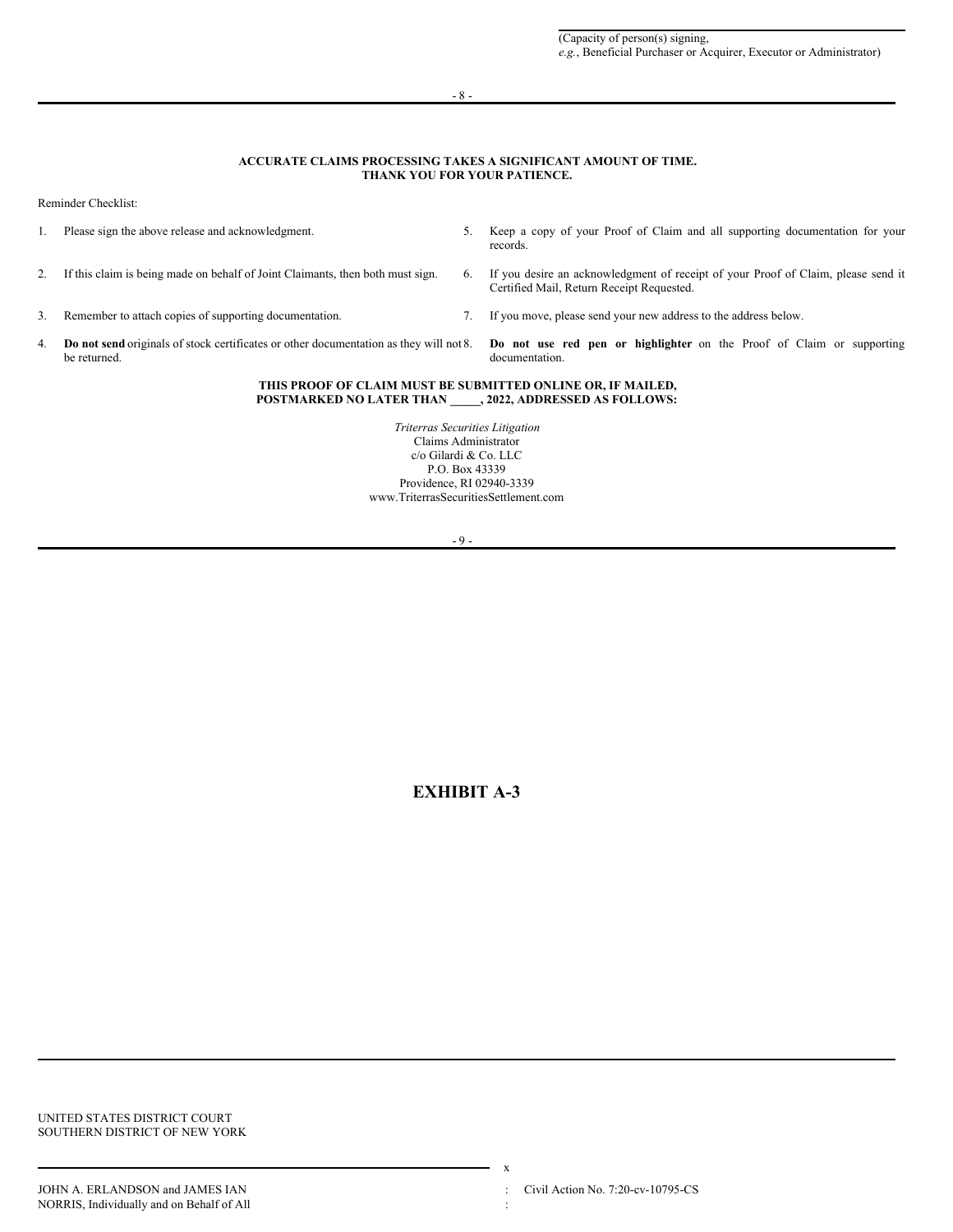(Capacity of person(s) signing,
*e.g.*, Beneficial Purchaser or Acquirer, Executor or Administrator)

**ACCURATE CLAIMS PROCESSING TAKES A SIGNIFICANT AMOUNT OF TIME.**
**THANK YOU FOR YOUR PATIENCE.**

Reminder Checklist:

1. Please sign the above release and acknowledgment.
2. If this claim is being made on behalf of Joint Claimants, then both must sign.
3. Remember to attach copies of supporting documentation.
4. **Do not send** originals of stock certificates or other documentation as they will not be returned.
5. Keep a copy of your Proof of Claim and all supporting documentation for your records.
6. If you desire an acknowledgment of receipt of your Proof of Claim, please send it Certified Mail, Return Receipt Requested.
7. If you move, please send your new address to the address below.
8. **Do not use red pen or highlighter** on the Proof of Claim or supporting documentation.

**THIS PROOF OF CLAIM MUST BE SUBMITTED ONLINE OR, IF MAILED, POSTMARKED NO LATER THAN _____, 2022, ADDRESSED AS FOLLOWS:**

*Triterras Securities Litigation*
Claims Administrator
c/o Gilardi & Co. LLC
P.O. Box 43339
Providence, RI 02940-3339
www.TriterrasSecuritiesSettlement.com

# EXHIBIT A-3

UNITED STATES DISTRICT COURT
SOUTHERN DISTRICT OF NEW YORK

JOHN A. ERLANDSON and JAMES IAN NORRIS, Individually and on Behalf of All

Civil Action No. 7:20-cv-10795-CS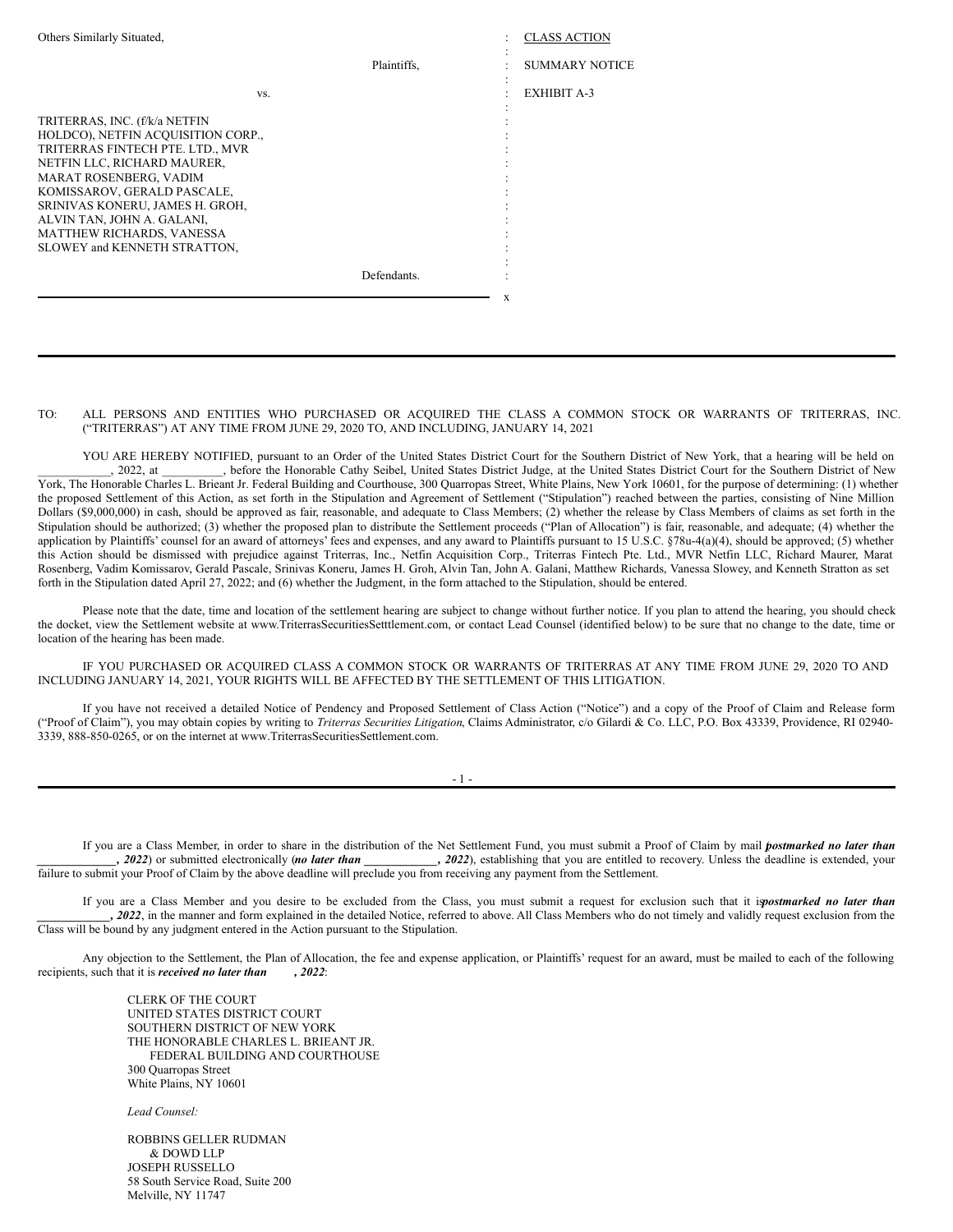Others Similarly Situated,

Plaintiffs,

vs.

TRITERRAS, INC. (f/k/a NETFIN HOLDCO), NETFIN ACQUISITION CORP., TRITERRAS FINTECH PTE. LTD., MVR NETFIN LLC, RICHARD MAURER, MARAT ROSENBERG, VADIM KOMISSAROV, GERALD PASCALE, SRINIVAS KONERU, JAMES H. GROH, ALVIN TAN, JOHN A. GALANI, MATTHEW RICHARDS, VANESSA SLOWEY and KENNETH STRATTON,

Defendants.

x

: CLASS ACTION

: SUMMARY NOTICE

: EXHIBIT A-3

TO: ALL PERSONS AND ENTITIES WHO PURCHASED OR ACQUIRED THE CLASS A COMMON STOCK OR WARRANTS OF TRITERRAS, INC. ("TRITERRAS") AT ANY TIME FROM JUNE 29, 2020 TO, AND INCLUDING, JANUARY 14, 2021

YOU ARE HEREBY NOTIFIED, pursuant to an Order of the United States District Court for the Southern District of New York, that a hearing will be held on ___________, 2022, at __________, before the Honorable Cathy Seibel, United States District Judge, at the United States District Court for the Southern District of New York, The Honorable Charles L. Brieant Jr. Federal Building and Courthouse, 300 Quarropas Street, White Plains, New York 10601, for the purpose of determining: (1) whether the proposed Settlement of this Action, as set forth in the Stipulation and Agreement of Settlement ("Stipulation") reached between the parties, consisting of Nine Million Dollars ($9,000,000) in cash, should be approved as fair, reasonable, and adequate to Class Members; (2) whether the release by Class Members of claims as set forth in the Stipulation should be authorized; (3) whether the proposed plan to distribute the Settlement proceeds ("Plan of Allocation") is fair, reasonable, and adequate; (4) whether the application by Plaintiffs' counsel for an award of attorneys' fees and expenses, and any award to Plaintiffs pursuant to 15 U.S.C. §78u-4(a)(4), should be approved; (5) whether this Action should be dismissed with prejudice against Triterras, Inc., Netfin Acquisition Corp., Triterras Fintech Pte. Ltd., MVR Netfin LLC, Richard Maurer, Marat Rosenberg, Vadim Komissarov, Gerald Pascale, Srinivas Koneru, James H. Groh, Alvin Tan, John A. Galani, Matthew Richards, Vanessa Slowey, and Kenneth Stratton as set forth in the Stipulation dated April 27, 2022; and (6) whether the Judgment, in the form attached to the Stipulation, should be entered.

Please note that the date, time and location of the settlement hearing are subject to change without further notice. If you plan to attend the hearing, you should check the docket, view the Settlement website at www.TriterrasSecuritiesSetttlement.com, or contact Lead Counsel (identified below) to be sure that no change to the date, time or location of the hearing has been made.

IF YOU PURCHASED OR ACQUIRED CLASS A COMMON STOCK OR WARRANTS OF TRITERRAS AT ANY TIME FROM JUNE 29, 2020 TO AND INCLUDING JANUARY 14, 2021, YOUR RIGHTS WILL BE AFFECTED BY THE SETTLEMENT OF THIS LITIGATION.

If you have not received a detailed Notice of Pendency and Proposed Settlement of Class Action ("Notice") and a copy of the Proof of Claim and Release form ("Proof of Claim"), you may obtain copies by writing to *Triterras Securities Litigation*, Claims Administrator, c/o Gilardi & Co. LLC, P.O. Box 43339, Providence, RI 02940-3339, 888-850-0265, or on the internet at www.TriterrasSecuritiesSettlement.com.

If you are a Class Member, in order to share in the distribution of the Net Settlement Fund, you must submit a Proof of Claim by mail (***postmarked no later than ____________, 2022***) or submitted electronically (***no later than ____________, 2022***), establishing that you are entitled to recovery. Unless the deadline is extended, your failure to submit your Proof of Claim by the above deadline will preclude you from receiving any payment from the Settlement.

If you are a Class Member and you desire to be excluded from the Class, you must submit a request for exclusion such that it is ***postmarked no later than ____________, 2022***, in the manner and form explained in the detailed Notice, referred to above. All Class Members who do not timely and validly request exclusion from the Class will be bound by any judgment entered in the Action pursuant to the Stipulation.

Any objection to the Settlement, the Plan of Allocation, the fee and expense application, or Plaintiffs' request for an award, must be mailed to each of the following recipients, such that it is ***received no later than , 2022***:

CLERK OF THE COURT
UNITED STATES DISTRICT COURT
SOUTHERN DISTRICT OF NEW YORK
THE HONORABLE CHARLES L. BRIEANT JR.
FEDERAL BUILDING AND COURTHOUSE
300 Quarropas Street
White Plains, NY 10601

*Lead Counsel:*

ROBBINS GELLER RUDMAN
& DOWD LLP
JOSEPH RUSSELLO
58 South Service Road, Suite 200
Melville, NY 11747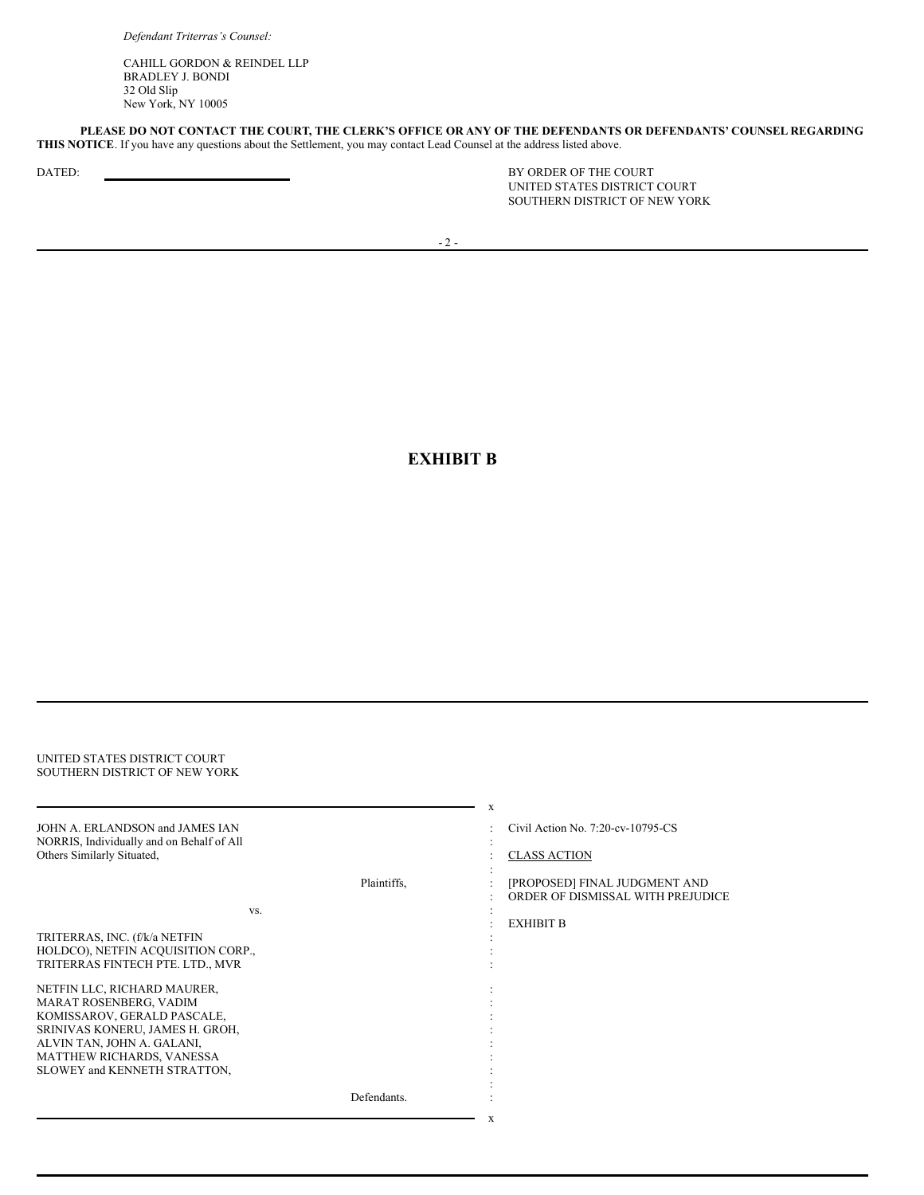*Defendant Triterras's Counsel:*

CAHILL GORDON & REINDEL LLP
BRADLEY J. BONDI
32 Old Slip
New York, NY 10005

**PLEASE DO NOT CONTACT THE COURT, THE CLERK'S OFFICE OR ANY OF THE DEFENDANTS OR DEFENDANTS' COUNSEL REGARDING THIS NOTICE**. If you have any questions about the Settlement, you may contact Lead Counsel at the address listed above.

DATED: ____________________

BY ORDER OF THE COURT
UNITED STATES DISTRICT COURT
SOUTHERN DISTRICT OF NEW YORK

# EXHIBIT B

UNITED STATES DISTRICT COURT
SOUTHERN DISTRICT OF NEW YORK

JOHN A. ERLANDSON and JAMES IAN NORRIS, Individually and on Behalf of All Others Similarly Situated,

Plaintiffs,

vs.

TRITERRAS, INC. (f/k/a NETFIN HOLDCO), NETFIN ACQUISITION CORP., TRITERRAS FINTECH PTE. LTD., MVR NETFIN LLC, RICHARD MAURER, MARAT ROSENBERG, VADIM KOMISSAROV, GERALD PASCALE, SRINIVAS KONERU, JAMES H. GROH, ALVIN TAN, JOHN A. GALANI, MATTHEW RICHARDS, VANESSA SLOWEY and KENNETH STRATTON,

Defendants.

Civil Action No. 7:20-cv-10795-CS

CLASS ACTION

[PROPOSED] FINAL JUDGMENT AND ORDER OF DISMISSAL WITH PREJUDICE

EXHIBIT B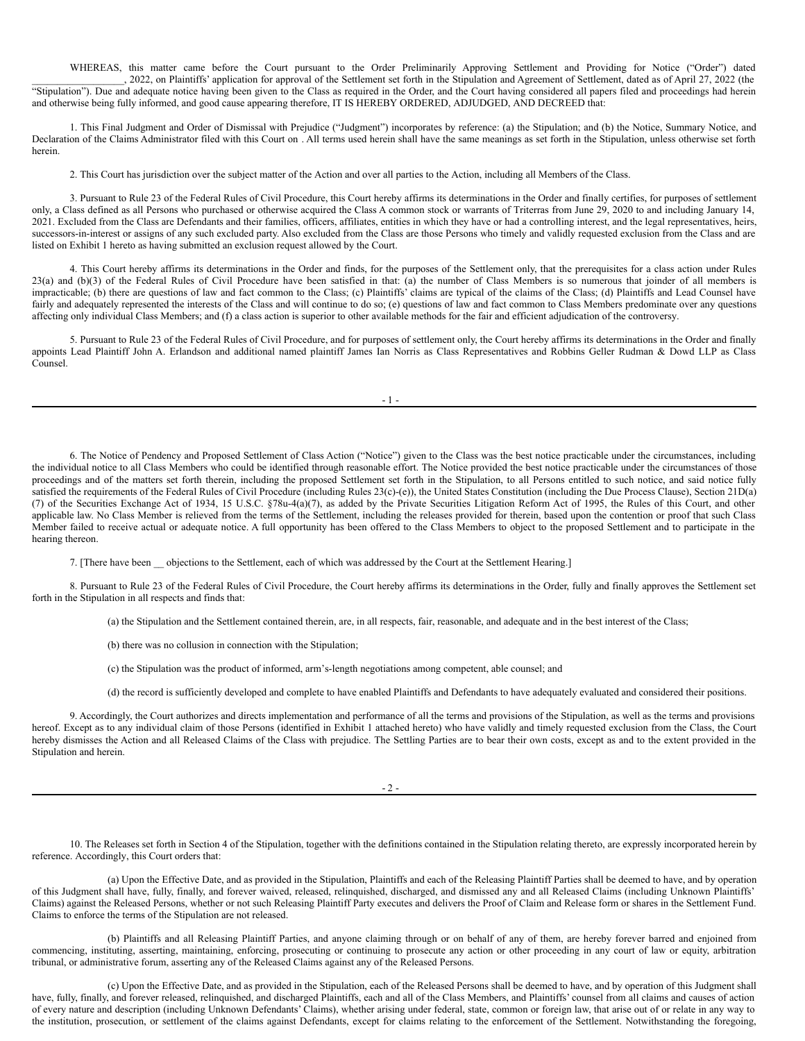WHEREAS, this matter came before the Court pursuant to the Order Preliminarily Approving Settlement and Providing for Notice ("Order") dated ________________, 2022, on Plaintiffs' application for approval of the Settlement set forth in the Stipulation and Agreement of Settlement, dated as of April 27, 2022 (the "Stipulation"). Due and adequate notice having been given to the Class as required in the Order, and the Court having considered all papers filed and proceedings had herein and otherwise being fully informed, and good cause appearing therefore, IT IS HEREBY ORDERED, ADJUDGED, AND DECREED that:

1. This Final Judgment and Order of Dismissal with Prejudice ("Judgment") incorporates by reference: (a) the Stipulation; and (b) the Notice, Summary Notice, and Declaration of the Claims Administrator filed with this Court on . All terms used herein shall have the same meanings as set forth in the Stipulation, unless otherwise set forth herein.

2. This Court has jurisdiction over the subject matter of the Action and over all parties to the Action, including all Members of the Class.

3. Pursuant to Rule 23 of the Federal Rules of Civil Procedure, this Court hereby affirms its determinations in the Order and finally certifies, for purposes of settlement only, a Class defined as all Persons who purchased or otherwise acquired the Class A common stock or warrants of Triterras from June 29, 2020 to and including January 14, 2021. Excluded from the Class are Defendants and their families, officers, affiliates, entities in which they have or had a controlling interest, and the legal representatives, heirs, successors-in-interest or assigns of any such excluded party. Also excluded from the Class are those Persons who timely and validly requested exclusion from the Class and are listed on Exhibit 1 hereto as having submitted an exclusion request allowed by the Court.

4. This Court hereby affirms its determinations in the Order and finds, for the purposes of the Settlement only, that the prerequisites for a class action under Rules 23(a) and (b)(3) of the Federal Rules of Civil Procedure have been satisfied in that: (a) the number of Class Members is so numerous that joinder of all members is impracticable; (b) there are questions of law and fact common to the Class; (c) Plaintiffs' claims are typical of the claims of the Class; (d) Plaintiffs and Lead Counsel have fairly and adequately represented the interests of the Class and will continue to do so; (e) questions of law and fact common to Class Members predominate over any questions affecting only individual Class Members; and (f) a class action is superior to other available methods for the fair and efficient adjudication of the controversy.

5. Pursuant to Rule 23 of the Federal Rules of Civil Procedure, and for purposes of settlement only, the Court hereby affirms its determinations in the Order and finally appoints Lead Plaintiff John A. Erlandson and additional named plaintiff James Ian Norris as Class Representatives and Robbins Geller Rudman & Dowd LLP as Class Counsel.

6. The Notice of Pendency and Proposed Settlement of Class Action ("Notice") given to the Class was the best notice practicable under the circumstances, including the individual notice to all Class Members who could be identified through reasonable effort. The Notice provided the best notice practicable under the circumstances of those proceedings and of the matters set forth therein, including the proposed Settlement set forth in the Stipulation, to all Persons entitled to such notice, and said notice fully satisfied the requirements of the Federal Rules of Civil Procedure (including Rules 23(c)-(e)), the United States Constitution (including the Due Process Clause), Section 21D(a)(7) of the Securities Exchange Act of 1934, 15 U.S.C. §78u-4(a)(7), as added by the Private Securities Litigation Reform Act of 1995, the Rules of this Court, and other applicable law. No Class Member is relieved from the terms of the Settlement, including the releases provided for therein, based upon the contention or proof that such Class Member failed to receive actual or adequate notice. A full opportunity has been offered to the Class Members to object to the proposed Settlement and to participate in the hearing thereon.

7. [There have been __ objections to the Settlement, each of which was addressed by the Court at the Settlement Hearing.]

8. Pursuant to Rule 23 of the Federal Rules of Civil Procedure, the Court hereby affirms its determinations in the Order, fully and finally approves the Settlement set forth in the Stipulation in all respects and finds that:

(a) the Stipulation and the Settlement contained therein, are, in all respects, fair, reasonable, and adequate and in the best interest of the Class;

(b) there was no collusion in connection with the Stipulation;

(c) the Stipulation was the product of informed, arm's-length negotiations among competent, able counsel; and

(d) the record is sufficiently developed and complete to have enabled Plaintiffs and Defendants to have adequately evaluated and considered their positions.

9. Accordingly, the Court authorizes and directs implementation and performance of all the terms and provisions of the Stipulation, as well as the terms and provisions hereof. Except as to any individual claim of those Persons (identified in Exhibit 1 attached hereto) who have validly and timely requested exclusion from the Class, the Court hereby dismisses the Action and all Released Claims of the Class with prejudice. The Settling Parties are to bear their own costs, except as and to the extent provided in the Stipulation and herein.

10. The Releases set forth in Section 4 of the Stipulation, together with the definitions contained in the Stipulation relating thereto, are expressly incorporated herein by reference. Accordingly, this Court orders that:

(a) Upon the Effective Date, and as provided in the Stipulation, Plaintiffs and each of the Releasing Plaintiff Parties shall be deemed to have, and by operation of this Judgment shall have, fully, finally, and forever waived, released, relinquished, discharged, and dismissed any and all Released Claims (including Unknown Plaintiffs' Claims) against the Released Persons, whether or not such Releasing Plaintiff Party executes and delivers the Proof of Claim and Release form or shares in the Settlement Fund. Claims to enforce the terms of the Stipulation are not released.

(b) Plaintiffs and all Releasing Plaintiff Parties, and anyone claiming through or on behalf of any of them, are hereby forever barred and enjoined from commencing, instituting, asserting, maintaining, enforcing, prosecuting or continuing to prosecute any action or other proceeding in any court of law or equity, arbitration tribunal, or administrative forum, asserting any of the Released Claims against any of the Released Persons.

(c) Upon the Effective Date, and as provided in the Stipulation, each of the Released Persons shall be deemed to have, and by operation of this Judgment shall have, fully, finally, and forever released, relinquished, and discharged Plaintiffs, each and all of the Class Members, and Plaintiffs' counsel from all claims and causes of action of every nature and description (including Unknown Defendants' Claims), whether arising under federal, state, common or foreign law, that arise out of or relate in any way to the institution, prosecution, or settlement of the claims against Defendants, except for claims relating to the enforcement of the Settlement. Notwithstanding the foregoing,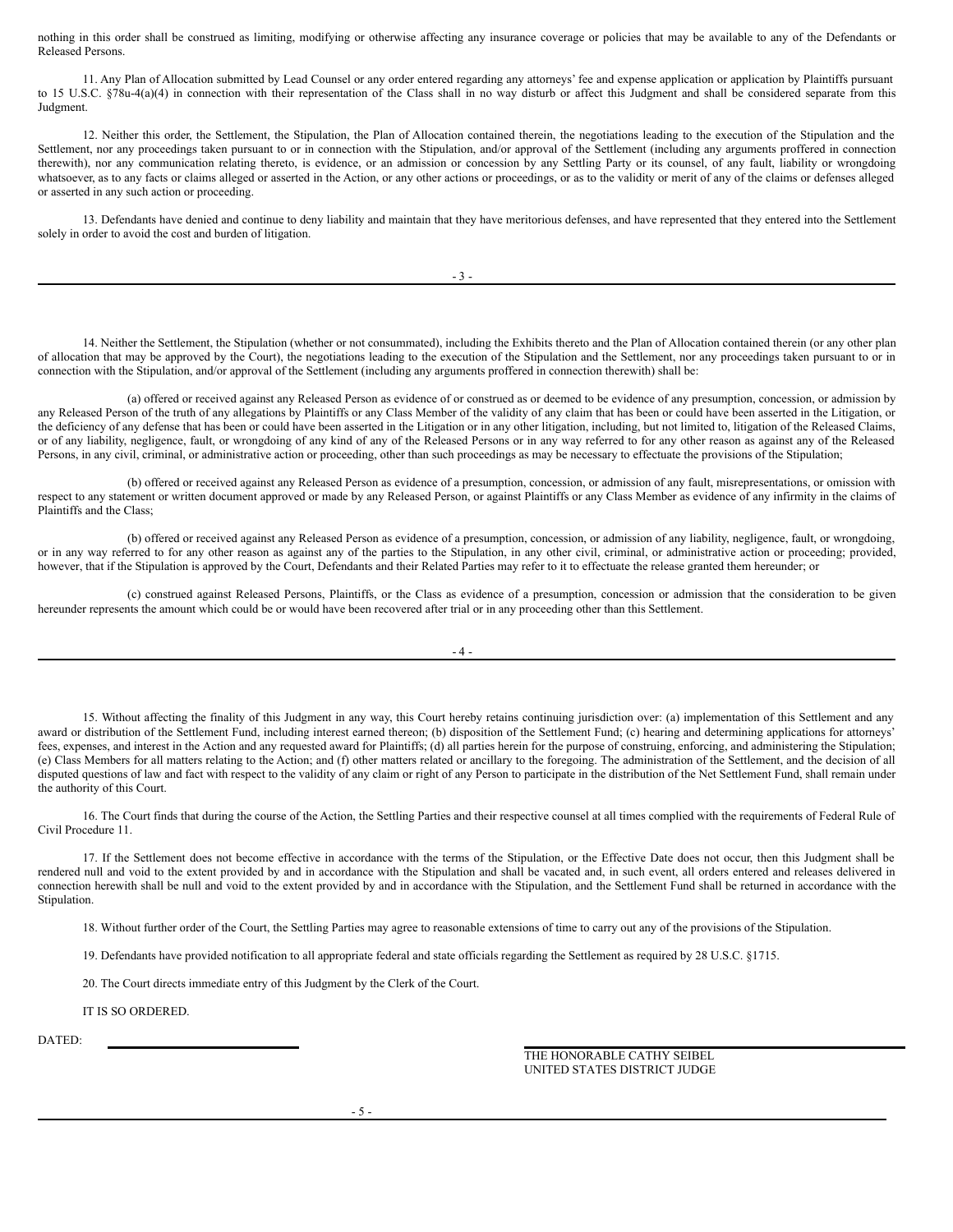nothing in this order shall be construed as limiting, modifying or otherwise affecting any insurance coverage or policies that may be available to any of the Defendants or Released Persons.

11. Any Plan of Allocation submitted by Lead Counsel or any order entered regarding any attorneys' fee and expense application or application by Plaintiffs pursuant to 15 U.S.C. §78u-4(a)(4) in connection with their representation of the Class shall in no way disturb or affect this Judgment and shall be considered separate from this Judgment.

12. Neither this order, the Settlement, the Stipulation, the Plan of Allocation contained therein, the negotiations leading to the execution of the Stipulation and the Settlement, nor any proceedings taken pursuant to or in connection with the Stipulation, and/or approval of the Settlement (including any arguments proffered in connection therewith), nor any communication relating thereto, is evidence, or an admission or concession by any Settling Party or its counsel, of any fault, liability or wrongdoing whatsoever, as to any facts or claims alleged or asserted in the Action, or any other actions or proceedings, or as to the validity or merit of any of the claims or defenses alleged or asserted in any such action or proceeding.

13. Defendants have denied and continue to deny liability and maintain that they have meritorious defenses, and have represented that they entered into the Settlement solely in order to avoid the cost and burden of litigation.

14. Neither the Settlement, the Stipulation (whether or not consummated), including the Exhibits thereto and the Plan of Allocation contained therein (or any other plan of allocation that may be approved by the Court), the negotiations leading to the execution of the Stipulation and the Settlement, nor any proceedings taken pursuant to or in connection with the Stipulation, and/or approval of the Settlement (including any arguments proffered in connection therewith) shall be:

(a) offered or received against any Released Person as evidence of or construed as or deemed to be evidence of any presumption, concession, or admission by any Released Person of the truth of any allegations by Plaintiffs or any Class Member of the validity of any claim that has been or could have been asserted in the Litigation, or the deficiency of any defense that has been or could have been asserted in the Litigation or in any other litigation, including, but not limited to, litigation of the Released Claims, or of any liability, negligence, fault, or wrongdoing of any kind of any of the Released Persons or in any way referred to for any other reason as against any of the Released Persons, in any civil, criminal, or administrative action or proceeding, other than such proceedings as may be necessary to effectuate the provisions of the Stipulation;

(b) offered or received against any Released Person as evidence of a presumption, concession, or admission of any fault, misrepresentations, or omission with respect to any statement or written document approved or made by any Released Person, or against Plaintiffs or any Class Member as evidence of any infirmity in the claims of Plaintiffs and the Class;

(b) offered or received against any Released Person as evidence of a presumption, concession, or admission of any liability, negligence, fault, or wrongdoing, or in any way referred to for any other reason as against any of the parties to the Stipulation, in any other civil, criminal, or administrative action or proceeding; provided, however, that if the Stipulation is approved by the Court, Defendants and their Related Parties may refer to it to effectuate the release granted them hereunder; or

(c) construed against Released Persons, Plaintiffs, or the Class as evidence of a presumption, concession or admission that the consideration to be given hereunder represents the amount which could be or would have been recovered after trial or in any proceeding other than this Settlement.

15. Without affecting the finality of this Judgment in any way, this Court hereby retains continuing jurisdiction over: (a) implementation of this Settlement and any award or distribution of the Settlement Fund, including interest earned thereon; (b) disposition of the Settlement Fund; (c) hearing and determining applications for attorneys' fees, expenses, and interest in the Action and any requested award for Plaintiffs; (d) all parties herein for the purpose of construing, enforcing, and administering the Stipulation; (e) Class Members for all matters relating to the Action; and (f) other matters related or ancillary to the foregoing. The administration of the Settlement, and the decision of all disputed questions of law and fact with respect to the validity of any claim or right of any Person to participate in the distribution of the Net Settlement Fund, shall remain under the authority of this Court.

16. The Court finds that during the course of the Action, the Settling Parties and their respective counsel at all times complied with the requirements of Federal Rule of Civil Procedure 11.

17. If the Settlement does not become effective in accordance with the terms of the Stipulation, or the Effective Date does not occur, then this Judgment shall be rendered null and void to the extent provided by and in accordance with the Stipulation and shall be vacated and, in such event, all orders entered and releases delivered in connection herewith shall be null and void to the extent provided by and in accordance with the Stipulation, and the Settlement Fund shall be returned in accordance with the Stipulation.

18. Without further order of the Court, the Settling Parties may agree to reasonable extensions of time to carry out any of the provisions of the Stipulation.

19. Defendants have provided notification to all appropriate federal and state officials regarding the Settlement as required by 28 U.S.C. §1715.

20. The Court directs immediate entry of this Judgment by the Clerk of the Court.

IT IS SO ORDERED.

DATED: ______________________

THE HONORABLE CATHY SEIBEL
UNITED STATES DISTRICT JUDGE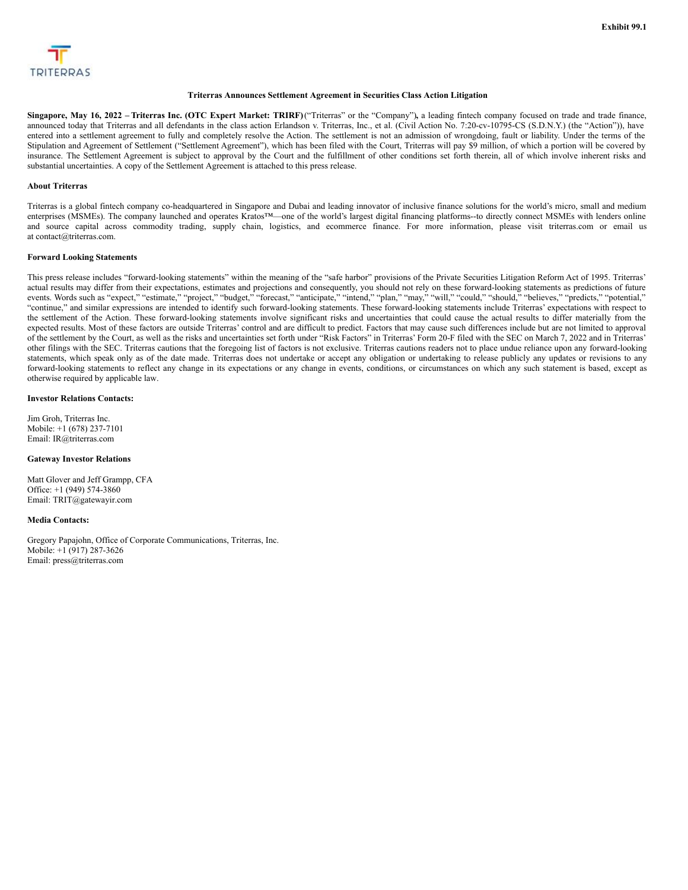Exhibit 99.1

TRITERRAS

**Triterras Announces Settlement Agreement in Securities Class Action Litigation**

**Singapore, May 16, 2022 – Triterras Inc. (OTC Expert Market: TRIRF)** ("Triterras" or the "Company"), a leading fintech company focused on trade and trade finance, announced today that Triterras and all defendants in the class action Erlandson v. Triterras, Inc., et al. (Civil Action No. 7:20-cv-10795-CS (S.D.N.Y.) (the "Action")), have entered into a settlement agreement to fully and completely resolve the Action. The settlement is not an admission of wrongdoing, fault or liability. Under the terms of the Stipulation and Agreement of Settlement ("Settlement Agreement"), which has been filed with the Court, Triterras will pay $9 million, of which a portion will be covered by insurance. The Settlement Agreement is subject to approval by the Court and the fulfillment of other conditions set forth therein, all of which involve inherent risks and substantial uncertainties. A copy of the Settlement Agreement is attached to this press release.

**About Triterras**

Triterras is a global fintech company co-headquartered in Singapore and Dubai and leading innovator of inclusive finance solutions for the world's micro, small and medium enterprises (MSMEs). The company launched and operates Kratos™—one of the world's largest digital financing platforms--to directly connect MSMEs with lenders online and source capital across commodity trading, supply chain, logistics, and ecommerce finance. For more information, please visit triterras.com or email us at contact@triterras.com.

**Forward Looking Statements**

This press release includes "forward-looking statements" within the meaning of the "safe harbor" provisions of the Private Securities Litigation Reform Act of 1995. Triterras' actual results may differ from their expectations, estimates and projections and consequently, you should not rely on these forward-looking statements as predictions of future events. Words such as "expect," "estimate," "project," "budget," "forecast," "anticipate," "intend," "plan," "may," "will," "could," "should," "believes," "predicts," "potential," "continue," and similar expressions are intended to identify such forward-looking statements. These forward-looking statements include Triterras' expectations with respect to the settlement of the Action. These forward-looking statements involve significant risks and uncertainties that could cause the actual results to differ materially from the expected results. Most of these factors are outside Triterras' control and are difficult to predict. Factors that may cause such differences include but are not limited to approval of the settlement by the Court, as well as the risks and uncertainties set forth under "Risk Factors" in Triterras' Form 20-F filed with the SEC on March 7, 2022 and in Triterras' other filings with the SEC. Triterras cautions that the foregoing list of factors is not exclusive. Triterras cautions readers not to place undue reliance upon any forward-looking statements, which speak only as of the date made. Triterras does not undertake or accept any obligation or undertaking to release publicly any updates or revisions to any forward-looking statements to reflect any change in its expectations or any change in events, conditions, or circumstances on which any such statement is based, except as otherwise required by applicable law.

**Investor Relations Contacts:**

Jim Groh, Triterras Inc.
Mobile: +1 (678) 237-7101
Email: IR@triterras.com

**Gateway Investor Relations**

Matt Glover and Jeff Grampp, CFA
Office: +1 (949) 574-3860
Email: TRIT@gatewayir.com

**Media Contacts:**

Gregory Papajohn, Office of Corporate Communications, Triterras, Inc.
Mobile: +1 (917) 287-3626
Email: press@triterras.com